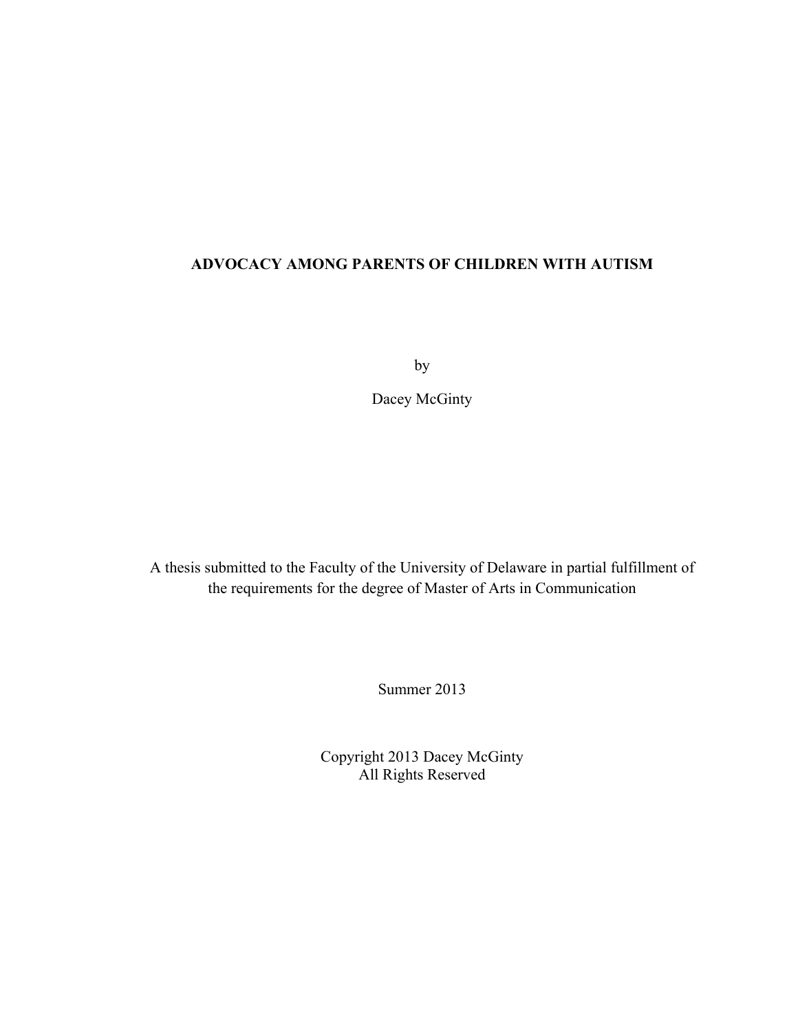# ADVOCACY AMONG PARENTS OF CHILDREN WITH AUTISM

by

Dacey McGinty

A thesis submitted to the Faculty of the University of Delaware in partial fulfillment of the requirements for the degree of Master of Arts in Communication

Summer 2013

Copyright 2013 Dacey McGinty
All Rights Reserved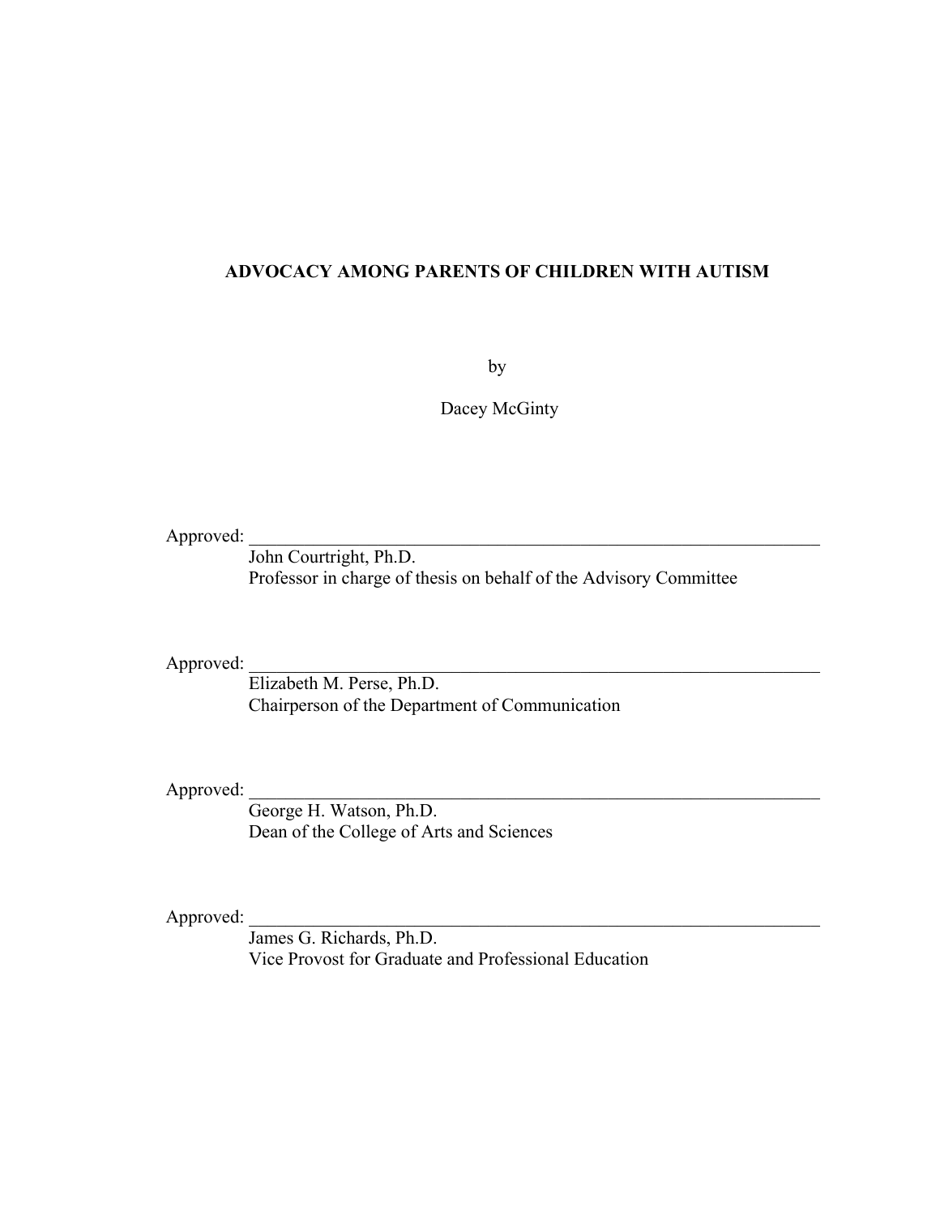**ADVOCACY AMONG PARENTS OF CHILDREN WITH AUTISM**

by

Dacey McGinty

Approved: \_\_\_\_\_\_\_\_\_\_\_\_\_\_\_\_\_\_\_\_\_\_\_\_\_\_\_\_\_\_\_\_\_\_\_\_\_\_\_\_\_\_\_\_\_\_\_\_\_\_\_\_\_\_\_\_\_\_\_\_
John Courtright, Ph.D.
Professor in charge of thesis on behalf of the Advisory Committee

Approved: \_\_\_\_\_\_\_\_\_\_\_\_\_\_\_\_\_\_\_\_\_\_\_\_\_\_\_\_\_\_\_\_\_\_\_\_\_\_\_\_\_\_\_\_\_\_\_\_\_\_\_\_\_\_\_\_\_\_\_\_
Elizabeth M. Perse, Ph.D.
Chairperson of the Department of Communication

Approved: \_\_\_\_\_\_\_\_\_\_\_\_\_\_\_\_\_\_\_\_\_\_\_\_\_\_\_\_\_\_\_\_\_\_\_\_\_\_\_\_\_\_\_\_\_\_\_\_\_\_\_\_\_\_\_\_\_\_\_\_
George H. Watson, Ph.D.
Dean of the College of Arts and Sciences

Approved: \_\_\_\_\_\_\_\_\_\_\_\_\_\_\_\_\_\_\_\_\_\_\_\_\_\_\_\_\_\_\_\_\_\_\_\_\_\_\_\_\_\_\_\_\_\_\_\_\_\_\_\_\_\_\_\_\_\_\_\_
James G. Richards, Ph.D.
Vice Provost for Graduate and Professional Education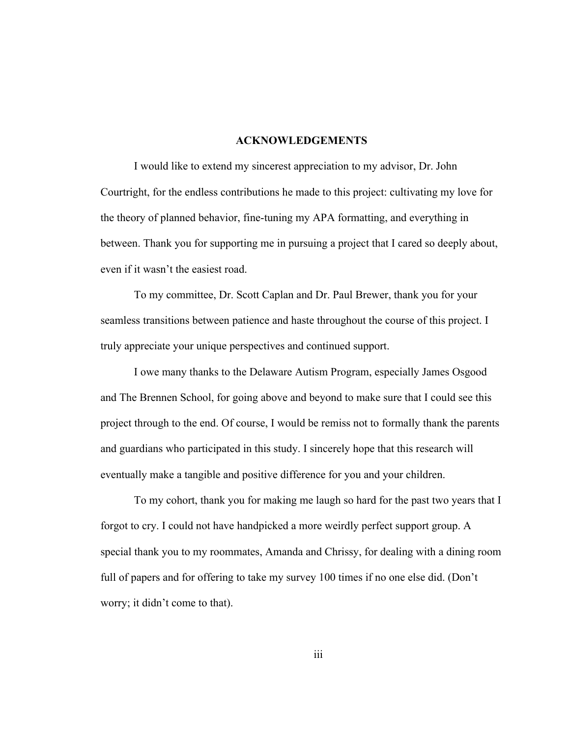## ACKNOWLEDGEMENTS

I would like to extend my sincerest appreciation to my advisor, Dr. John Courtright, for the endless contributions he made to this project: cultivating my love for the theory of planned behavior, fine-tuning my APA formatting, and everything in between. Thank you for supporting me in pursuing a project that I cared so deeply about, even if it wasn't the easiest road.

To my committee, Dr. Scott Caplan and Dr. Paul Brewer, thank you for your seamless transitions between patience and haste throughout the course of this project. I truly appreciate your unique perspectives and continued support.

I owe many thanks to the Delaware Autism Program, especially James Osgood and The Brennen School, for going above and beyond to make sure that I could see this project through to the end. Of course, I would be remiss not to formally thank the parents and guardians who participated in this study. I sincerely hope that this research will eventually make a tangible and positive difference for you and your children.

To my cohort, thank you for making me laugh so hard for the past two years that I forgot to cry. I could not have handpicked a more weirdly perfect support group. A special thank you to my roommates, Amanda and Chrissy, for dealing with a dining room full of papers and for offering to take my survey 100 times if no one else did. (Don't worry; it didn't come to that).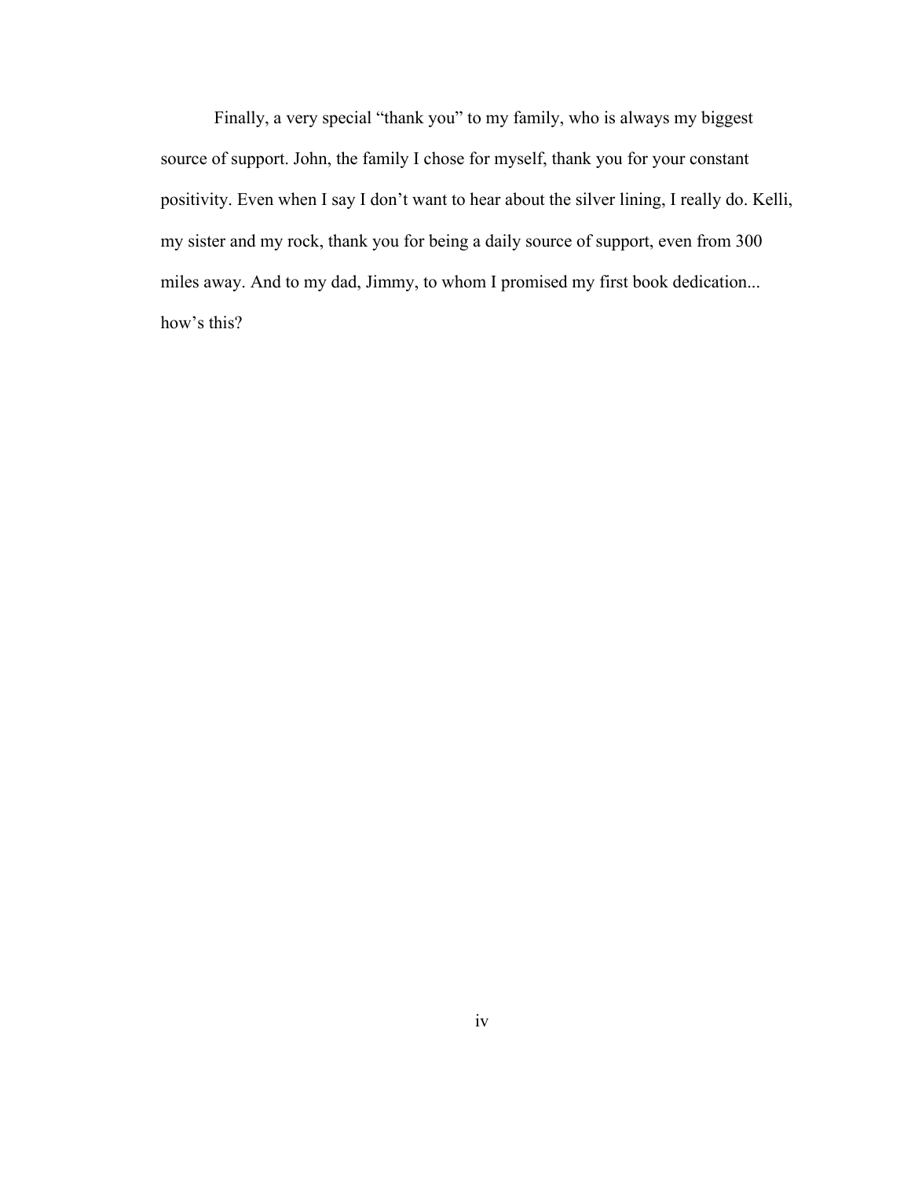Finally, a very special "thank you" to my family, who is always my biggest source of support. John, the family I chose for myself, thank you for your constant positivity. Even when I say I don't want to hear about the silver lining, I really do. Kelli, my sister and my rock, thank you for being a daily source of support, even from 300 miles away. And to my dad, Jimmy, to whom I promised my first book dedication... how's this?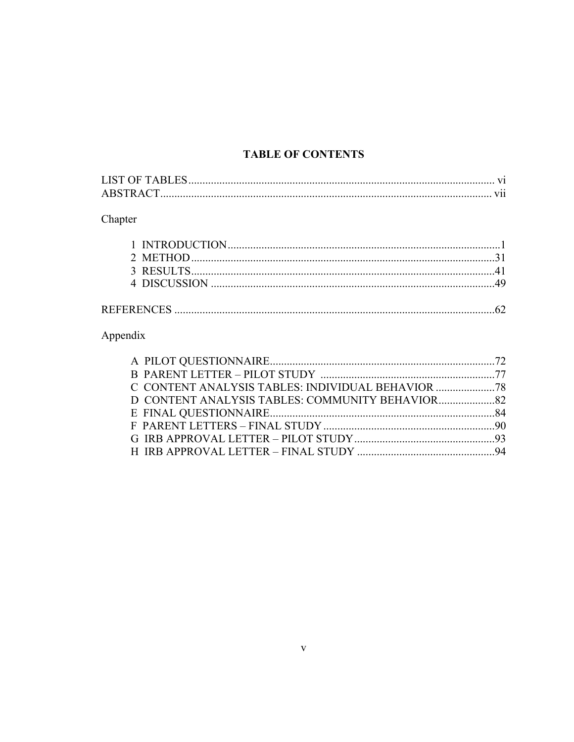# TABLE OF CONTENTS

LIST OF TABLES ........................................................................................................... vi
ABSTRACT.................................................................................................................... vii

Chapter

1 INTRODUCTION................................................................................................1
2 METHOD...........................................................................................................31
3 RESULTS...........................................................................................................41
4 DISCUSSION ....................................................................................................49

REFERENCES ..................................................................................................................62

Appendix

A PILOT QUESTIONNAIRE...............................................................................72
B PARENT LETTER – PILOT STUDY .............................................................77
C CONTENT ANALYSIS TABLES: INDIVIDUAL BEHAVIOR .....................78
D CONTENT ANALYSIS TABLES: COMMUNITY BEHAVIOR....................82
E FINAL QUESTIONNAIRE...............................................................................84
F PARENT LETTERS – FINAL STUDY ............................................................90
G IRB APPROVAL LETTER – PILOT STUDY..................................................93
H IRB APPROVAL LETTER – FINAL STUDY .................................................94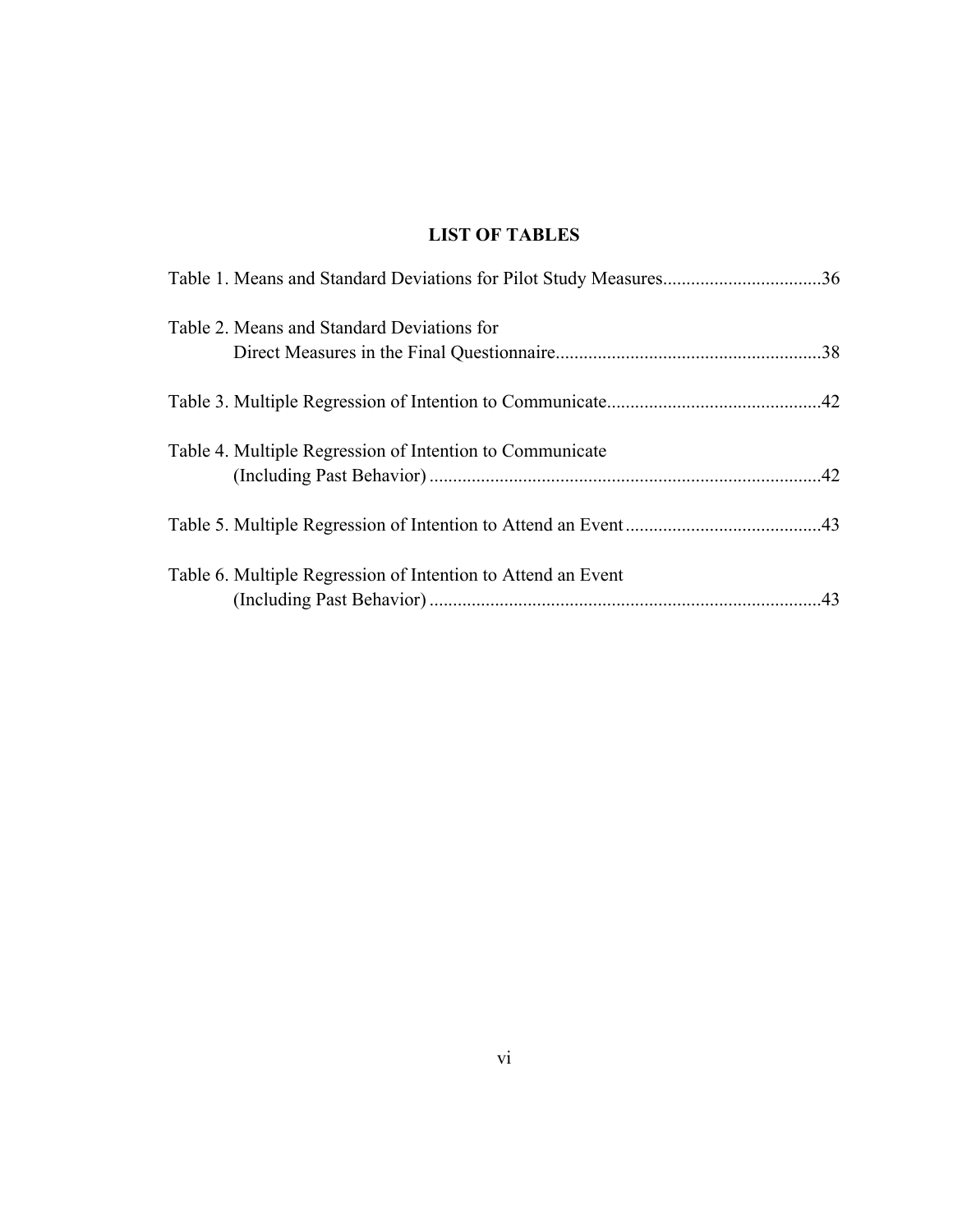## LIST OF TABLES

Table 1. Means and Standard Deviations for Pilot Study Measures..................................36

Table 2. Means and Standard Deviations for Direct Measures in the Final Questionnaire.........................................................38

Table 3. Multiple Regression of Intention to Communicate..............................................42

Table 4. Multiple Regression of Intention to Communicate (Including Past Behavior) ....................................................................................42

Table 5. Multiple Regression of Intention to Attend an Event..........................................43

Table 6. Multiple Regression of Intention to Attend an Event (Including Past Behavior) ....................................................................................43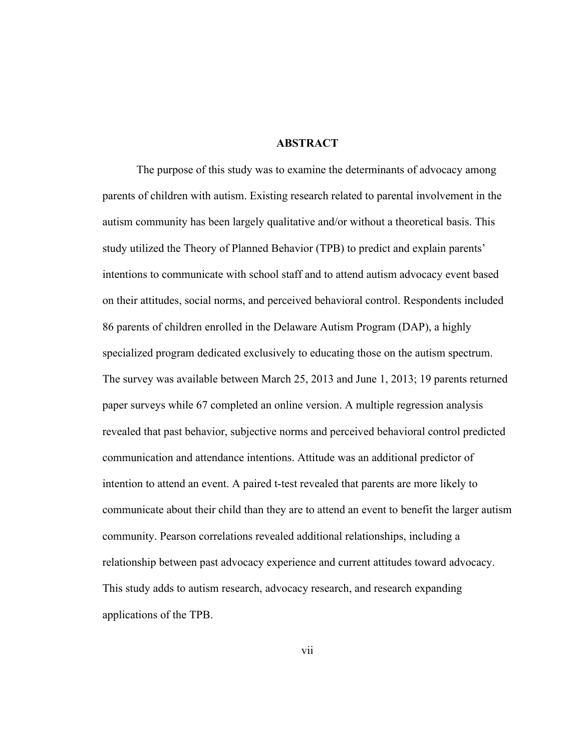# ABSTRACT

The purpose of this study was to examine the determinants of advocacy among parents of children with autism. Existing research related to parental involvement in the autism community has been largely qualitative and/or without a theoretical basis. This study utilized the Theory of Planned Behavior (TPB) to predict and explain parents' intentions to communicate with school staff and to attend autism advocacy event based on their attitudes, social norms, and perceived behavioral control. Respondents included 86 parents of children enrolled in the Delaware Autism Program (DAP), a highly specialized program dedicated exclusively to educating those on the autism spectrum. The survey was available between March 25, 2013 and June 1, 2013; 19 parents returned paper surveys while 67 completed an online version. A multiple regression analysis revealed that past behavior, subjective norms and perceived behavioral control predicted communication and attendance intentions. Attitude was an additional predictor of intention to attend an event. A paired t-test revealed that parents are more likely to communicate about their child than they are to attend an event to benefit the larger autism community. Pearson correlations revealed additional relationships, including a relationship between past advocacy experience and current attitudes toward advocacy. This study adds to autism research, advocacy research, and research expanding applications of the TPB.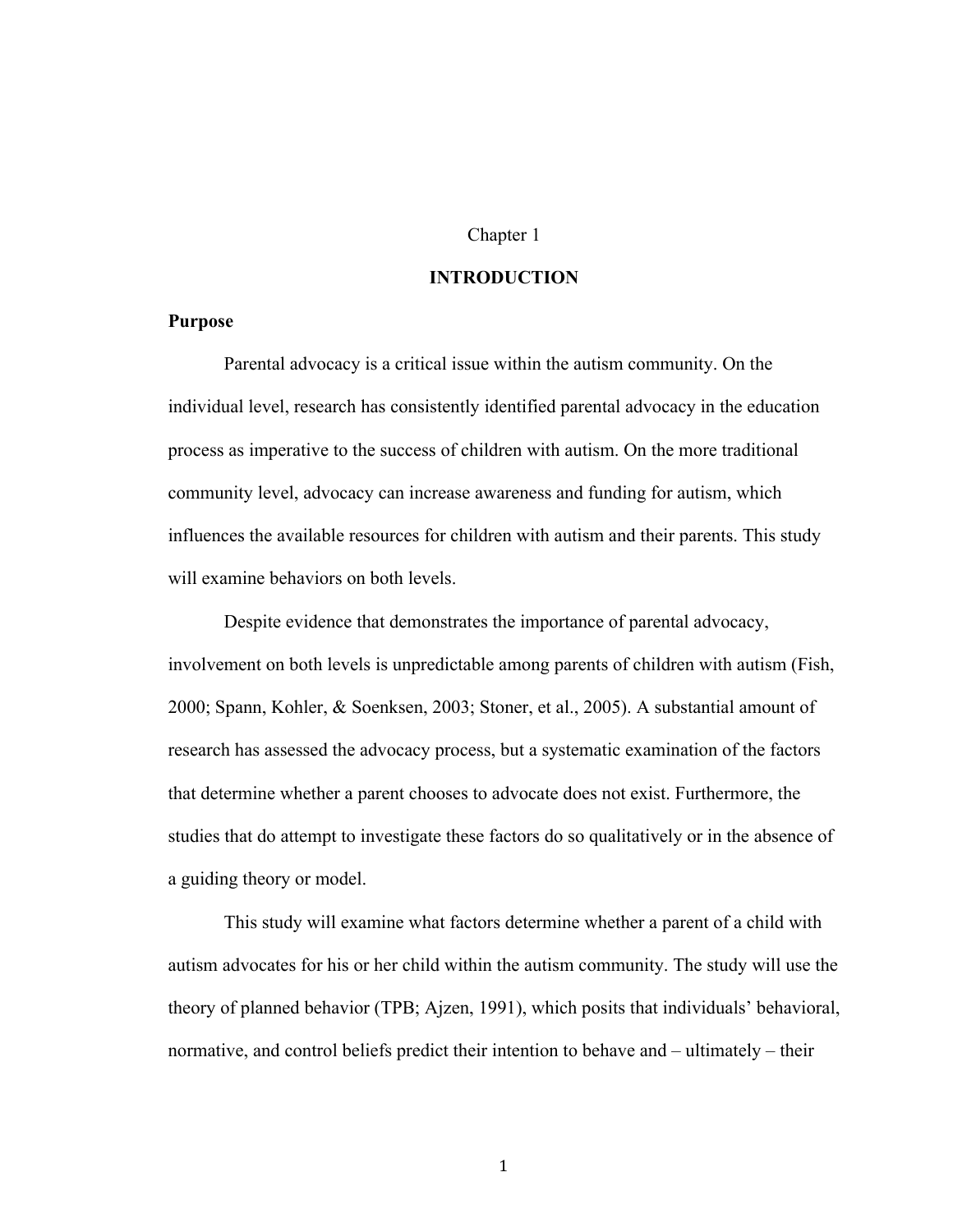# Chapter 1

# INTRODUCTION

## Purpose

Parental advocacy is a critical issue within the autism community. On the individual level, research has consistently identified parental advocacy in the education process as imperative to the success of children with autism. On the more traditional community level, advocacy can increase awareness and funding for autism, which influences the available resources for children with autism and their parents. This study will examine behaviors on both levels.

Despite evidence that demonstrates the importance of parental advocacy, involvement on both levels is unpredictable among parents of children with autism (Fish, 2000; Spann, Kohler, & Soenksen, 2003; Stoner, et al., 2005). A substantial amount of research has assessed the advocacy process, but a systematic examination of the factors that determine whether a parent chooses to advocate does not exist. Furthermore, the studies that do attempt to investigate these factors do so qualitatively or in the absence of a guiding theory or model.

This study will examine what factors determine whether a parent of a child with autism advocates for his or her child within the autism community. The study will use the theory of planned behavior (TPB; Ajzen, 1991), which posits that individuals' behavioral, normative, and control beliefs predict their intention to behave and – ultimately – their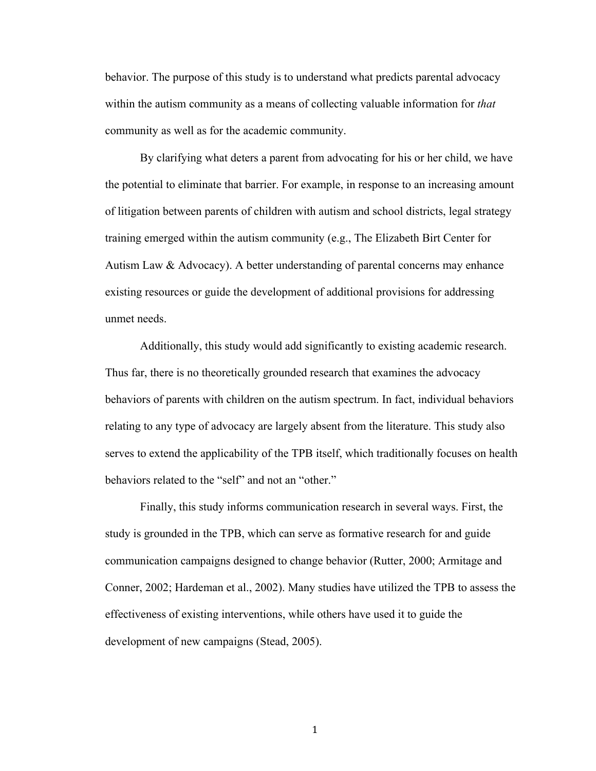behavior. The purpose of this study is to understand what predicts parental advocacy within the autism community as a means of collecting valuable information for *that* community as well as for the academic community.

By clarifying what deters a parent from advocating for his or her child, we have the potential to eliminate that barrier. For example, in response to an increasing amount of litigation between parents of children with autism and school districts, legal strategy training emerged within the autism community (e.g., The Elizabeth Birt Center for Autism Law & Advocacy). A better understanding of parental concerns may enhance existing resources or guide the development of additional provisions for addressing unmet needs.

Additionally, this study would add significantly to existing academic research. Thus far, there is no theoretically grounded research that examines the advocacy behaviors of parents with children on the autism spectrum. In fact, individual behaviors relating to any type of advocacy are largely absent from the literature. This study also serves to extend the applicability of the TPB itself, which traditionally focuses on health behaviors related to the "self" and not an "other."

Finally, this study informs communication research in several ways. First, the study is grounded in the TPB, which can serve as formative research for and guide communication campaigns designed to change behavior (Rutter, 2000; Armitage and Conner, 2002; Hardeman et al., 2002). Many studies have utilized the TPB to assess the effectiveness of existing interventions, while others have used it to guide the development of new campaigns (Stead, 2005).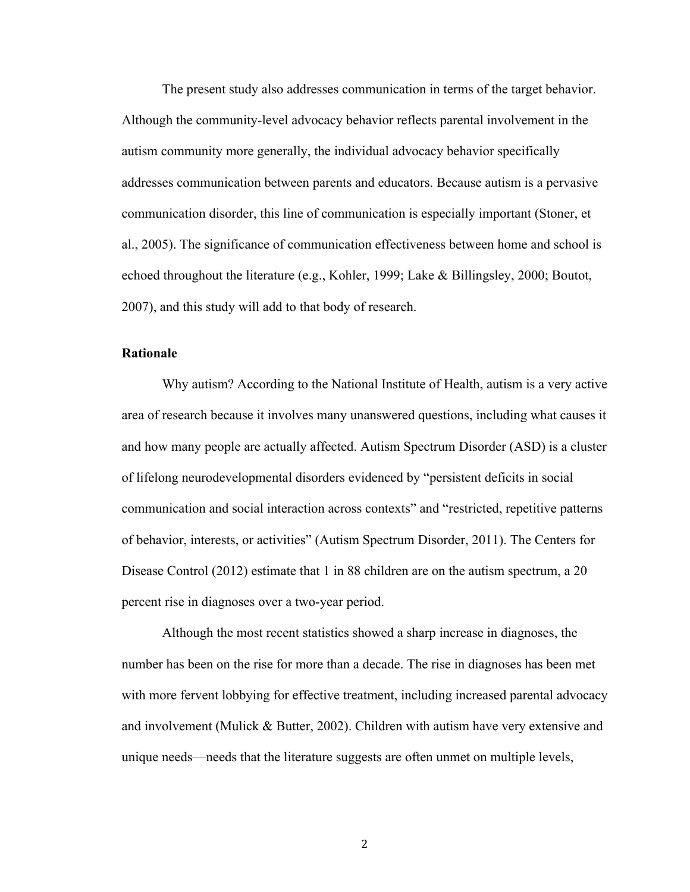The present study also addresses communication in terms of the target behavior. Although the community-level advocacy behavior reflects parental involvement in the autism community more generally, the individual advocacy behavior specifically addresses communication between parents and educators. Because autism is a pervasive communication disorder, this line of communication is especially important (Stoner, et al., 2005). The significance of communication effectiveness between home and school is echoed throughout the literature (e.g., Kohler, 1999; Lake & Billingsley, 2000; Boutot, 2007), and this study will add to that body of research.

**Rationale**

Why autism? According to the National Institute of Health, autism is a very active area of research because it involves many unanswered questions, including what causes it and how many people are actually affected. Autism Spectrum Disorder (ASD) is a cluster of lifelong neurodevelopmental disorders evidenced by "persistent deficits in social communication and social interaction across contexts" and "restricted, repetitive patterns of behavior, interests, or activities" (Autism Spectrum Disorder, 2011). The Centers for Disease Control (2012) estimate that 1 in 88 children are on the autism spectrum, a 20 percent rise in diagnoses over a two-year period.

Although the most recent statistics showed a sharp increase in diagnoses, the number has been on the rise for more than a decade. The rise in diagnoses has been met with more fervent lobbying for effective treatment, including increased parental advocacy and involvement (Mulick & Butter, 2002). Children with autism have very extensive and unique needs—needs that the literature suggests are often unmet on multiple levels,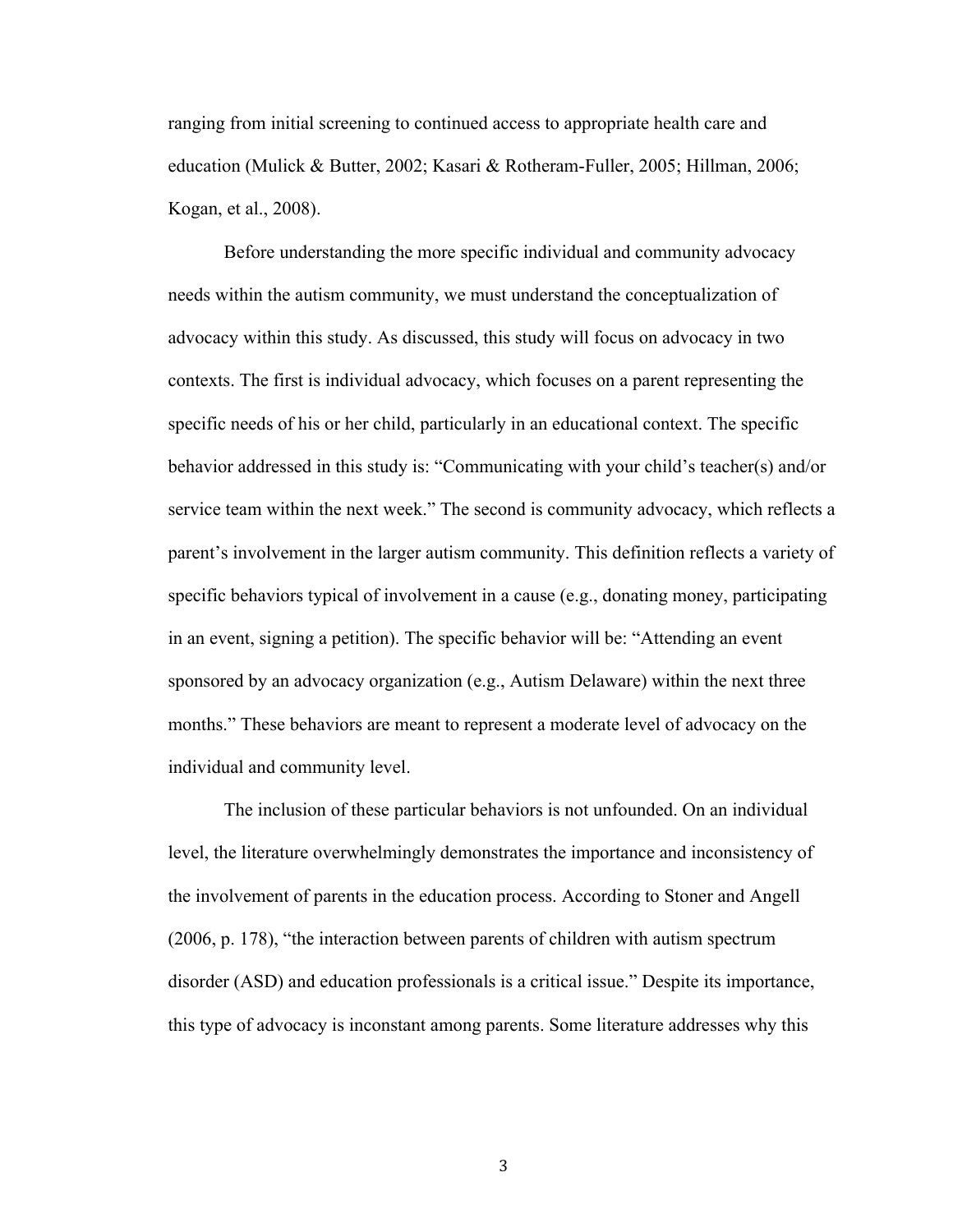ranging from initial screening to continued access to appropriate health care and education (Mulick & Butter, 2002; Kasari & Rotheram-Fuller, 2005; Hillman, 2006; Kogan, et al., 2008).

Before understanding the more specific individual and community advocacy needs within the autism community, we must understand the conceptualization of advocacy within this study. As discussed, this study will focus on advocacy in two contexts. The first is individual advocacy, which focuses on a parent representing the specific needs of his or her child, particularly in an educational context. The specific behavior addressed in this study is: "Communicating with your child's teacher(s) and/or service team within the next week." The second is community advocacy, which reflects a parent's involvement in the larger autism community. This definition reflects a variety of specific behaviors typical of involvement in a cause (e.g., donating money, participating in an event, signing a petition). The specific behavior will be: "Attending an event sponsored by an advocacy organization (e.g., Autism Delaware) within the next three months." These behaviors are meant to represent a moderate level of advocacy on the individual and community level.

The inclusion of these particular behaviors is not unfounded. On an individual level, the literature overwhelmingly demonstrates the importance and inconsistency of the involvement of parents in the education process. According to Stoner and Angell (2006, p. 178), "the interaction between parents of children with autism spectrum disorder (ASD) and education professionals is a critical issue." Despite its importance, this type of advocacy is inconstant among parents. Some literature addresses why this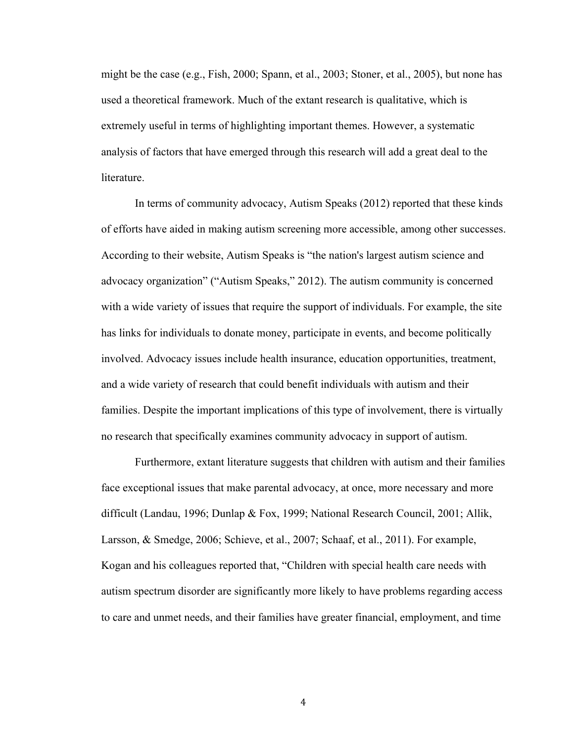might be the case (e.g., Fish, 2000; Spann, et al., 2003; Stoner, et al., 2005), but none has used a theoretical framework. Much of the extant research is qualitative, which is extremely useful in terms of highlighting important themes. However, a systematic analysis of factors that have emerged through this research will add a great deal to the literature.

In terms of community advocacy, Autism Speaks (2012) reported that these kinds of efforts have aided in making autism screening more accessible, among other successes. According to their website, Autism Speaks is "the nation's largest autism science and advocacy organization" ("Autism Speaks," 2012). The autism community is concerned with a wide variety of issues that require the support of individuals. For example, the site has links for individuals to donate money, participate in events, and become politically involved. Advocacy issues include health insurance, education opportunities, treatment, and a wide variety of research that could benefit individuals with autism and their families. Despite the important implications of this type of involvement, there is virtually no research that specifically examines community advocacy in support of autism.

Furthermore, extant literature suggests that children with autism and their families face exceptional issues that make parental advocacy, at once, more necessary and more difficult (Landau, 1996; Dunlap & Fox, 1999; National Research Council, 2001; Allik, Larsson, & Smedge, 2006; Schieve, et al., 2007; Schaaf, et al., 2011). For example, Kogan and his colleagues reported that, "Children with special health care needs with autism spectrum disorder are significantly more likely to have problems regarding access to care and unmet needs, and their families have greater financial, employment, and time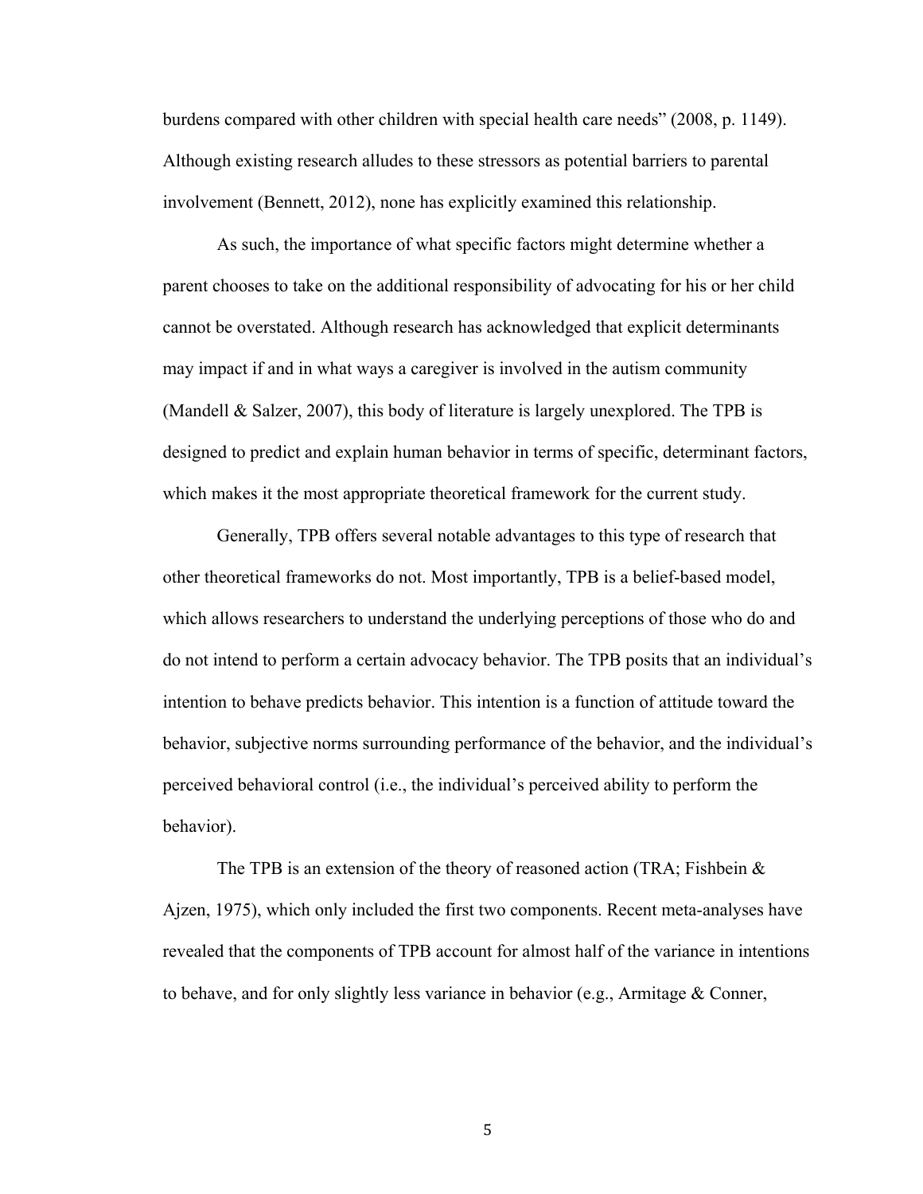burdens compared with other children with special health care needs" (2008, p. 1149). Although existing research alludes to these stressors as potential barriers to parental involvement (Bennett, 2012), none has explicitly examined this relationship.

As such, the importance of what specific factors might determine whether a parent chooses to take on the additional responsibility of advocating for his or her child cannot be overstated. Although research has acknowledged that explicit determinants may impact if and in what ways a caregiver is involved in the autism community (Mandell & Salzer, 2007), this body of literature is largely unexplored. The TPB is designed to predict and explain human behavior in terms of specific, determinant factors, which makes it the most appropriate theoretical framework for the current study.

Generally, TPB offers several notable advantages to this type of research that other theoretical frameworks do not. Most importantly, TPB is a belief-based model, which allows researchers to understand the underlying perceptions of those who do and do not intend to perform a certain advocacy behavior. The TPB posits that an individual's intention to behave predicts behavior. This intention is a function of attitude toward the behavior, subjective norms surrounding performance of the behavior, and the individual's perceived behavioral control (i.e., the individual's perceived ability to perform the behavior).

The TPB is an extension of the theory of reasoned action (TRA; Fishbein & Ajzen, 1975), which only included the first two components. Recent meta-analyses have revealed that the components of TPB account for almost half of the variance in intentions to behave, and for only slightly less variance in behavior (e.g., Armitage & Conner,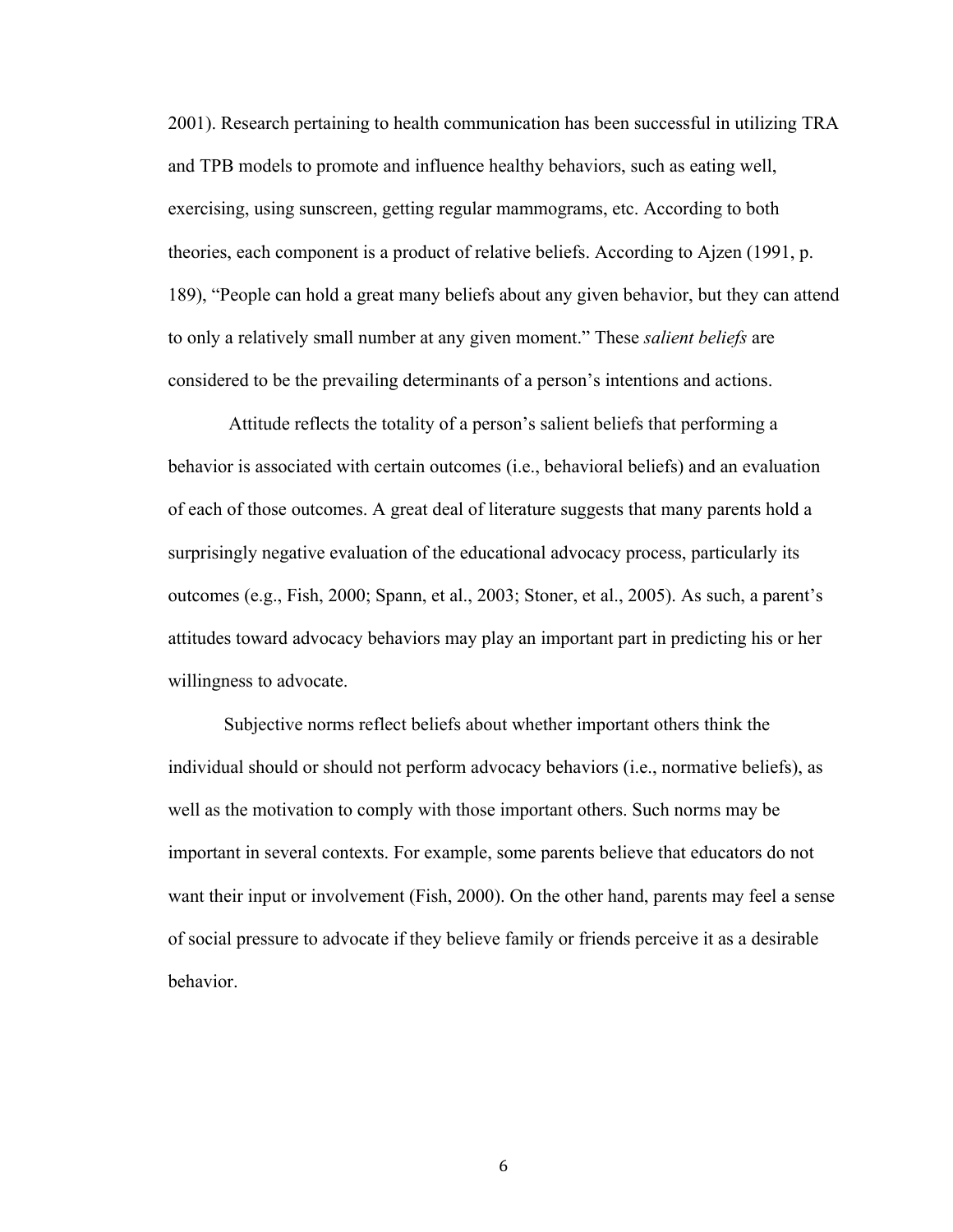2001). Research pertaining to health communication has been successful in utilizing TRA and TPB models to promote and influence healthy behaviors, such as eating well, exercising, using sunscreen, getting regular mammograms, etc. According to both theories, each component is a product of relative beliefs. According to Ajzen (1991, p. 189), “People can hold a great many beliefs about any given behavior, but they can attend to only a relatively small number at any given moment.” These *salient beliefs* are considered to be the prevailing determinants of a person’s intentions and actions.

Attitude reflects the totality of a person’s salient beliefs that performing a behavior is associated with certain outcomes (i.e., behavioral beliefs) and an evaluation of each of those outcomes. A great deal of literature suggests that many parents hold a surprisingly negative evaluation of the educational advocacy process, particularly its outcomes (e.g., Fish, 2000; Spann, et al., 2003; Stoner, et al., 2005). As such, a parent’s attitudes toward advocacy behaviors may play an important part in predicting his or her willingness to advocate.

Subjective norms reflect beliefs about whether important others think the individual should or should not perform advocacy behaviors (i.e., normative beliefs), as well as the motivation to comply with those important others. Such norms may be important in several contexts. For example, some parents believe that educators do not want their input or involvement (Fish, 2000). On the other hand, parents may feel a sense of social pressure to advocate if they believe family or friends perceive it as a desirable behavior.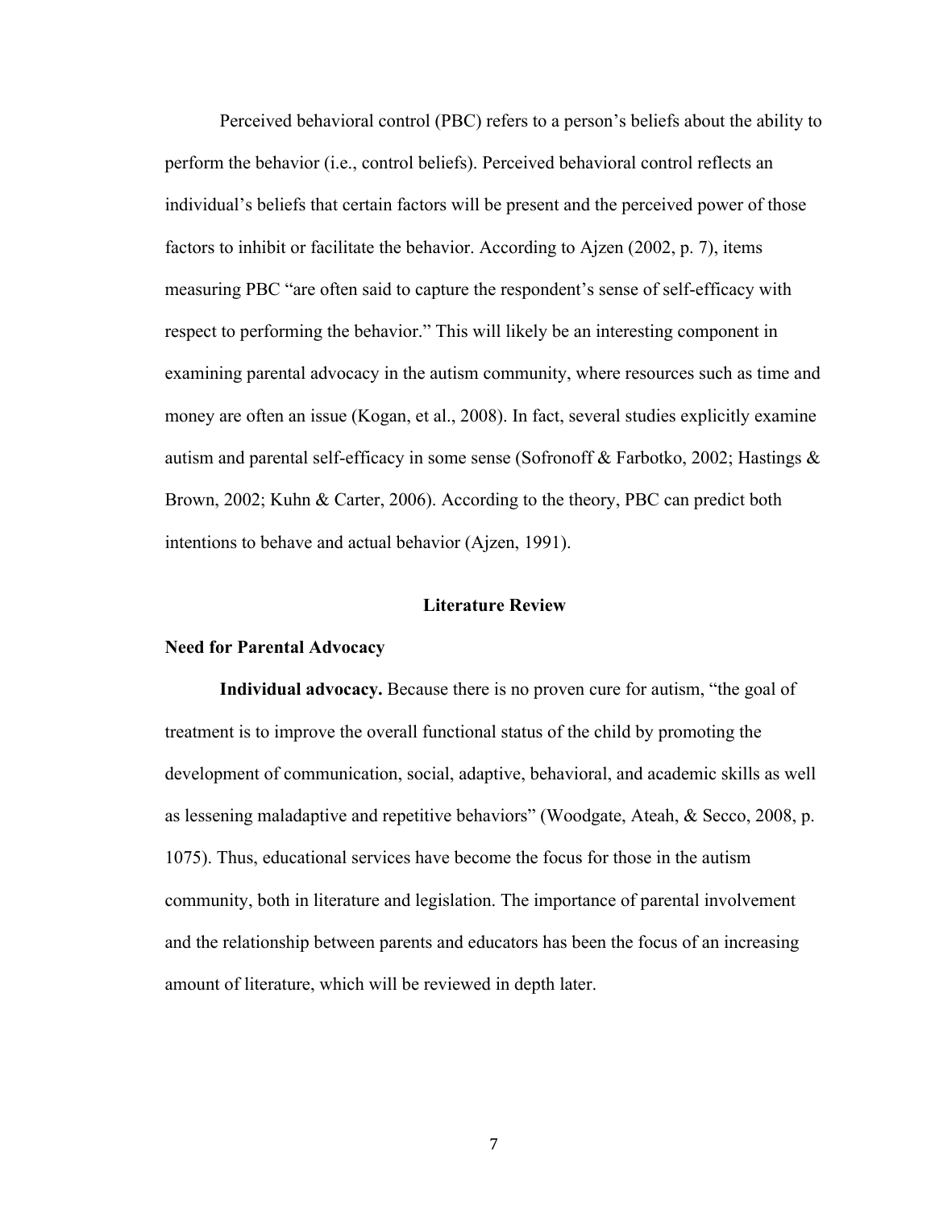Perceived behavioral control (PBC) refers to a person's beliefs about the ability to perform the behavior (i.e., control beliefs). Perceived behavioral control reflects an individual's beliefs that certain factors will be present and the perceived power of those factors to inhibit or facilitate the behavior. According to Ajzen (2002, p. 7), items measuring PBC "are often said to capture the respondent's sense of self-efficacy with respect to performing the behavior." This will likely be an interesting component in examining parental advocacy in the autism community, where resources such as time and money are often an issue (Kogan, et al., 2008). In fact, several studies explicitly examine autism and parental self-efficacy in some sense (Sofronoff & Farbotko, 2002; Hastings & Brown, 2002; Kuhn & Carter, 2006). According to the theory, PBC can predict both intentions to behave and actual behavior (Ajzen, 1991).

## Literature Review

### Need for Parental Advocacy

**Individual advocacy.** Because there is no proven cure for autism, "the goal of treatment is to improve the overall functional status of the child by promoting the development of communication, social, adaptive, behavioral, and academic skills as well as lessening maladaptive and repetitive behaviors" (Woodgate, Ateah, & Secco, 2008, p. 1075). Thus, educational services have become the focus for those in the autism community, both in literature and legislation. The importance of parental involvement and the relationship between parents and educators has been the focus of an increasing amount of literature, which will be reviewed in depth later.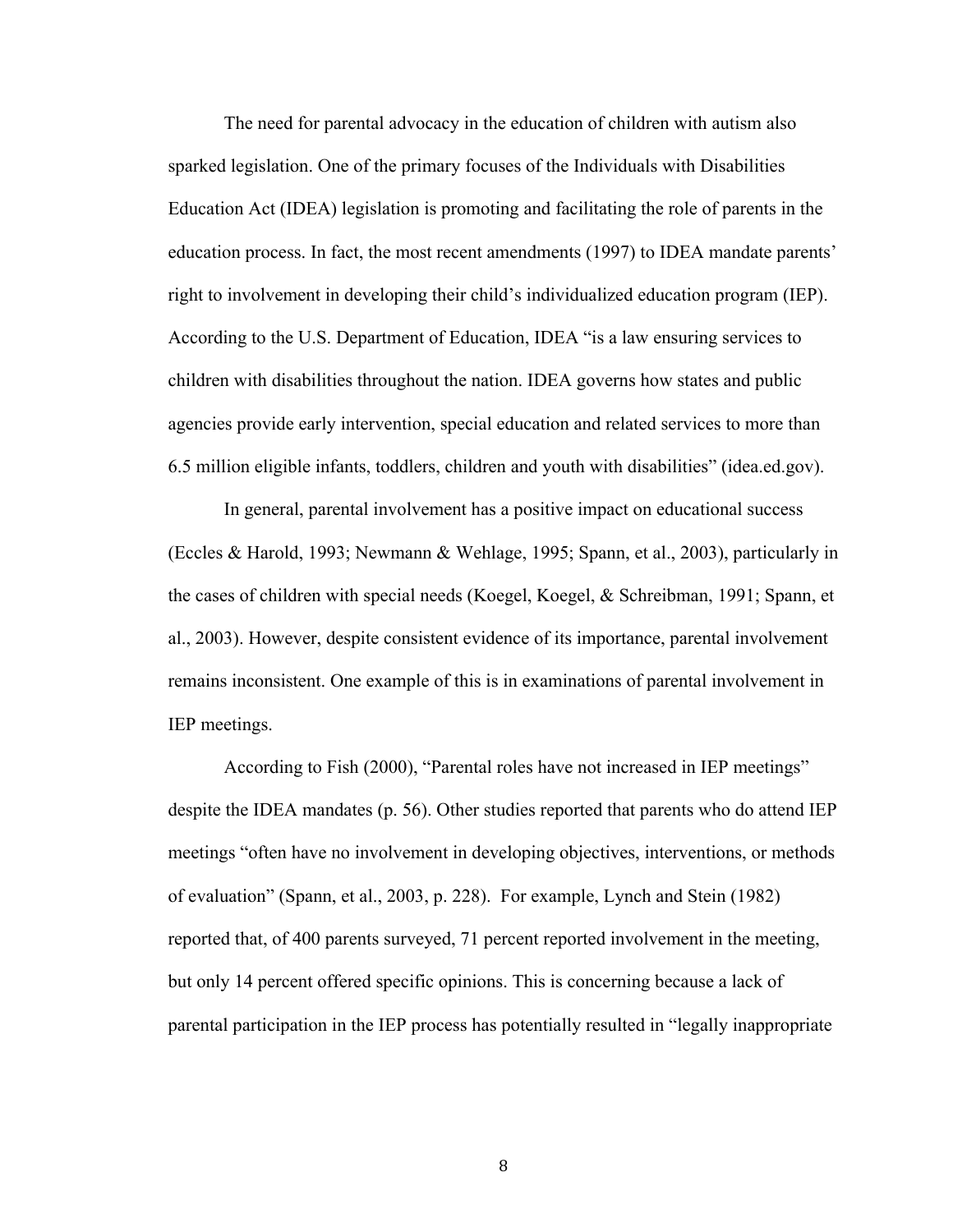The need for parental advocacy in the education of children with autism also sparked legislation. One of the primary focuses of the Individuals with Disabilities Education Act (IDEA) legislation is promoting and facilitating the role of parents in the education process. In fact, the most recent amendments (1997) to IDEA mandate parents' right to involvement in developing their child's individualized education program (IEP). According to the U.S. Department of Education, IDEA "is a law ensuring services to children with disabilities throughout the nation. IDEA governs how states and public agencies provide early intervention, special education and related services to more than 6.5 million eligible infants, toddlers, children and youth with disabilities" (idea.ed.gov).

In general, parental involvement has a positive impact on educational success (Eccles & Harold, 1993; Newmann & Wehlage, 1995; Spann, et al., 2003), particularly in the cases of children with special needs (Koegel, Koegel, & Schreibman, 1991; Spann, et al., 2003). However, despite consistent evidence of its importance, parental involvement remains inconsistent. One example of this is in examinations of parental involvement in IEP meetings.

According to Fish (2000), "Parental roles have not increased in IEP meetings" despite the IDEA mandates (p. 56). Other studies reported that parents who do attend IEP meetings "often have no involvement in developing objectives, interventions, or methods of evaluation" (Spann, et al., 2003, p. 228). For example, Lynch and Stein (1982) reported that, of 400 parents surveyed, 71 percent reported involvement in the meeting, but only 14 percent offered specific opinions. This is concerning because a lack of parental participation in the IEP process has potentially resulted in "legally inappropriate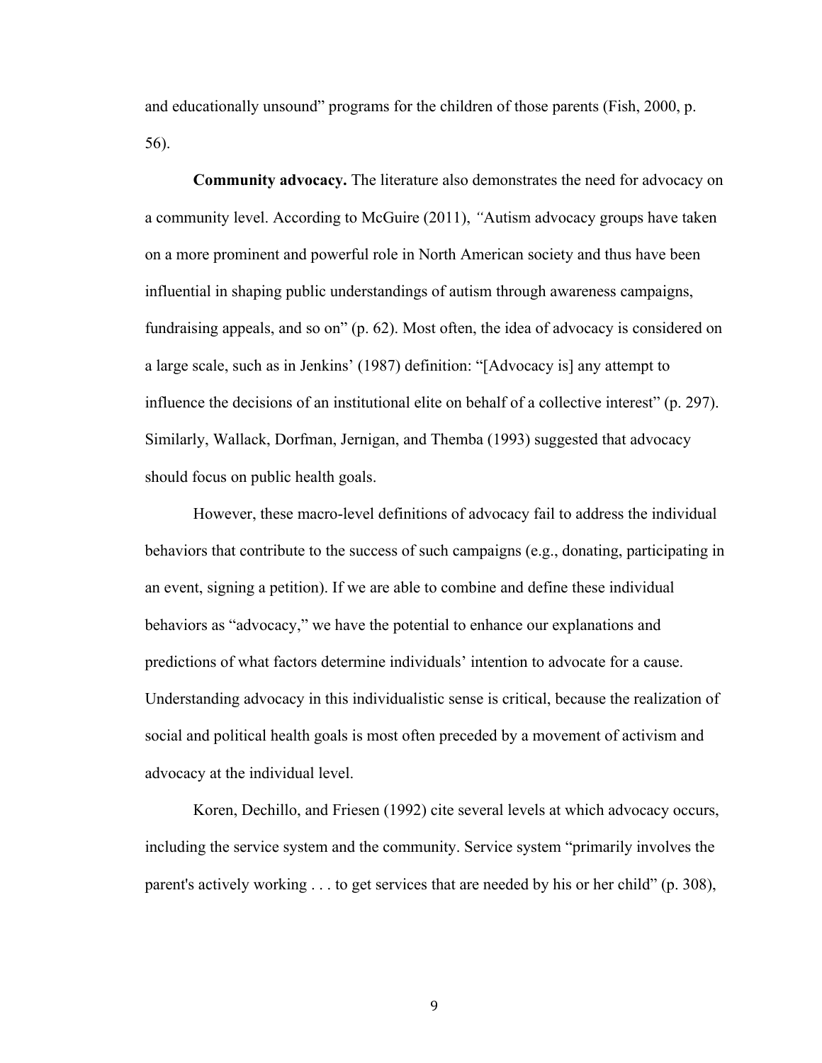and educationally unsound" programs for the children of those parents (Fish, 2000, p. 56).

**Community advocacy.** The literature also demonstrates the need for advocacy on a community level. According to McGuire (2011), *"*Autism advocacy groups have taken on a more prominent and powerful role in North American society and thus have been influential in shaping public understandings of autism through awareness campaigns, fundraising appeals, and so on" (p. 62). Most often, the idea of advocacy is considered on a large scale, such as in Jenkins' (1987) definition: "[Advocacy is] any attempt to influence the decisions of an institutional elite on behalf of a collective interest" (p. 297). Similarly, Wallack, Dorfman, Jernigan, and Themba (1993) suggested that advocacy should focus on public health goals.

However, these macro-level definitions of advocacy fail to address the individual behaviors that contribute to the success of such campaigns (e.g., donating, participating in an event, signing a petition). If we are able to combine and define these individual behaviors as "advocacy," we have the potential to enhance our explanations and predictions of what factors determine individuals' intention to advocate for a cause. Understanding advocacy in this individualistic sense is critical, because the realization of social and political health goals is most often preceded by a movement of activism and advocacy at the individual level.

Koren, Dechillo, and Friesen (1992) cite several levels at which advocacy occurs, including the service system and the community. Service system "primarily involves the parent's actively working . . . to get services that are needed by his or her child" (p. 308),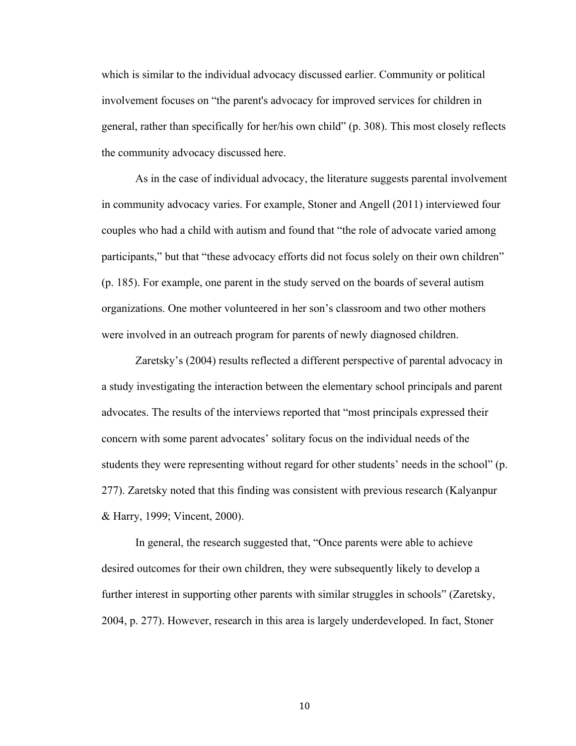which is similar to the individual advocacy discussed earlier. Community or political involvement focuses on "the parent's advocacy for improved services for children in general, rather than specifically for her/his own child" (p. 308). This most closely reflects the community advocacy discussed here.

As in the case of individual advocacy, the literature suggests parental involvement in community advocacy varies. For example, Stoner and Angell (2011) interviewed four couples who had a child with autism and found that "the role of advocate varied among participants," but that "these advocacy efforts did not focus solely on their own children" (p. 185). For example, one parent in the study served on the boards of several autism organizations. One mother volunteered in her son's classroom and two other mothers were involved in an outreach program for parents of newly diagnosed children.

Zaretsky's (2004) results reflected a different perspective of parental advocacy in a study investigating the interaction between the elementary school principals and parent advocates. The results of the interviews reported that "most principals expressed their concern with some parent advocates' solitary focus on the individual needs of the students they were representing without regard for other students' needs in the school" (p. 277). Zaretsky noted that this finding was consistent with previous research (Kalyanpur & Harry, 1999; Vincent, 2000).

In general, the research suggested that, "Once parents were able to achieve desired outcomes for their own children, they were subsequently likely to develop a further interest in supporting other parents with similar struggles in schools" (Zaretsky, 2004, p. 277). However, research in this area is largely underdeveloped. In fact, Stoner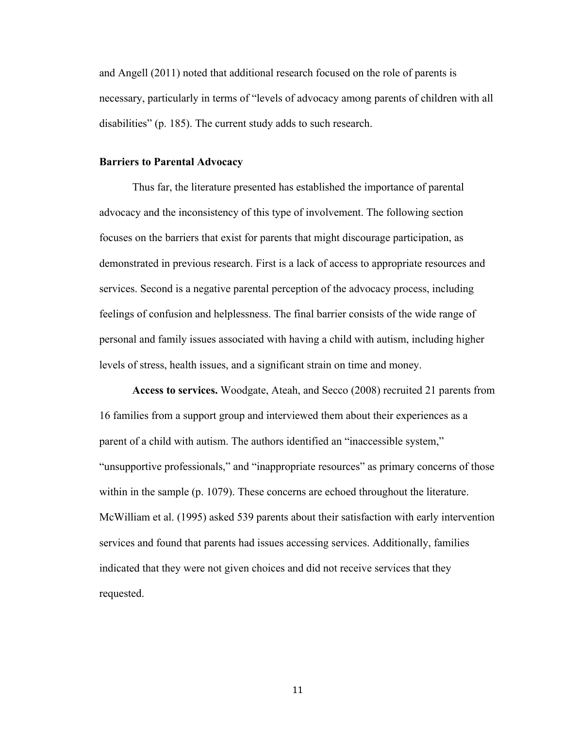and Angell (2011) noted that additional research focused on the role of parents is necessary, particularly in terms of "levels of advocacy among parents of children with all disabilities" (p. 185). The current study adds to such research.

## Barriers to Parental Advocacy

Thus far, the literature presented has established the importance of parental advocacy and the inconsistency of this type of involvement. The following section focuses on the barriers that exist for parents that might discourage participation, as demonstrated in previous research. First is a lack of access to appropriate resources and services. Second is a negative parental perception of the advocacy process, including feelings of confusion and helplessness. The final barrier consists of the wide range of personal and family issues associated with having a child with autism, including higher levels of stress, health issues, and a significant strain on time and money.

**Access to services.** Woodgate, Ateah, and Secco (2008) recruited 21 parents from 16 families from a support group and interviewed them about their experiences as a parent of a child with autism. The authors identified an "inaccessible system," "unsupportive professionals," and "inappropriate resources" as primary concerns of those within in the sample (p. 1079). These concerns are echoed throughout the literature. McWilliam et al. (1995) asked 539 parents about their satisfaction with early intervention services and found that parents had issues accessing services. Additionally, families indicated that they were not given choices and did not receive services that they requested.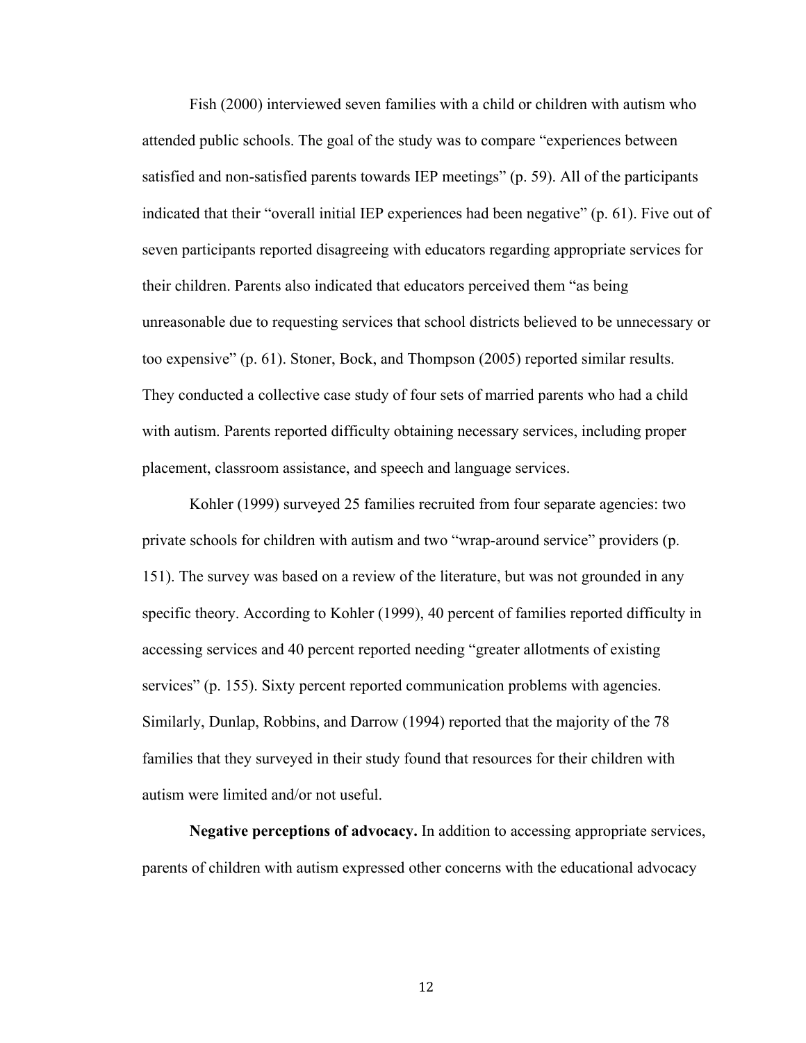Fish (2000) interviewed seven families with a child or children with autism who attended public schools. The goal of the study was to compare "experiences between satisfied and non-satisfied parents towards IEP meetings" (p. 59). All of the participants indicated that their "overall initial IEP experiences had been negative" (p. 61). Five out of seven participants reported disagreeing with educators regarding appropriate services for their children. Parents also indicated that educators perceived them "as being unreasonable due to requesting services that school districts believed to be unnecessary or too expensive" (p. 61). Stoner, Bock, and Thompson (2005) reported similar results. They conducted a collective case study of four sets of married parents who had a child with autism. Parents reported difficulty obtaining necessary services, including proper placement, classroom assistance, and speech and language services.

Kohler (1999) surveyed 25 families recruited from four separate agencies: two private schools for children with autism and two "wrap-around service" providers (p. 151). The survey was based on a review of the literature, but was not grounded in any specific theory. According to Kohler (1999), 40 percent of families reported difficulty in accessing services and 40 percent reported needing "greater allotments of existing services" (p. 155). Sixty percent reported communication problems with agencies. Similarly, Dunlap, Robbins, and Darrow (1994) reported that the majority of the 78 families that they surveyed in their study found that resources for their children with autism were limited and/or not useful.

**Negative perceptions of advocacy.** In addition to accessing appropriate services, parents of children with autism expressed other concerns with the educational advocacy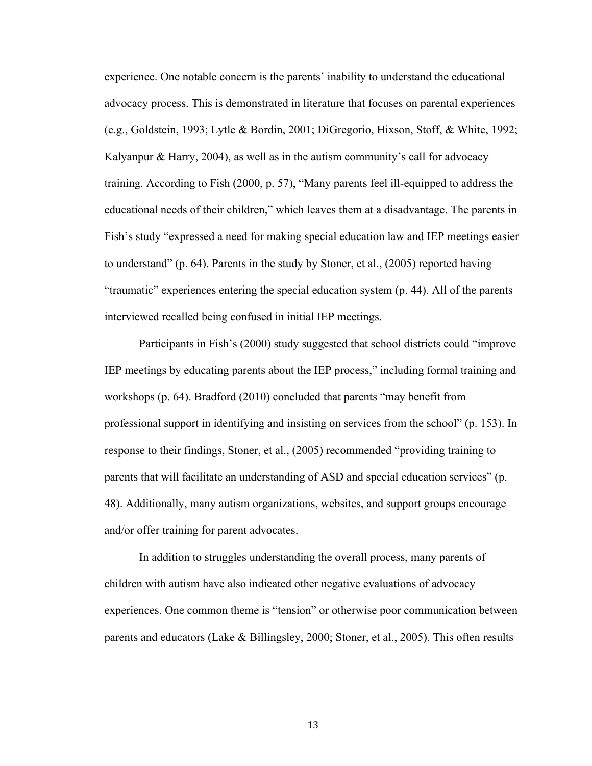experience. One notable concern is the parents' inability to understand the educational advocacy process. This is demonstrated in literature that focuses on parental experiences (e.g., Goldstein, 1993; Lytle & Bordin, 2001; DiGregorio, Hixson, Stoff, & White, 1992; Kalyanpur & Harry, 2004), as well as in the autism community's call for advocacy training. According to Fish (2000, p. 57), "Many parents feel ill-equipped to address the educational needs of their children," which leaves them at a disadvantage. The parents in Fish's study "expressed a need for making special education law and IEP meetings easier to understand" (p. 64). Parents in the study by Stoner, et al., (2005) reported having "traumatic" experiences entering the special education system (p. 44). All of the parents interviewed recalled being confused in initial IEP meetings.

Participants in Fish's (2000) study suggested that school districts could "improve IEP meetings by educating parents about the IEP process," including formal training and workshops (p. 64). Bradford (2010) concluded that parents "may benefit from professional support in identifying and insisting on services from the school" (p. 153). In response to their findings, Stoner, et al., (2005) recommended "providing training to parents that will facilitate an understanding of ASD and special education services" (p. 48). Additionally, many autism organizations, websites, and support groups encourage and/or offer training for parent advocates.

In addition to struggles understanding the overall process, many parents of children with autism have also indicated other negative evaluations of advocacy experiences. One common theme is "tension" or otherwise poor communication between parents and educators (Lake & Billingsley, 2000; Stoner, et al., 2005). This often results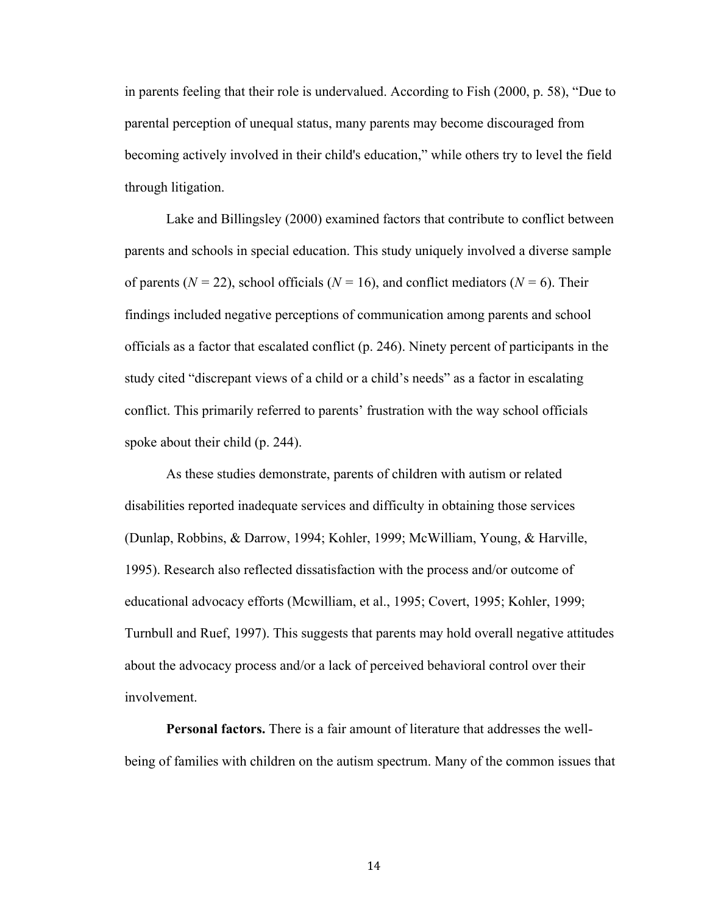in parents feeling that their role is undervalued. According to Fish (2000, p. 58), "Due to parental perception of unequal status, many parents may become discouraged from becoming actively involved in their child's education," while others try to level the field through litigation.

Lake and Billingsley (2000) examined factors that contribute to conflict between parents and schools in special education. This study uniquely involved a diverse sample of parents ($N$ = 22), school officials ($N$ = 16), and conflict mediators ($N$ = 6). Their findings included negative perceptions of communication among parents and school officials as a factor that escalated conflict (p. 246). Ninety percent of participants in the study cited "discrepant views of a child or a child's needs" as a factor in escalating conflict. This primarily referred to parents' frustration with the way school officials spoke about their child (p. 244).

As these studies demonstrate, parents of children with autism or related disabilities reported inadequate services and difficulty in obtaining those services (Dunlap, Robbins, & Darrow, 1994; Kohler, 1999; McWilliam, Young, & Harville, 1995). Research also reflected dissatisfaction with the process and/or outcome of educational advocacy efforts (Mcwilliam, et al., 1995; Covert, 1995; Kohler, 1999; Turnbull and Ruef, 1997). This suggests that parents may hold overall negative attitudes about the advocacy process and/or a lack of perceived behavioral control over their involvement.

**Personal factors.** There is a fair amount of literature that addresses the well-being of families with children on the autism spectrum. Many of the common issues that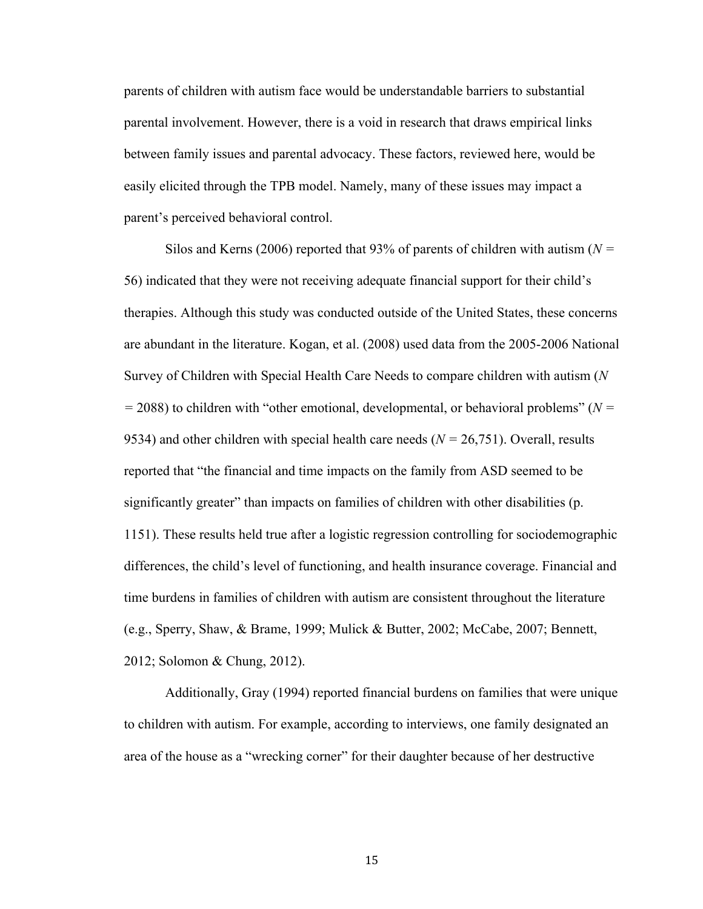parents of children with autism face would be understandable barriers to substantial parental involvement. However, there is a void in research that draws empirical links between family issues and parental advocacy. These factors, reviewed here, would be easily elicited through the TPB model. Namely, many of these issues may impact a parent's perceived behavioral control.

Silos and Kerns (2006) reported that 93% of parents of children with autism ($N$ = 56) indicated that they were not receiving adequate financial support for their child's therapies. Although this study was conducted outside of the United States, these concerns are abundant in the literature. Kogan, et al. (2008) used data from the 2005-2006 National Survey of Children with Special Health Care Needs to compare children with autism ($N$ = 2088) to children with "other emotional, developmental, or behavioral problems" ($N$ = 9534) and other children with special health care needs ($N$ = 26,751). Overall, results reported that "the financial and time impacts on the family from ASD seemed to be significantly greater" than impacts on families of children with other disabilities (p. 1151). These results held true after a logistic regression controlling for sociodemographic differences, the child's level of functioning, and health insurance coverage. Financial and time burdens in families of children with autism are consistent throughout the literature (e.g., Sperry, Shaw, & Brame, 1999; Mulick & Butter, 2002; McCabe, 2007; Bennett, 2012; Solomon & Chung, 2012).

Additionally, Gray (1994) reported financial burdens on families that were unique to children with autism. For example, according to interviews, one family designated an area of the house as a "wrecking corner" for their daughter because of her destructive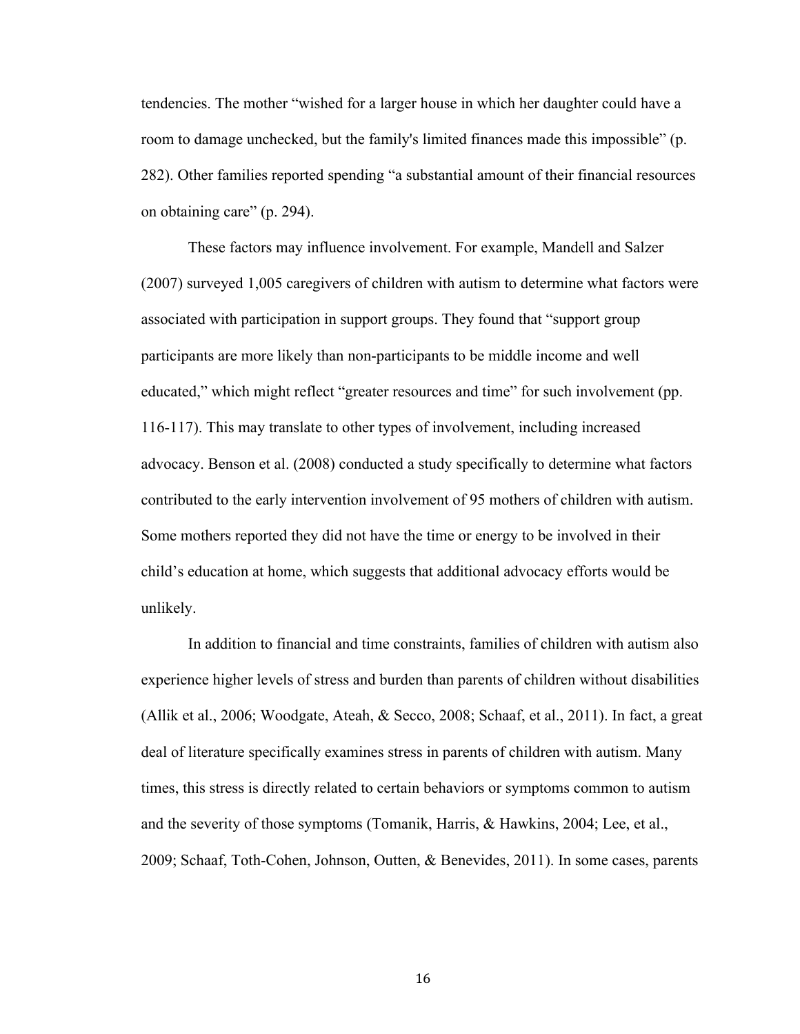tendencies. The mother "wished for a larger house in which her daughter could have a room to damage unchecked, but the family's limited finances made this impossible" (p. 282). Other families reported spending "a substantial amount of their financial resources on obtaining care" (p. 294).

These factors may influence involvement. For example, Mandell and Salzer (2007) surveyed 1,005 caregivers of children with autism to determine what factors were associated with participation in support groups. They found that "support group participants are more likely than non-participants to be middle income and well educated," which might reflect "greater resources and time" for such involvement (pp. 116-117). This may translate to other types of involvement, including increased advocacy. Benson et al. (2008) conducted a study specifically to determine what factors contributed to the early intervention involvement of 95 mothers of children with autism. Some mothers reported they did not have the time or energy to be involved in their child's education at home, which suggests that additional advocacy efforts would be unlikely.

In addition to financial and time constraints, families of children with autism also experience higher levels of stress and burden than parents of children without disabilities (Allik et al., 2006; Woodgate, Ateah, & Secco, 2008; Schaaf, et al., 2011). In fact, a great deal of literature specifically examines stress in parents of children with autism. Many times, this stress is directly related to certain behaviors or symptoms common to autism and the severity of those symptoms (Tomanik, Harris, & Hawkins, 2004; Lee, et al., 2009; Schaaf, Toth-Cohen, Johnson, Outten, & Benevides, 2011). In some cases, parents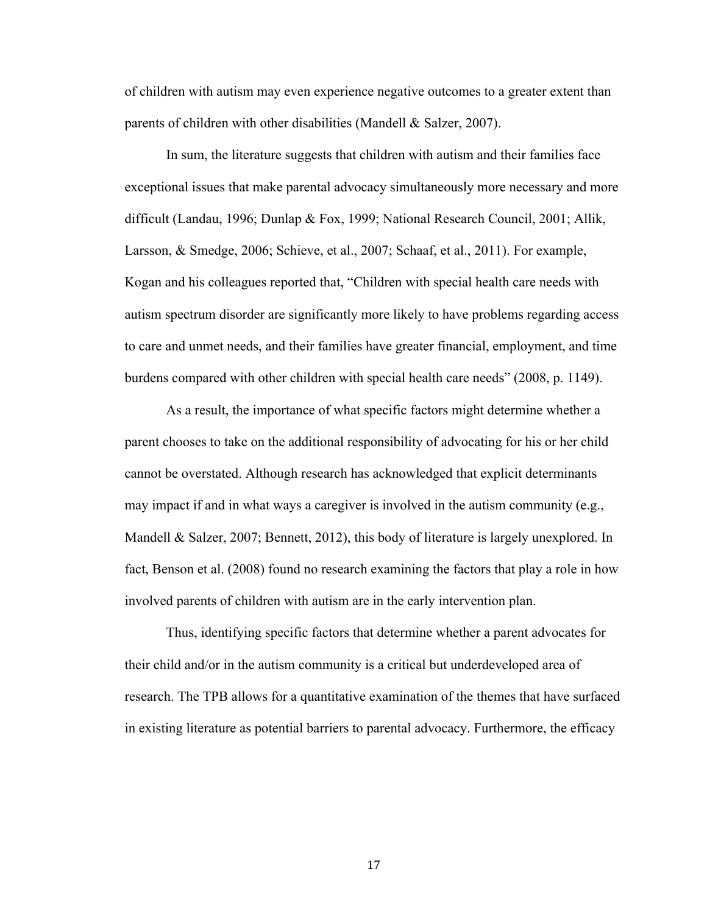of children with autism may even experience negative outcomes to a greater extent than parents of children with other disabilities (Mandell & Salzer, 2007).

In sum, the literature suggests that children with autism and their families face exceptional issues that make parental advocacy simultaneously more necessary and more difficult (Landau, 1996; Dunlap & Fox, 1999; National Research Council, 2001; Allik, Larsson, & Smedge, 2006; Schieve, et al., 2007; Schaaf, et al., 2011). For example, Kogan and his colleagues reported that, "Children with special health care needs with autism spectrum disorder are significantly more likely to have problems regarding access to care and unmet needs, and their families have greater financial, employment, and time burdens compared with other children with special health care needs" (2008, p. 1149).

As a result, the importance of what specific factors might determine whether a parent chooses to take on the additional responsibility of advocating for his or her child cannot be overstated. Although research has acknowledged that explicit determinants may impact if and in what ways a caregiver is involved in the autism community (e.g., Mandell & Salzer, 2007; Bennett, 2012), this body of literature is largely unexplored. In fact, Benson et al. (2008) found no research examining the factors that play a role in how involved parents of children with autism are in the early intervention plan.

Thus, identifying specific factors that determine whether a parent advocates for their child and/or in the autism community is a critical but underdeveloped area of research. The TPB allows for a quantitative examination of the themes that have surfaced in existing literature as potential barriers to parental advocacy. Furthermore, the efficacy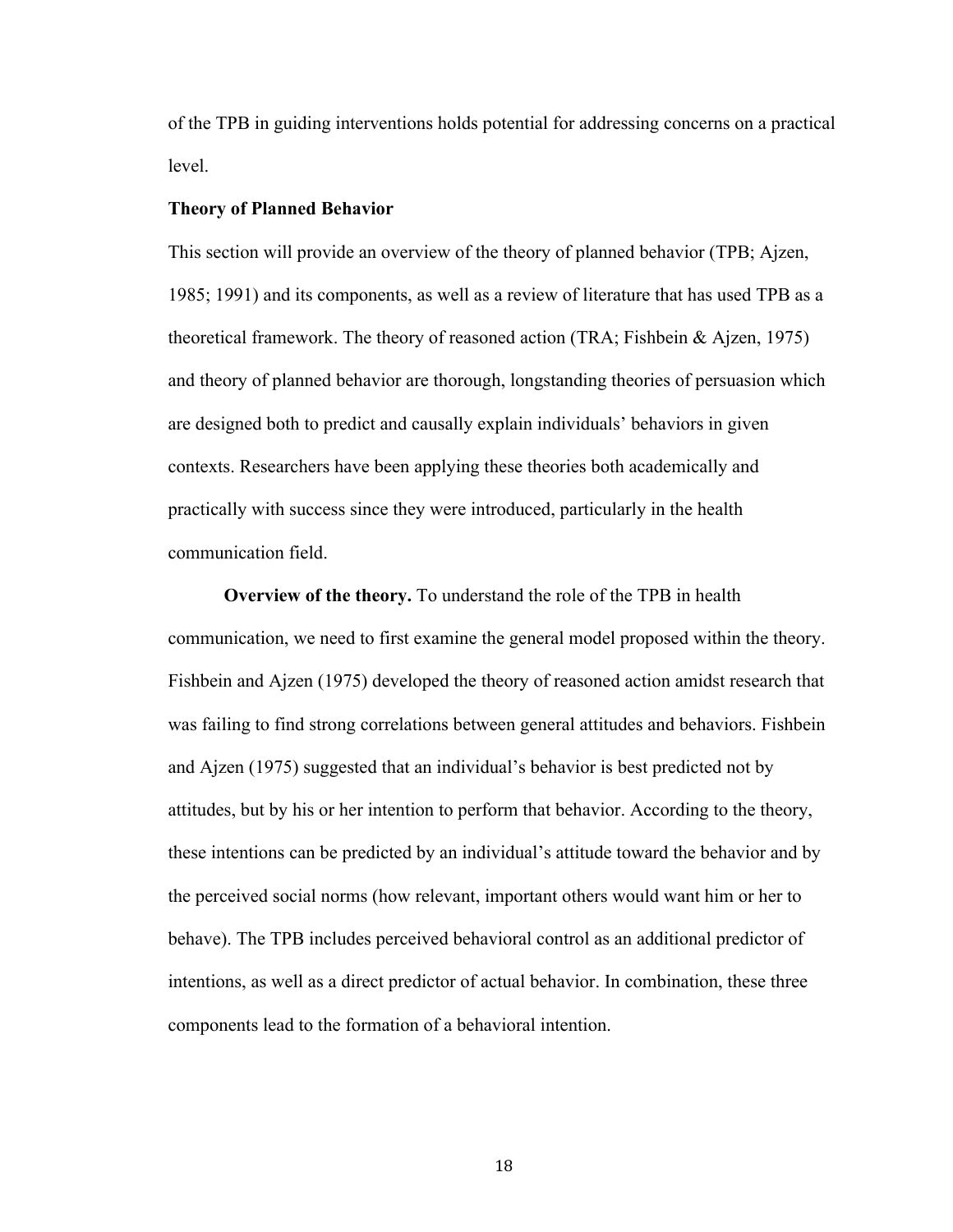of the TPB in guiding interventions holds potential for addressing concerns on a practical level.

## Theory of Planned Behavior

This section will provide an overview of the theory of planned behavior (TPB; Ajzen, 1985; 1991) and its components, as well as a review of literature that has used TPB as a theoretical framework. The theory of reasoned action (TRA; Fishbein & Ajzen, 1975) and theory of planned behavior are thorough, longstanding theories of persuasion which are designed both to predict and causally explain individuals' behaviors in given contexts. Researchers have been applying these theories both academically and practically with success since they were introduced, particularly in the health communication field.

**Overview of the theory.** To understand the role of the TPB in health communication, we need to first examine the general model proposed within the theory. Fishbein and Ajzen (1975) developed the theory of reasoned action amidst research that was failing to find strong correlations between general attitudes and behaviors. Fishbein and Ajzen (1975) suggested that an individual's behavior is best predicted not by attitudes, but by his or her intention to perform that behavior. According to the theory, these intentions can be predicted by an individual's attitude toward the behavior and by the perceived social norms (how relevant, important others would want him or her to behave). The TPB includes perceived behavioral control as an additional predictor of intentions, as well as a direct predictor of actual behavior. In combination, these three components lead to the formation of a behavioral intention.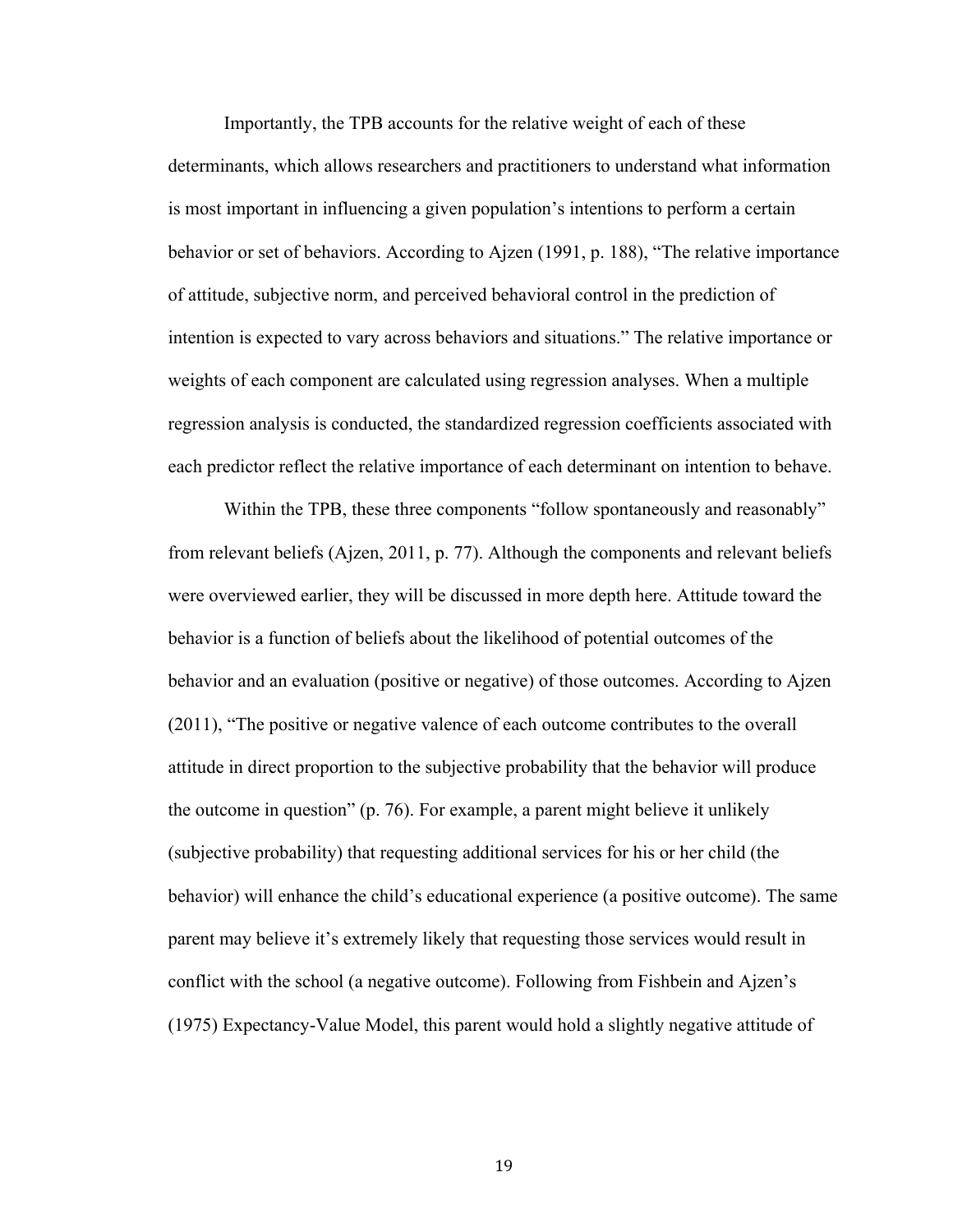Importantly, the TPB accounts for the relative weight of each of these determinants, which allows researchers and practitioners to understand what information is most important in influencing a given population's intentions to perform a certain behavior or set of behaviors. According to Ajzen (1991, p. 188), "The relative importance of attitude, subjective norm, and perceived behavioral control in the prediction of intention is expected to vary across behaviors and situations." The relative importance or weights of each component are calculated using regression analyses. When a multiple regression analysis is conducted, the standardized regression coefficients associated with each predictor reflect the relative importance of each determinant on intention to behave.

Within the TPB, these three components "follow spontaneously and reasonably" from relevant beliefs (Ajzen, 2011, p. 77). Although the components and relevant beliefs were overviewed earlier, they will be discussed in more depth here. Attitude toward the behavior is a function of beliefs about the likelihood of potential outcomes of the behavior and an evaluation (positive or negative) of those outcomes. According to Ajzen (2011), "The positive or negative valence of each outcome contributes to the overall attitude in direct proportion to the subjective probability that the behavior will produce the outcome in question" (p. 76). For example, a parent might believe it unlikely (subjective probability) that requesting additional services for his or her child (the behavior) will enhance the child's educational experience (a positive outcome). The same parent may believe it's extremely likely that requesting those services would result in conflict with the school (a negative outcome). Following from Fishbein and Ajzen's (1975) Expectancy-Value Model, this parent would hold a slightly negative attitude of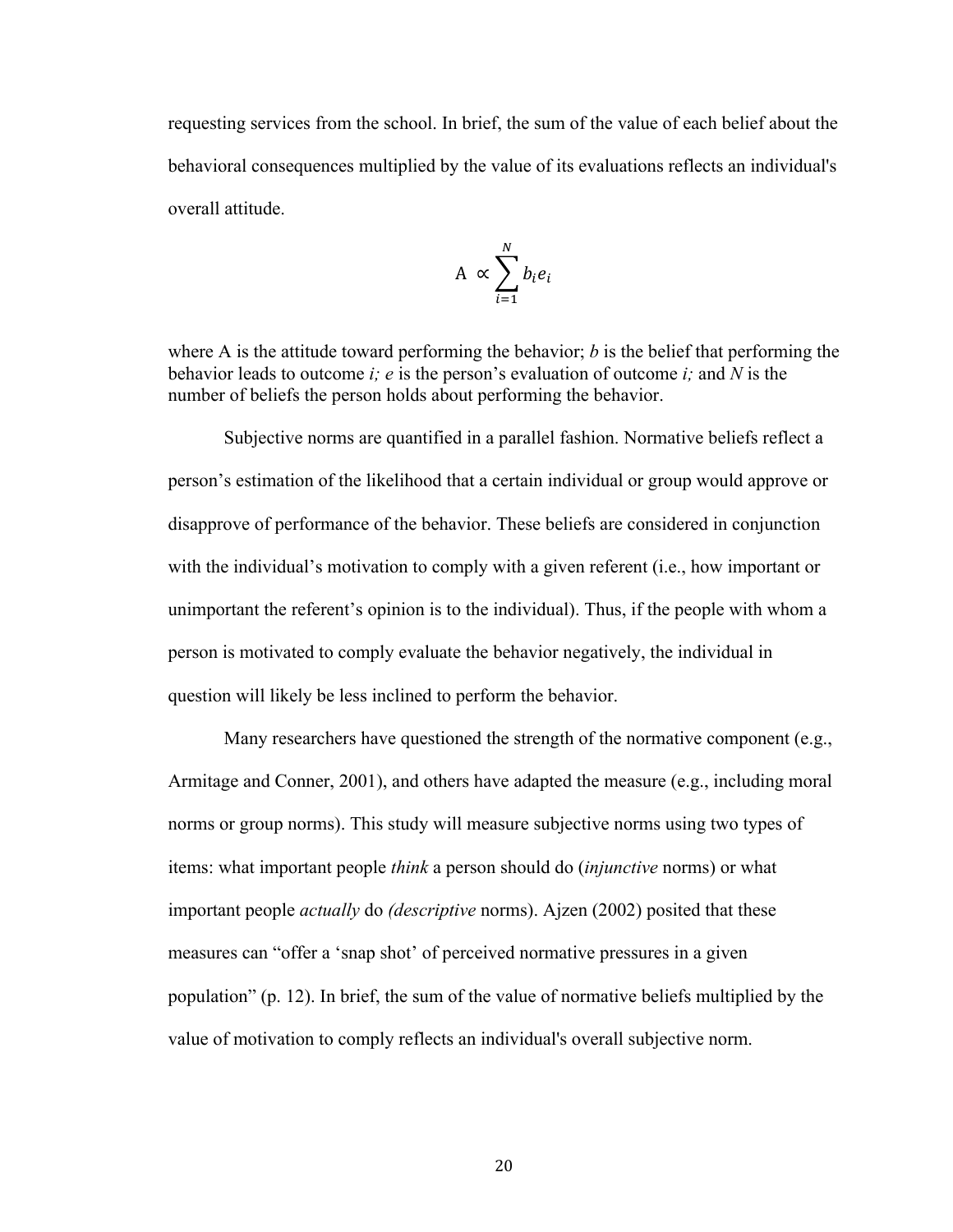requesting services from the school. In brief, the sum of the value of each belief about the behavioral consequences multiplied by the value of its evaluations reflects an individual's overall attitude.

$$\mathrm{A} \propto \sum_{i=1}^{N} b_i e_i$$

where A is the attitude toward performing the behavior; $b$ is the belief that performing the behavior leads to outcome $i$; $e$ is the person's evaluation of outcome $i$; and $N$ is the number of beliefs the person holds about performing the behavior.

Subjective norms are quantified in a parallel fashion. Normative beliefs reflect a person's estimation of the likelihood that a certain individual or group would approve or disapprove of performance of the behavior. These beliefs are considered in conjunction with the individual's motivation to comply with a given referent (i.e., how important or unimportant the referent's opinion is to the individual). Thus, if the people with whom a person is motivated to comply evaluate the behavior negatively, the individual in question will likely be less inclined to perform the behavior.

Many researchers have questioned the strength of the normative component (e.g., Armitage and Conner, 2001), and others have adapted the measure (e.g., including moral norms or group norms). This study will measure subjective norms using two types of items: what important people *think* a person should do (*injunctive* norms) or what important people *actually* do *(descriptive* norms). Ajzen (2002) posited that these measures can "offer a 'snap shot' of perceived normative pressures in a given population" (p. 12). In brief, the sum of the value of normative beliefs multiplied by the value of motivation to comply reflects an individual's overall subjective norm.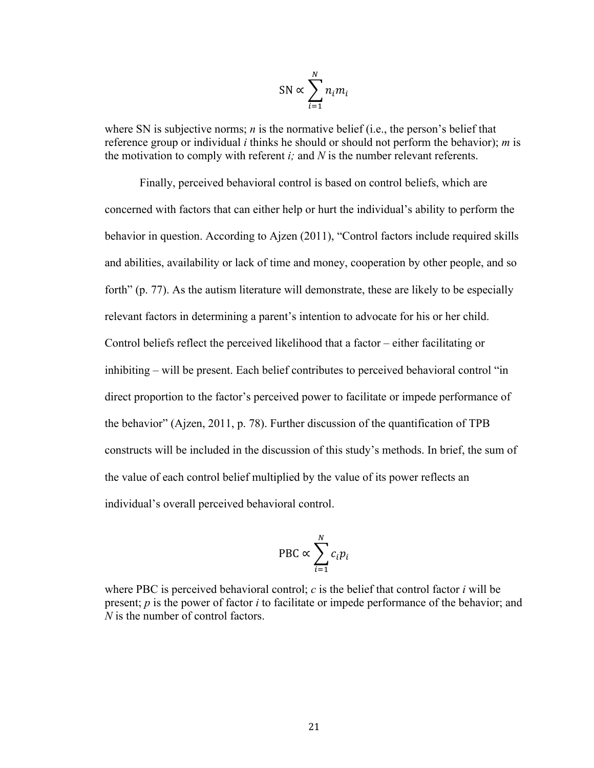$$\mathrm{SN} \propto \sum_{i=1}^{N} n_i m_i$$

where SN is subjective norms; $n$ is the normative belief (i.e., the person's belief that reference group or individual $i$ thinks he should or should not perform the behavior); $m$ is the motivation to comply with referent $i$; and $N$ is the number relevant referents.

Finally, perceived behavioral control is based on control beliefs, which are concerned with factors that can either help or hurt the individual's ability to perform the behavior in question. According to Ajzen (2011), "Control factors include required skills and abilities, availability or lack of time and money, cooperation by other people, and so forth" (p. 77). As the autism literature will demonstrate, these are likely to be especially relevant factors in determining a parent's intention to advocate for his or her child. Control beliefs reflect the perceived likelihood that a factor – either facilitating or inhibiting – will be present. Each belief contributes to perceived behavioral control "in direct proportion to the factor's perceived power to facilitate or impede performance of the behavior" (Ajzen, 2011, p. 78). Further discussion of the quantification of TPB constructs will be included in the discussion of this study's methods. In brief, the sum of the value of each control belief multiplied by the value of its power reflects an individual's overall perceived behavioral control.

$$\mathrm{PBC} \propto \sum_{i=1}^{N} c_i p_i$$

where PBC is perceived behavioral control; $c$ is the belief that control factor $i$ will be present; $p$ is the power of factor $i$ to facilitate or impede performance of the behavior; and $N$ is the number of control factors.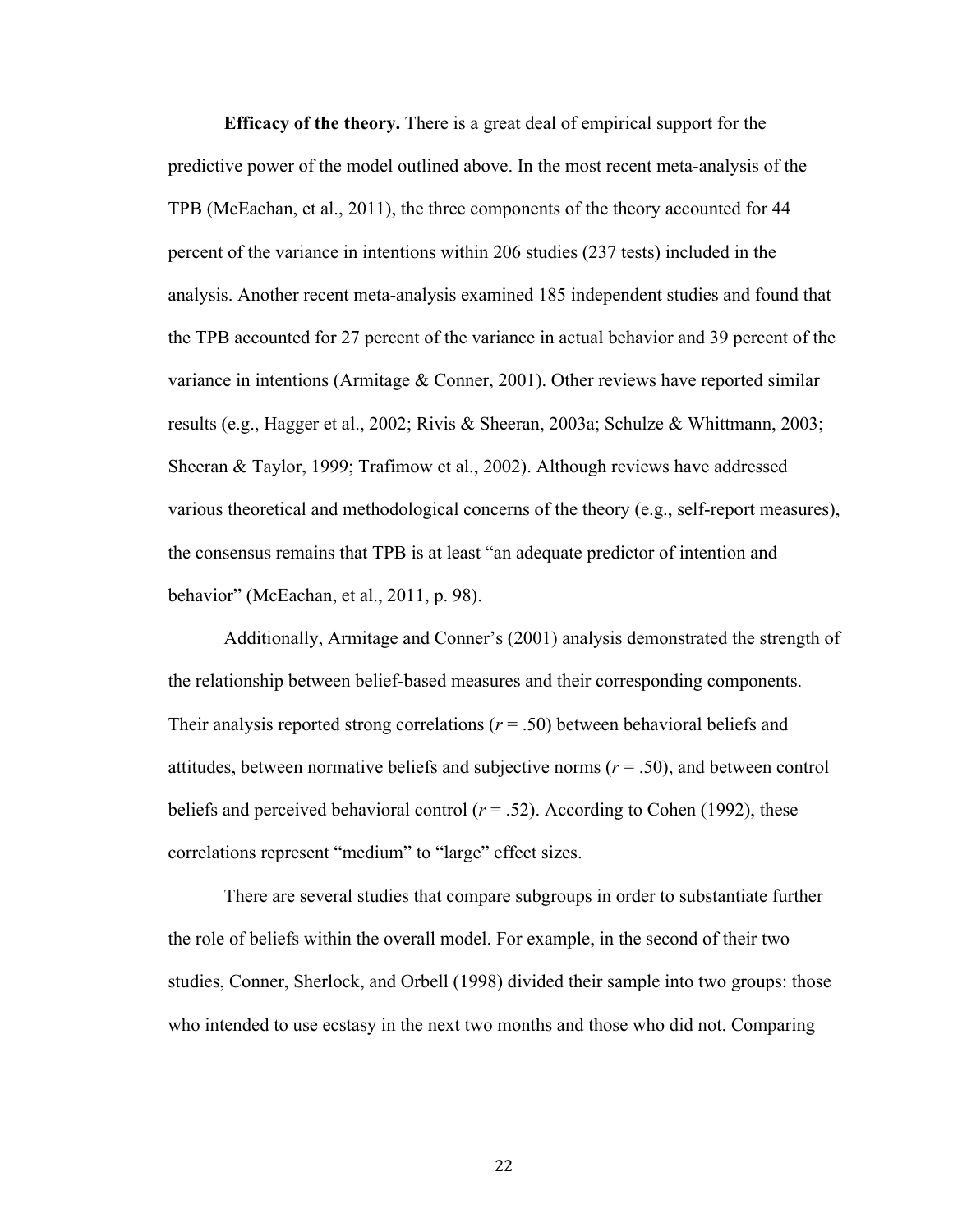**Efficacy of the theory.** There is a great deal of empirical support for the predictive power of the model outlined above. In the most recent meta-analysis of the TPB (McEachan, et al., 2011), the three components of the theory accounted for 44 percent of the variance in intentions within 206 studies (237 tests) included in the analysis. Another recent meta-analysis examined 185 independent studies and found that the TPB accounted for 27 percent of the variance in actual behavior and 39 percent of the variance in intentions (Armitage & Conner, 2001). Other reviews have reported similar results (e.g., Hagger et al., 2002; Rivis & Sheeran, 2003a; Schulze & Whittmann, 2003; Sheeran & Taylor, 1999; Trafimow et al., 2002). Although reviews have addressed various theoretical and methodological concerns of the theory (e.g., self-report measures), the consensus remains that TPB is at least "an adequate predictor of intention and behavior" (McEachan, et al., 2011, p. 98).

Additionally, Armitage and Conner's (2001) analysis demonstrated the strength of the relationship between belief-based measures and their corresponding components. Their analysis reported strong correlations ($r = .50$) between behavioral beliefs and attitudes, between normative beliefs and subjective norms ($r = .50$), and between control beliefs and perceived behavioral control ($r = .52$). According to Cohen (1992), these correlations represent "medium" to "large" effect sizes.

There are several studies that compare subgroups in order to substantiate further the role of beliefs within the overall model. For example, in the second of their two studies, Conner, Sherlock, and Orbell (1998) divided their sample into two groups: those who intended to use ecstasy in the next two months and those who did not. Comparing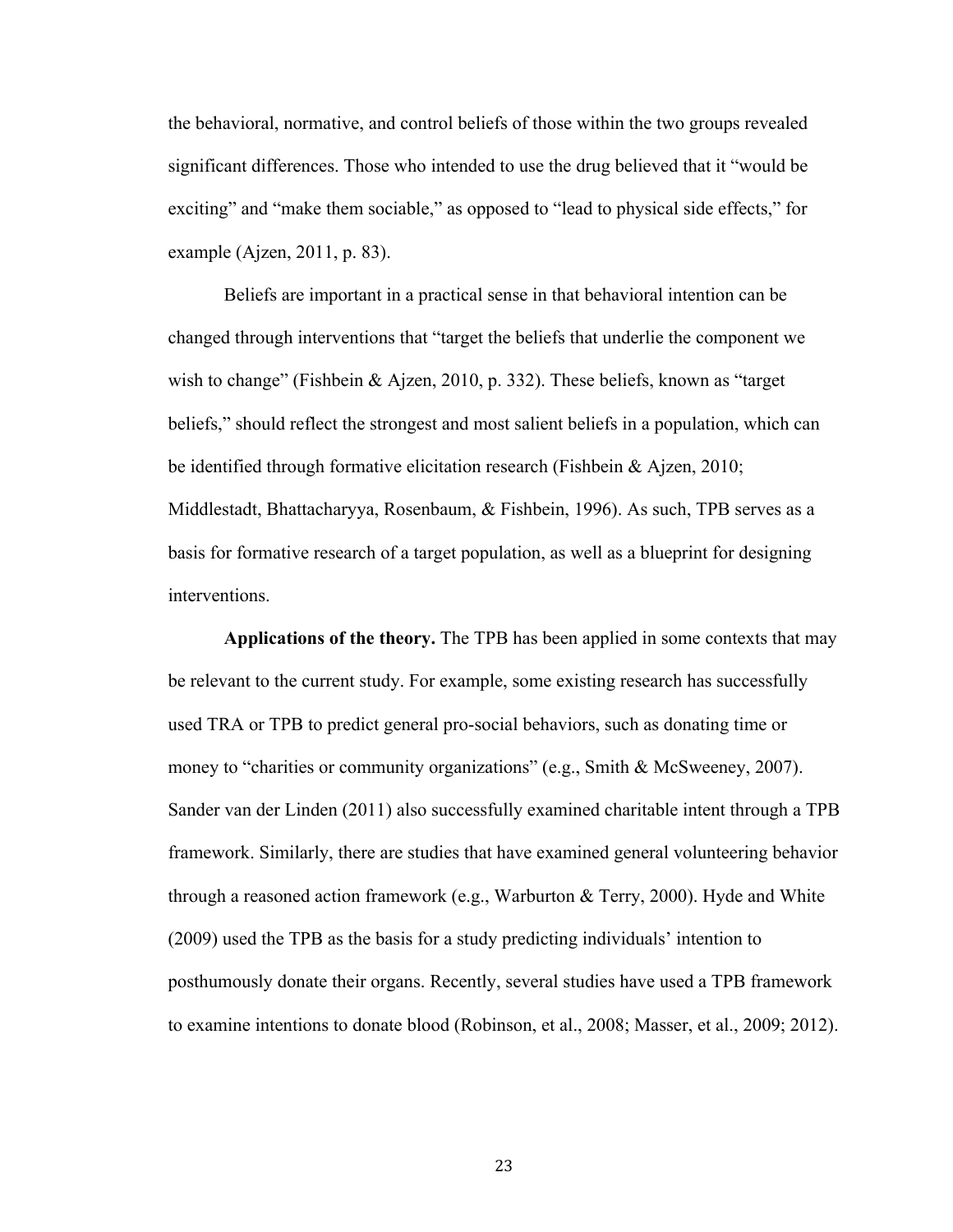the behavioral, normative, and control beliefs of those within the two groups revealed significant differences. Those who intended to use the drug believed that it "would be exciting" and "make them sociable," as opposed to "lead to physical side effects," for example (Ajzen, 2011, p. 83).

Beliefs are important in a practical sense in that behavioral intention can be changed through interventions that "target the beliefs that underlie the component we wish to change" (Fishbein & Ajzen, 2010, p. 332). These beliefs, known as "target beliefs," should reflect the strongest and most salient beliefs in a population, which can be identified through formative elicitation research (Fishbein & Ajzen, 2010; Middlestadt, Bhattacharyya, Rosenbaum, & Fishbein, 1996). As such, TPB serves as a basis for formative research of a target population, as well as a blueprint for designing interventions.

**Applications of the theory.** The TPB has been applied in some contexts that may be relevant to the current study. For example, some existing research has successfully used TRA or TPB to predict general pro-social behaviors, such as donating time or money to "charities or community organizations" (e.g., Smith & McSweeney, 2007). Sander van der Linden (2011) also successfully examined charitable intent through a TPB framework. Similarly, there are studies that have examined general volunteering behavior through a reasoned action framework (e.g., Warburton & Terry, 2000). Hyde and White (2009) used the TPB as the basis for a study predicting individuals' intention to posthumously donate their organs. Recently, several studies have used a TPB framework to examine intentions to donate blood (Robinson, et al., 2008; Masser, et al., 2009; 2012).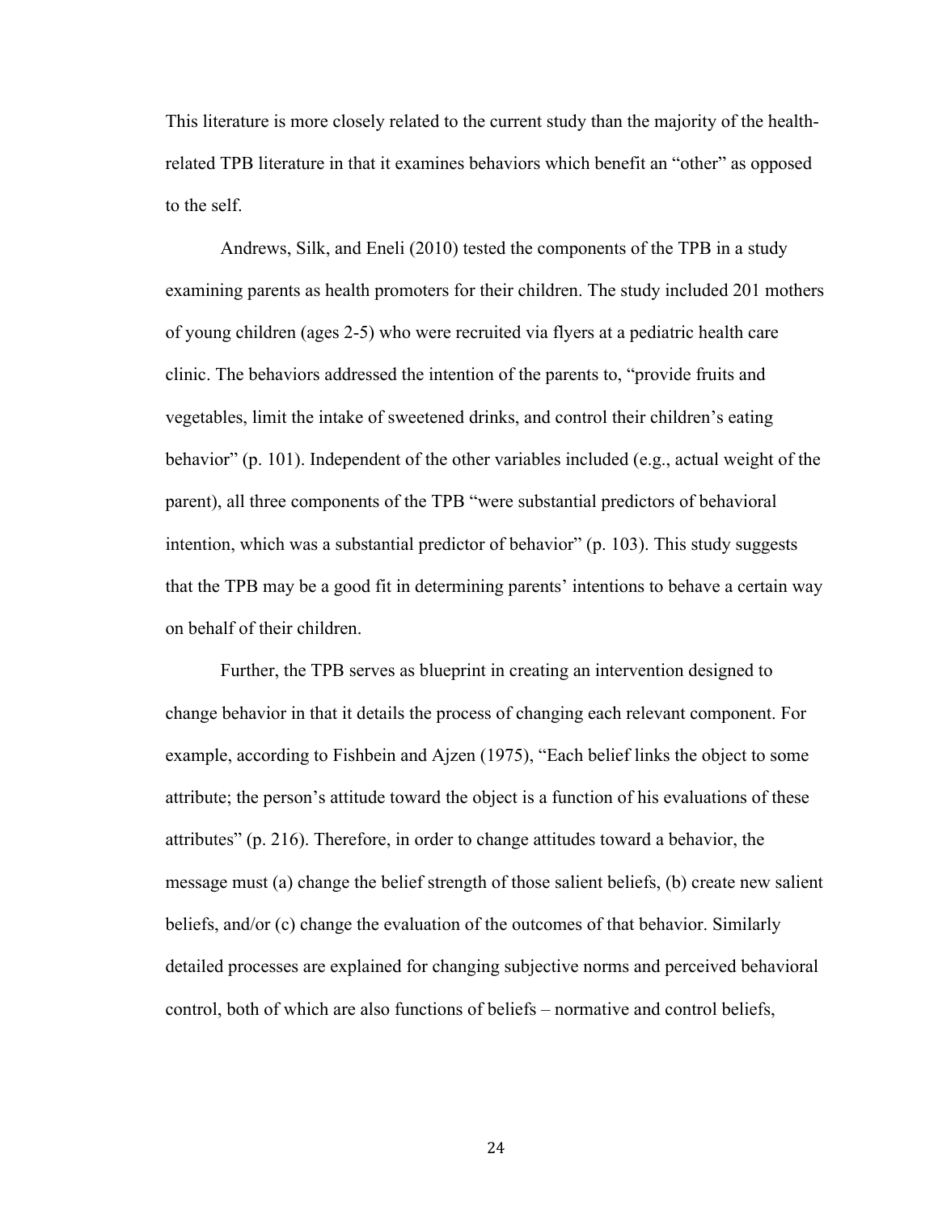This literature is more closely related to the current study than the majority of the health-related TPB literature in that it examines behaviors which benefit an "other" as opposed to the self.

Andrews, Silk, and Eneli (2010) tested the components of the TPB in a study examining parents as health promoters for their children. The study included 201 mothers of young children (ages 2-5) who were recruited via flyers at a pediatric health care clinic. The behaviors addressed the intention of the parents to, "provide fruits and vegetables, limit the intake of sweetened drinks, and control their children's eating behavior" (p. 101). Independent of the other variables included (e.g., actual weight of the parent), all three components of the TPB "were substantial predictors of behavioral intention, which was a substantial predictor of behavior" (p. 103). This study suggests that the TPB may be a good fit in determining parents' intentions to behave a certain way on behalf of their children.

Further, the TPB serves as blueprint in creating an intervention designed to change behavior in that it details the process of changing each relevant component. For example, according to Fishbein and Ajzen (1975), "Each belief links the object to some attribute; the person's attitude toward the object is a function of his evaluations of these attributes" (p. 216). Therefore, in order to change attitudes toward a behavior, the message must (a) change the belief strength of those salient beliefs, (b) create new salient beliefs, and/or (c) change the evaluation of the outcomes of that behavior. Similarly detailed processes are explained for changing subjective norms and perceived behavioral control, both of which are also functions of beliefs – normative and control beliefs,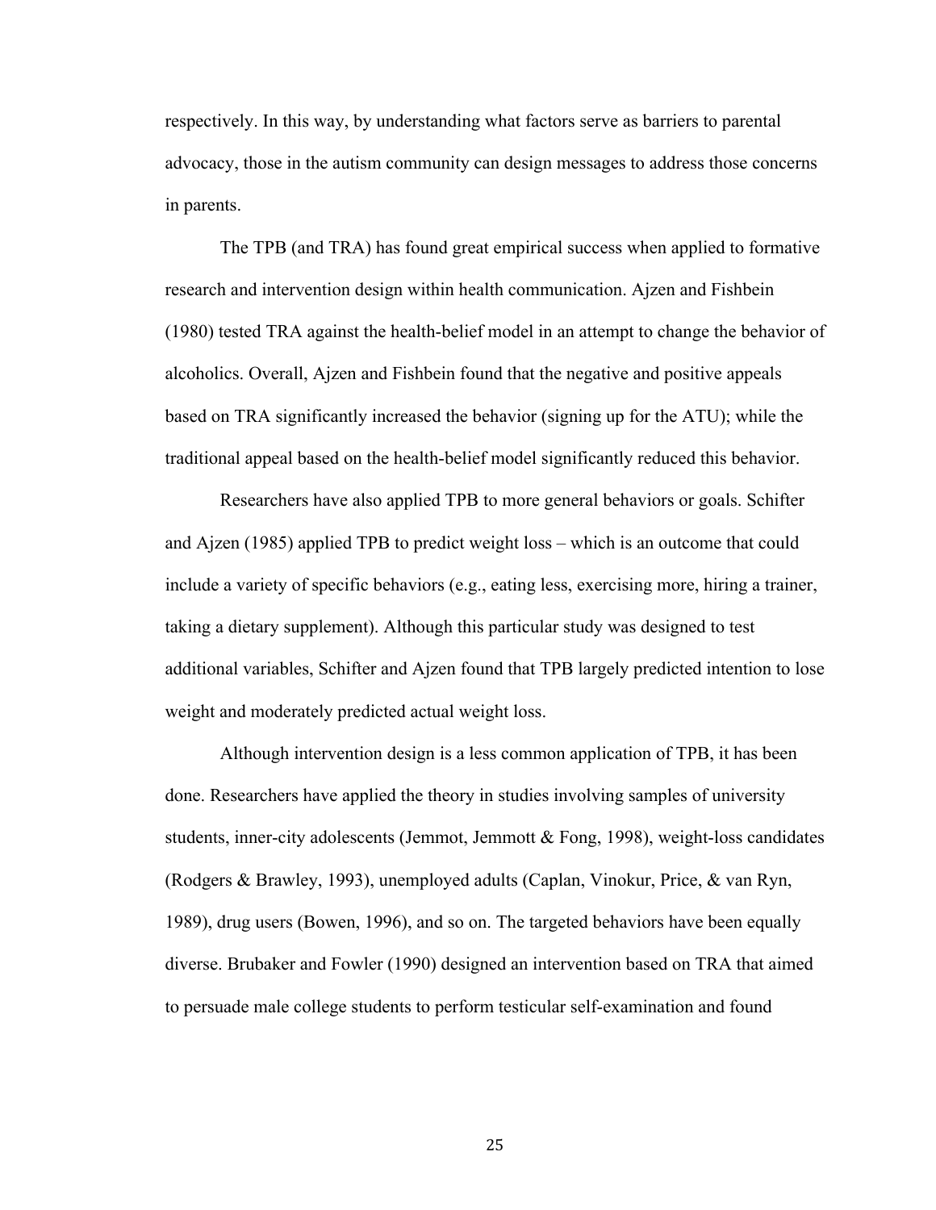respectively. In this way, by understanding what factors serve as barriers to parental advocacy, those in the autism community can design messages to address those concerns in parents.

The TPB (and TRA) has found great empirical success when applied to formative research and intervention design within health communication. Ajzen and Fishbein (1980) tested TRA against the health-belief model in an attempt to change the behavior of alcoholics. Overall, Ajzen and Fishbein found that the negative and positive appeals based on TRA significantly increased the behavior (signing up for the ATU); while the traditional appeal based on the health-belief model significantly reduced this behavior.

Researchers have also applied TPB to more general behaviors or goals. Schifter and Ajzen (1985) applied TPB to predict weight loss – which is an outcome that could include a variety of specific behaviors (e.g., eating less, exercising more, hiring a trainer, taking a dietary supplement). Although this particular study was designed to test additional variables, Schifter and Ajzen found that TPB largely predicted intention to lose weight and moderately predicted actual weight loss.

Although intervention design is a less common application of TPB, it has been done. Researchers have applied the theory in studies involving samples of university students, inner-city adolescents (Jemmot, Jemmott & Fong, 1998), weight-loss candidates (Rodgers & Brawley, 1993), unemployed adults (Caplan, Vinokur, Price, & van Ryn, 1989), drug users (Bowen, 1996), and so on. The targeted behaviors have been equally diverse. Brubaker and Fowler (1990) designed an intervention based on TRA that aimed to persuade male college students to perform testicular self-examination and found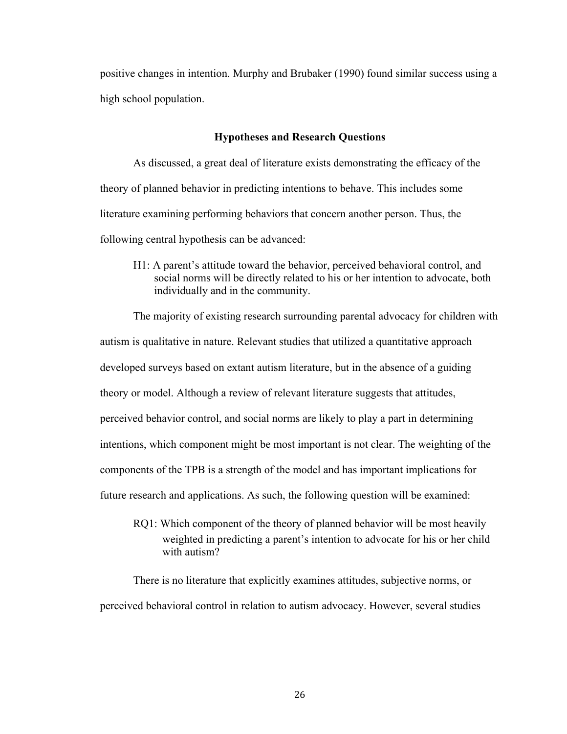positive changes in intention. Murphy and Brubaker (1990) found similar success using a high school population.

## Hypotheses and Research Questions

As discussed, a great deal of literature exists demonstrating the efficacy of the theory of planned behavior in predicting intentions to behave. This includes some literature examining performing behaviors that concern another person. Thus, the following central hypothesis can be advanced:

> H1: A parent's attitude toward the behavior, perceived behavioral control, and social norms will be directly related to his or her intention to advocate, both individually and in the community.

The majority of existing research surrounding parental advocacy for children with autism is qualitative in nature. Relevant studies that utilized a quantitative approach developed surveys based on extant autism literature, but in the absence of a guiding theory or model. Although a review of relevant literature suggests that attitudes, perceived behavior control, and social norms are likely to play a part in determining intentions, which component might be most important is not clear. The weighting of the components of the TPB is a strength of the model and has important implications for future research and applications. As such, the following question will be examined:

> RQ1: Which component of the theory of planned behavior will be most heavily weighted in predicting a parent's intention to advocate for his or her child with autism?

There is no literature that explicitly examines attitudes, subjective norms, or perceived behavioral control in relation to autism advocacy. However, several studies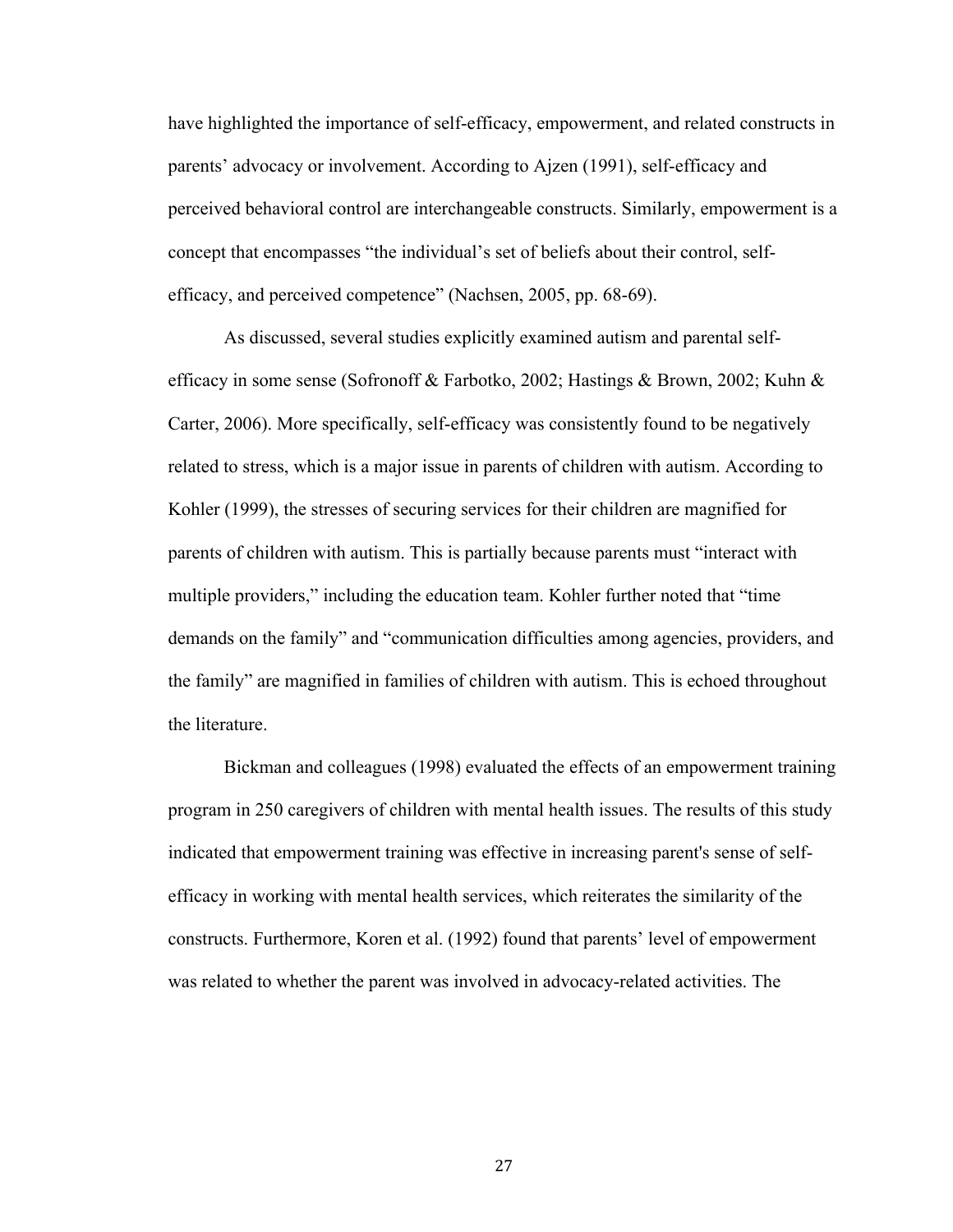have highlighted the importance of self-efficacy, empowerment, and related constructs in parents' advocacy or involvement. According to Ajzen (1991), self-efficacy and perceived behavioral control are interchangeable constructs. Similarly, empowerment is a concept that encompasses "the individual's set of beliefs about their control, self-efficacy, and perceived competence" (Nachsen, 2005, pp. 68-69).

As discussed, several studies explicitly examined autism and parental self-efficacy in some sense (Sofronoff & Farbotko, 2002; Hastings & Brown, 2002; Kuhn & Carter, 2006). More specifically, self-efficacy was consistently found to be negatively related to stress, which is a major issue in parents of children with autism. According to Kohler (1999), the stresses of securing services for their children are magnified for parents of children with autism. This is partially because parents must "interact with multiple providers," including the education team. Kohler further noted that "time demands on the family" and "communication difficulties among agencies, providers, and the family" are magnified in families of children with autism. This is echoed throughout the literature.

Bickman and colleagues (1998) evaluated the effects of an empowerment training program in 250 caregivers of children with mental health issues. The results of this study indicated that empowerment training was effective in increasing parent's sense of self-efficacy in working with mental health services, which reiterates the similarity of the constructs. Furthermore, Koren et al. (1992) found that parents' level of empowerment was related to whether the parent was involved in advocacy-related activities. The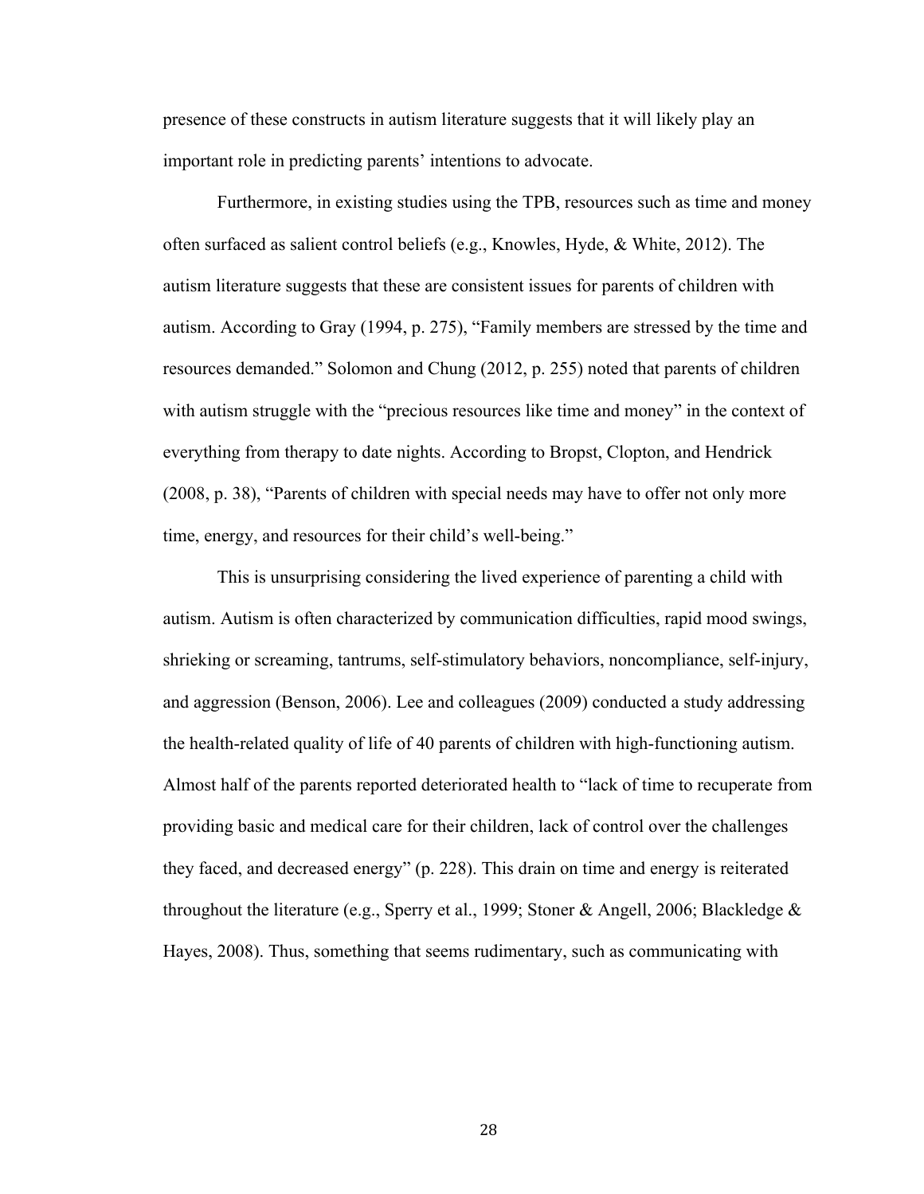presence of these constructs in autism literature suggests that it will likely play an important role in predicting parents' intentions to advocate.

Furthermore, in existing studies using the TPB, resources such as time and money often surfaced as salient control beliefs (e.g., Knowles, Hyde, & White, 2012). The autism literature suggests that these are consistent issues for parents of children with autism. According to Gray (1994, p. 275), "Family members are stressed by the time and resources demanded." Solomon and Chung (2012, p. 255) noted that parents of children with autism struggle with the "precious resources like time and money" in the context of everything from therapy to date nights. According to Bropst, Clopton, and Hendrick (2008, p. 38), "Parents of children with special needs may have to offer not only more time, energy, and resources for their child's well-being."

This is unsurprising considering the lived experience of parenting a child with autism. Autism is often characterized by communication difficulties, rapid mood swings, shrieking or screaming, tantrums, self-stimulatory behaviors, noncompliance, self-injury, and aggression (Benson, 2006). Lee and colleagues (2009) conducted a study addressing the health-related quality of life of 40 parents of children with high-functioning autism. Almost half of the parents reported deteriorated health to "lack of time to recuperate from providing basic and medical care for their children, lack of control over the challenges they faced, and decreased energy" (p. 228). This drain on time and energy is reiterated throughout the literature (e.g., Sperry et al., 1999; Stoner & Angell, 2006; Blackledge & Hayes, 2008). Thus, something that seems rudimentary, such as communicating with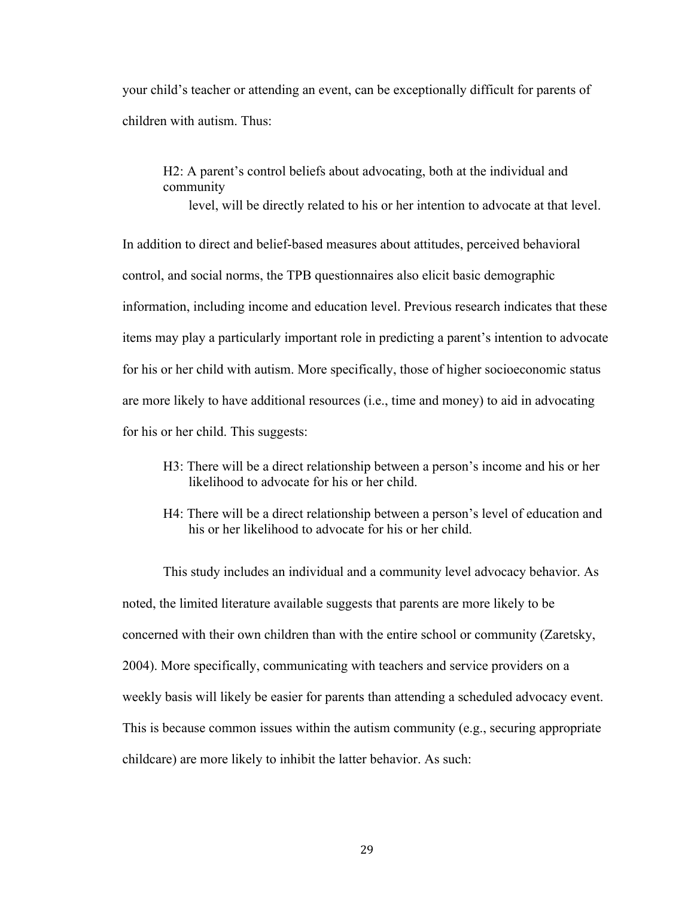your child's teacher or attending an event, can be exceptionally difficult for parents of children with autism. Thus:

> H2: A parent's control beliefs about advocating, both at the individual and community level, will be directly related to his or her intention to advocate at that level.

In addition to direct and belief-based measures about attitudes, perceived behavioral control, and social norms, the TPB questionnaires also elicit basic demographic information, including income and education level. Previous research indicates that these items may play a particularly important role in predicting a parent's intention to advocate for his or her child with autism. More specifically, those of higher socioeconomic status are more likely to have additional resources (i.e., time and money) to aid in advocating for his or her child. This suggests:

> H3: There will be a direct relationship between a person's income and his or her likelihood to advocate for his or her child.
>
> H4: There will be a direct relationship between a person's level of education and his or her likelihood to advocate for his or her child.

This study includes an individual and a community level advocacy behavior. As noted, the limited literature available suggests that parents are more likely to be concerned with their own children than with the entire school or community (Zaretsky, 2004). More specifically, communicating with teachers and service providers on a weekly basis will likely be easier for parents than attending a scheduled advocacy event. This is because common issues within the autism community (e.g., securing appropriate childcare) are more likely to inhibit the latter behavior. As such: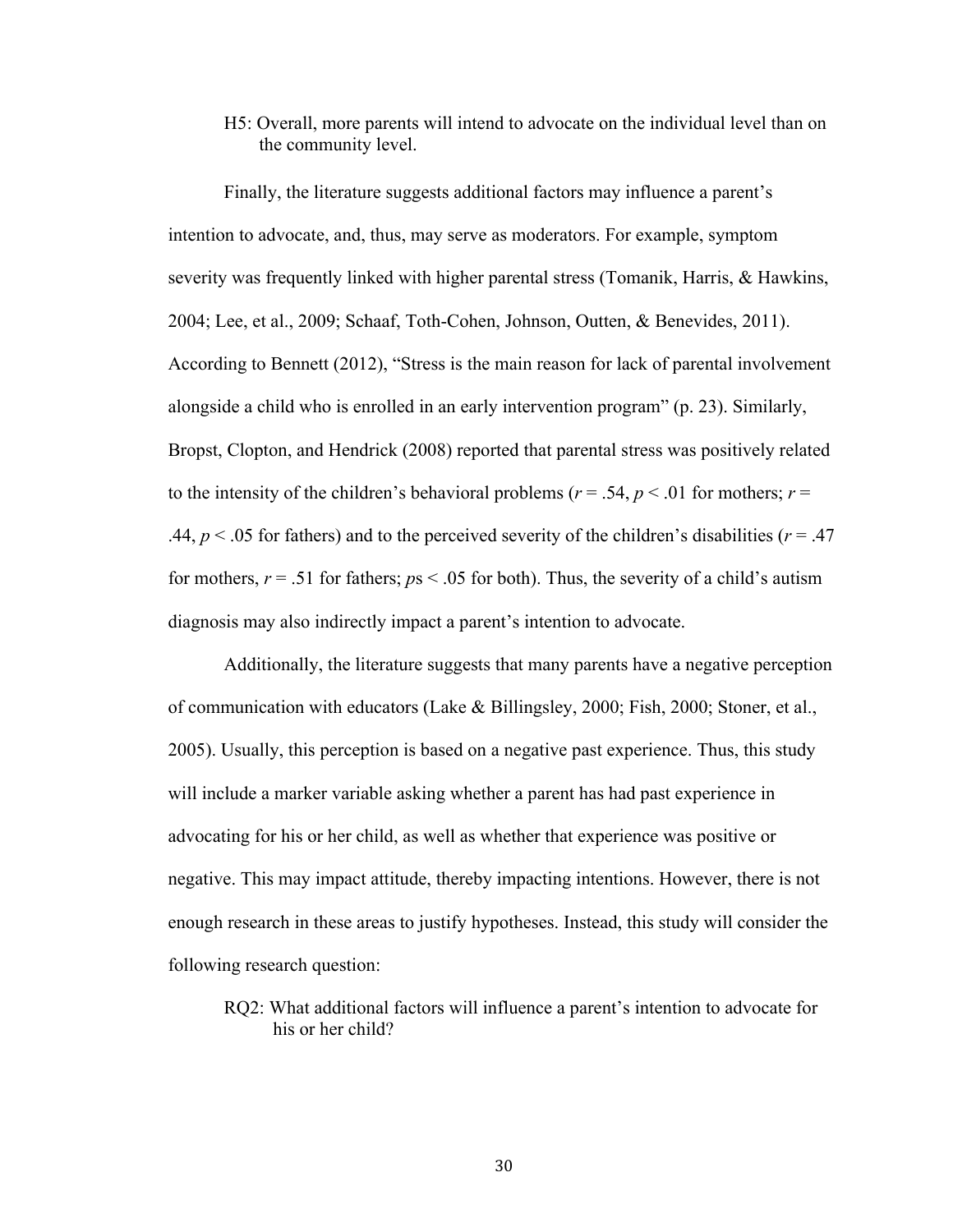H5: Overall, more parents will intend to advocate on the individual level than on the community level.

Finally, the literature suggests additional factors may influence a parent's intention to advocate, and, thus, may serve as moderators. For example, symptom severity was frequently linked with higher parental stress (Tomanik, Harris, & Hawkins, 2004; Lee, et al., 2009; Schaaf, Toth-Cohen, Johnson, Outten, & Benevides, 2011). According to Bennett (2012), "Stress is the main reason for lack of parental involvement alongside a child who is enrolled in an early intervention program" (p. 23). Similarly, Bropst, Clopton, and Hendrick (2008) reported that parental stress was positively related to the intensity of the children's behavioral problems ($r = .54$, $p < .01$ for mothers; $r = .44$, $p < .05$ for fathers) and to the perceived severity of the children's disabilities ($r = .47$ for mothers, $r = .51$ for fathers; $p$s $< .05$ for both). Thus, the severity of a child's autism diagnosis may also indirectly impact a parent's intention to advocate.

Additionally, the literature suggests that many parents have a negative perception of communication with educators (Lake & Billingsley, 2000; Fish, 2000; Stoner, et al., 2005). Usually, this perception is based on a negative past experience. Thus, this study will include a marker variable asking whether a parent has had past experience in advocating for his or her child, as well as whether that experience was positive or negative. This may impact attitude, thereby impacting intentions. However, there is not enough research in these areas to justify hypotheses. Instead, this study will consider the following research question:

RQ2: What additional factors will influence a parent's intention to advocate for his or her child?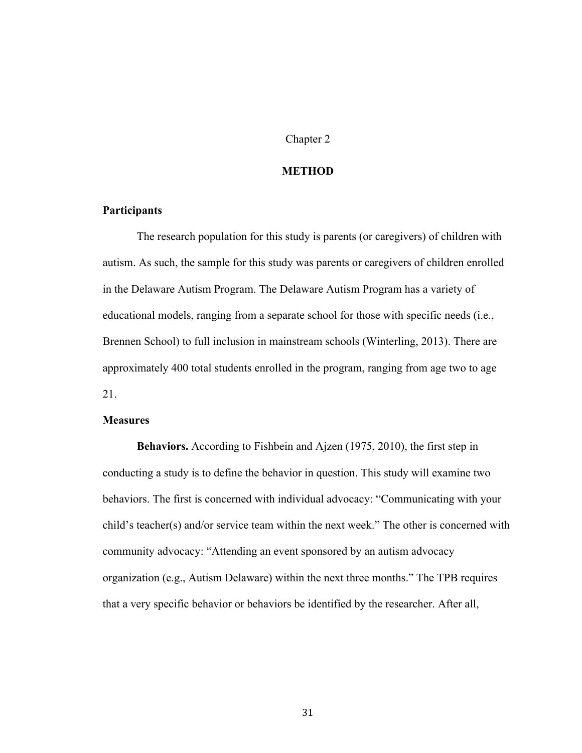# Chapter 2

# METHOD

## Participants

The research population for this study is parents (or caregivers) of children with autism. As such, the sample for this study was parents or caregivers of children enrolled in the Delaware Autism Program. The Delaware Autism Program has a variety of educational models, ranging from a separate school for those with specific needs (i.e., Brennen School) to full inclusion in mainstream schools (Winterling, 2013). There are approximately 400 total students enrolled in the program, ranging from age two to age 21.

## Measures

**Behaviors.** According to Fishbein and Ajzen (1975, 2010), the first step in conducting a study is to define the behavior in question. This study will examine two behaviors. The first is concerned with individual advocacy: "Communicating with your child's teacher(s) and/or service team within the next week." The other is concerned with community advocacy: "Attending an event sponsored by an autism advocacy organization (e.g., Autism Delaware) within the next three months." The TPB requires that a very specific behavior or behaviors be identified by the researcher. After all,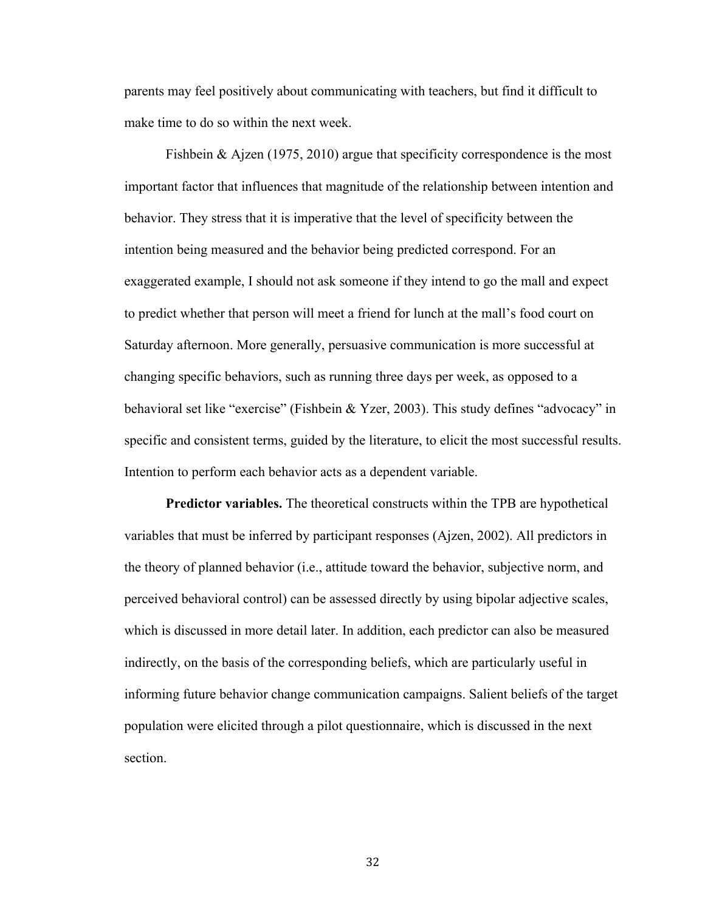parents may feel positively about communicating with teachers, but find it difficult to make time to do so within the next week.

Fishbein & Ajzen (1975, 2010) argue that specificity correspondence is the most important factor that influences that magnitude of the relationship between intention and behavior. They stress that it is imperative that the level of specificity between the intention being measured and the behavior being predicted correspond. For an exaggerated example, I should not ask someone if they intend to go the mall and expect to predict whether that person will meet a friend for lunch at the mall's food court on Saturday afternoon. More generally, persuasive communication is more successful at changing specific behaviors, such as running three days per week, as opposed to a behavioral set like "exercise" (Fishbein & Yzer, 2003). This study defines "advocacy" in specific and consistent terms, guided by the literature, to elicit the most successful results. Intention to perform each behavior acts as a dependent variable.

**Predictor variables.** The theoretical constructs within the TPB are hypothetical variables that must be inferred by participant responses (Ajzen, 2002). All predictors in the theory of planned behavior (i.e., attitude toward the behavior, subjective norm, and perceived behavioral control) can be assessed directly by using bipolar adjective scales, which is discussed in more detail later. In addition, each predictor can also be measured indirectly, on the basis of the corresponding beliefs, which are particularly useful in informing future behavior change communication campaigns. Salient beliefs of the target population were elicited through a pilot questionnaire, which is discussed in the next section.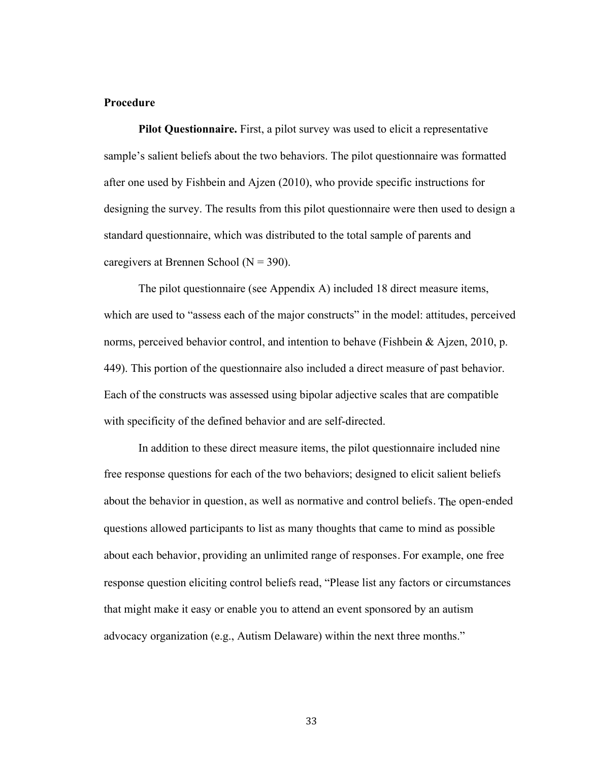## Procedure

**Pilot Questionnaire.** First, a pilot survey was used to elicit a representative sample's salient beliefs about the two behaviors. The pilot questionnaire was formatted after one used by Fishbein and Ajzen (2010), who provide specific instructions for designing the survey. The results from this pilot questionnaire were then used to design a standard questionnaire, which was distributed to the total sample of parents and caregivers at Brennen School (N = 390).

The pilot questionnaire (see Appendix A) included 18 direct measure items, which are used to "assess each of the major constructs" in the model: attitudes, perceived norms, perceived behavior control, and intention to behave (Fishbein & Ajzen, 2010, p. 449). This portion of the questionnaire also included a direct measure of past behavior. Each of the constructs was assessed using bipolar adjective scales that are compatible with specificity of the defined behavior and are self-directed.

In addition to these direct measure items, the pilot questionnaire included nine free response questions for each of the two behaviors; designed to elicit salient beliefs about the behavior in question, as well as normative and control beliefs. The open-ended questions allowed participants to list as many thoughts that came to mind as possible about each behavior, providing an unlimited range of responses. For example, one free response question eliciting control beliefs read, "Please list any factors or circumstances that might make it easy or enable you to attend an event sponsored by an autism advocacy organization (e.g., Autism Delaware) within the next three months."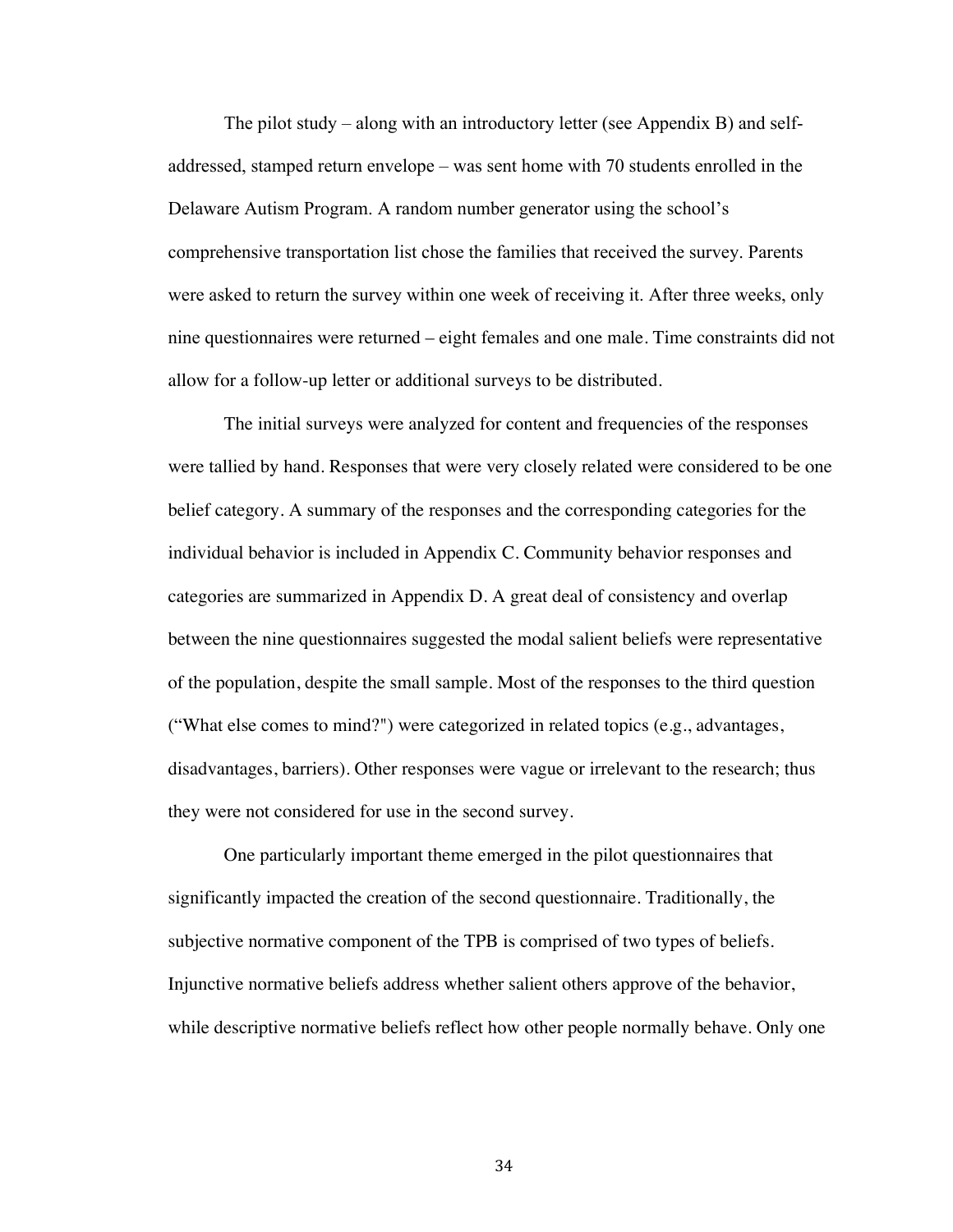The pilot study – along with an introductory letter (see Appendix B) and self-addressed, stamped return envelope – was sent home with 70 students enrolled in the Delaware Autism Program. A random number generator using the school's comprehensive transportation list chose the families that received the survey. Parents were asked to return the survey within one week of receiving it. After three weeks, only nine questionnaires were returned – eight females and one male. Time constraints did not allow for a follow-up letter or additional surveys to be distributed.

The initial surveys were analyzed for content and frequencies of the responses were tallied by hand. Responses that were very closely related were considered to be one belief category. A summary of the responses and the corresponding categories for the individual behavior is included in Appendix C. Community behavior responses and categories are summarized in Appendix D. A great deal of consistency and overlap between the nine questionnaires suggested the modal salient beliefs were representative of the population, despite the small sample. Most of the responses to the third question ("What else comes to mind?") were categorized in related topics (e.g., advantages, disadvantages, barriers). Other responses were vague or irrelevant to the research; thus they were not considered for use in the second survey.

One particularly important theme emerged in the pilot questionnaires that significantly impacted the creation of the second questionnaire. Traditionally, the subjective normative component of the TPB is comprised of two types of beliefs. Injunctive normative beliefs address whether salient others approve of the behavior, while descriptive normative beliefs reflect how other people normally behave. Only one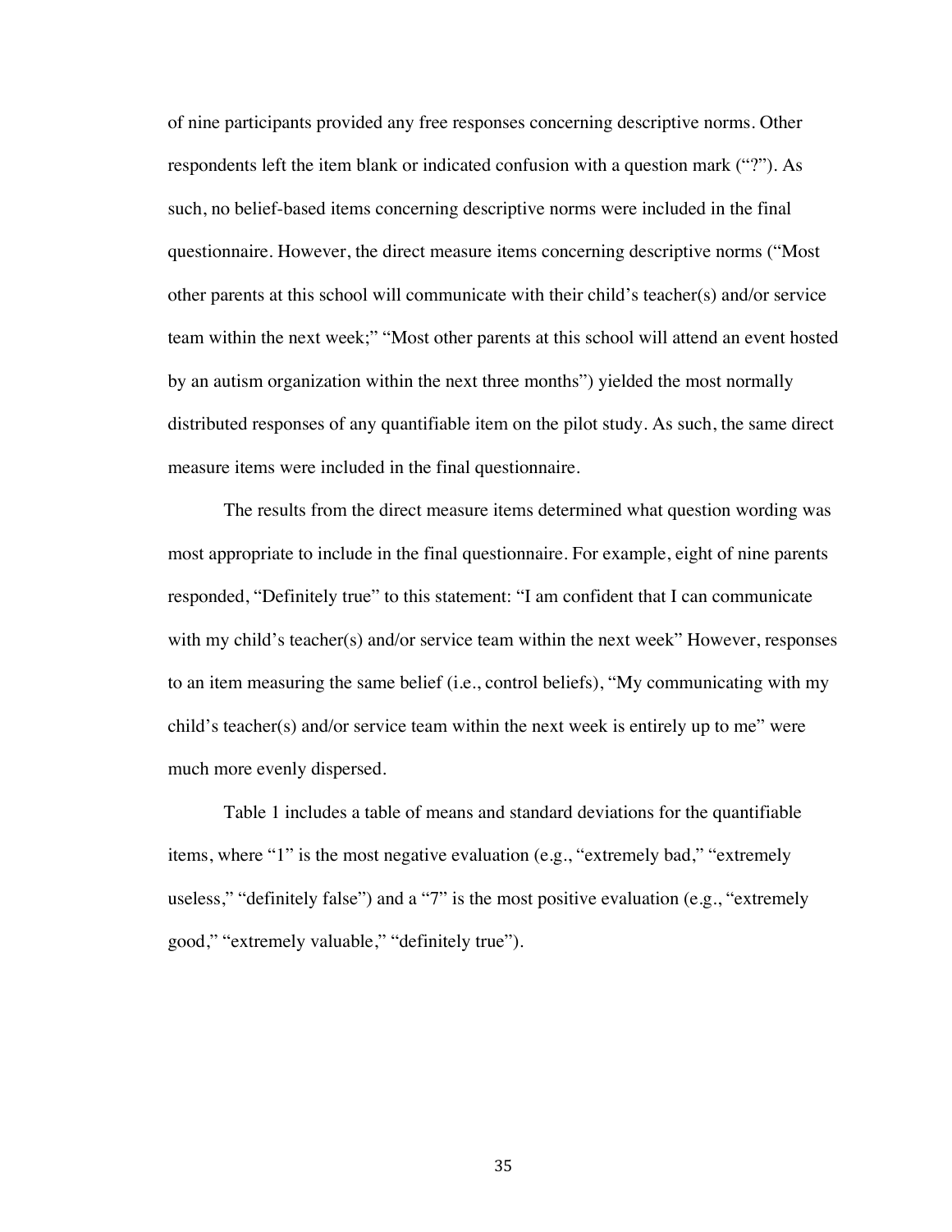of nine participants provided any free responses concerning descriptive norms. Other respondents left the item blank or indicated confusion with a question mark ("?"). As such, no belief-based items concerning descriptive norms were included in the final questionnaire. However, the direct measure items concerning descriptive norms ("Most other parents at this school will communicate with their child's teacher(s) and/or service team within the next week;" "Most other parents at this school will attend an event hosted by an autism organization within the next three months") yielded the most normally distributed responses of any quantifiable item on the pilot study. As such, the same direct measure items were included in the final questionnaire.

The results from the direct measure items determined what question wording was most appropriate to include in the final questionnaire. For example, eight of nine parents responded, "Definitely true" to this statement: "I am confident that I can communicate with my child's teacher(s) and/or service team within the next week" However, responses to an item measuring the same belief (i.e., control beliefs), "My communicating with my child's teacher(s) and/or service team within the next week is entirely up to me" were much more evenly dispersed.

Table 1 includes a table of means and standard deviations for the quantifiable items, where "1" is the most negative evaluation (e.g., "extremely bad," "extremely useless," "definitely false") and a "7" is the most positive evaluation (e.g., "extremely good," "extremely valuable," "definitely true").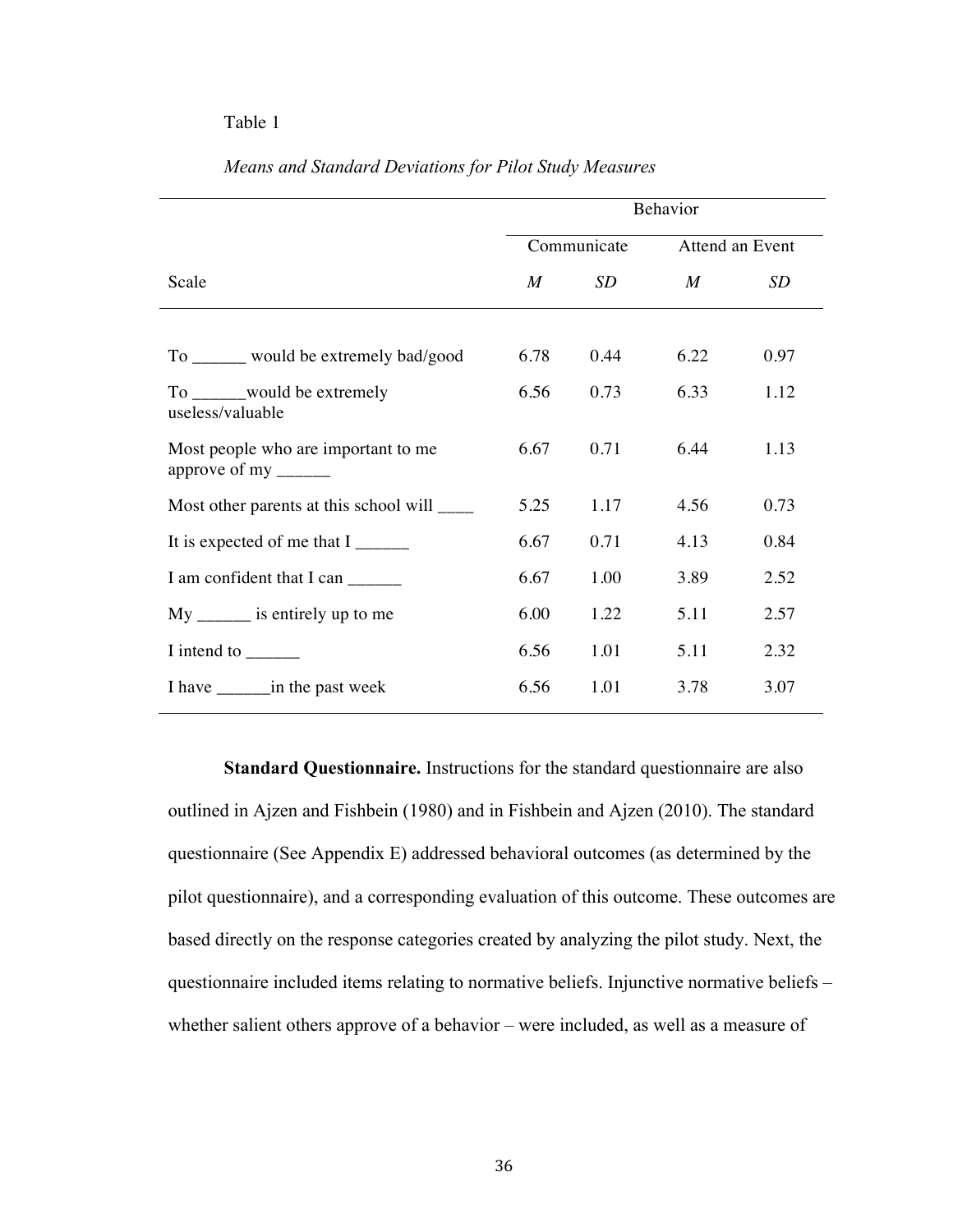Table 1

*Means and Standard Deviations for Pilot Study Measures*

| | Behavior | | | |
|---|---|---|---|---|
| | Communicate | | Attend an Event | |
| Scale | *M* | *SD* | *M* | *SD* |
| To ______ would be extremely bad/good | 6.78 | 0.44 | 6.22 | 0.97 |
| To ______would be extremely useless/valuable | 6.56 | 0.73 | 6.33 | 1.12 |
| Most people who are important to me approve of my ______ | 6.67 | 0.71 | 6.44 | 1.13 |
| Most other parents at this school will ____ | 5.25 | 1.17 | 4.56 | 0.73 |
| It is expected of me that I ______ | 6.67 | 0.71 | 4.13 | 0.84 |
| I am confident that I can ______ | 6.67 | 1.00 | 3.89 | 2.52 |
| My ______ is entirely up to me | 6.00 | 1.22 | 5.11 | 2.57 |
| I intend to ______ | 6.56 | 1.01 | 5.11 | 2.32 |
| I have ______in the past week | 6.56 | 1.01 | 3.78 | 3.07 |

**Standard Questionnaire.** Instructions for the standard questionnaire are also outlined in Ajzen and Fishbein (1980) and in Fishbein and Ajzen (2010). The standard questionnaire (See Appendix E) addressed behavioral outcomes (as determined by the pilot questionnaire), and a corresponding evaluation of this outcome. These outcomes are based directly on the response categories created by analyzing the pilot study. Next, the questionnaire included items relating to normative beliefs. Injunctive normative beliefs – whether salient others approve of a behavior – were included, as well as a measure of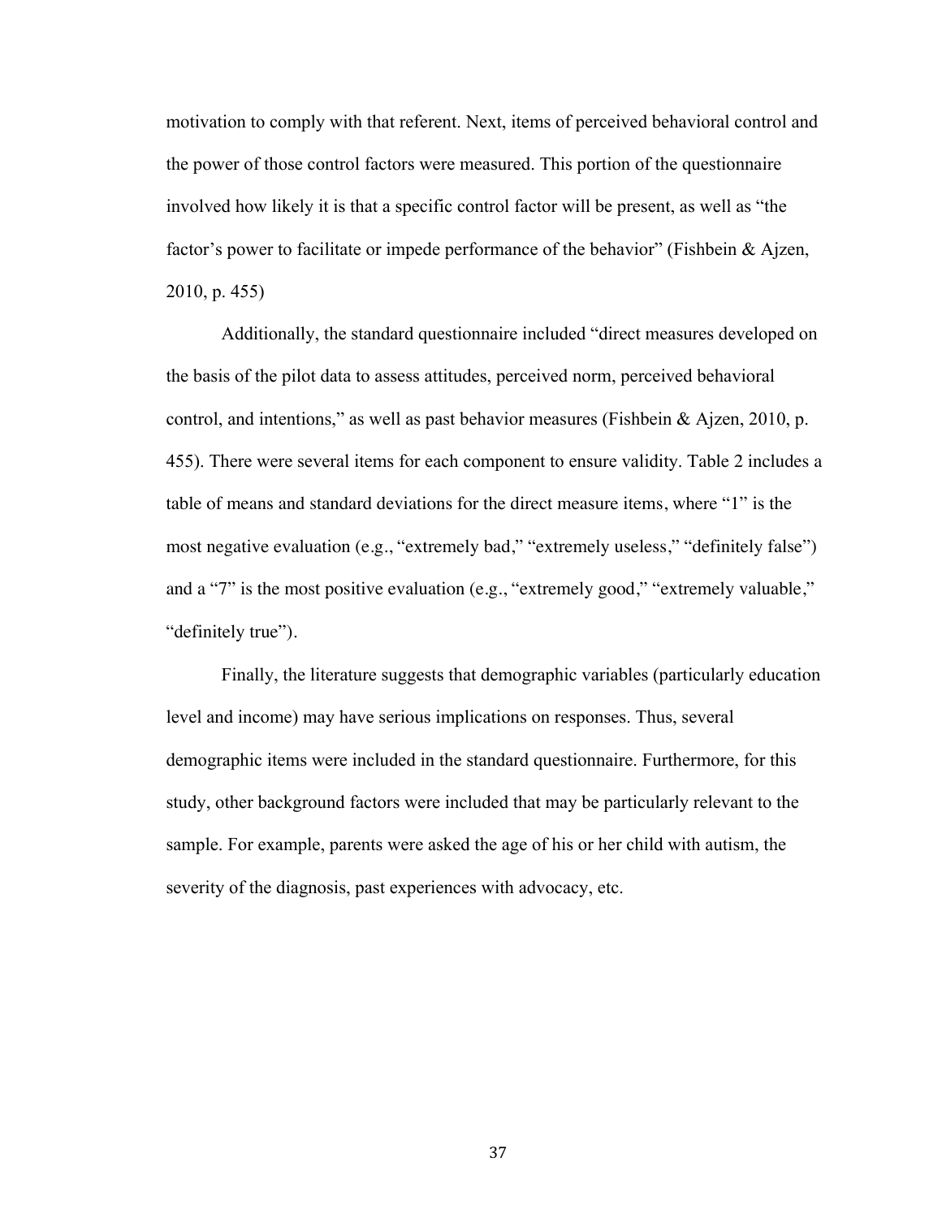motivation to comply with that referent. Next, items of perceived behavioral control and the power of those control factors were measured. This portion of the questionnaire involved how likely it is that a specific control factor will be present, as well as "the factor's power to facilitate or impede performance of the behavior" (Fishbein & Ajzen, 2010, p. 455)

Additionally, the standard questionnaire included "direct measures developed on the basis of the pilot data to assess attitudes, perceived norm, perceived behavioral control, and intentions," as well as past behavior measures (Fishbein & Ajzen, 2010, p. 455). There were several items for each component to ensure validity. Table 2 includes a table of means and standard deviations for the direct measure items, where "1" is the most negative evaluation (e.g., "extremely bad," "extremely useless," "definitely false") and a "7" is the most positive evaluation (e.g., "extremely good," "extremely valuable," "definitely true").

Finally, the literature suggests that demographic variables (particularly education level and income) may have serious implications on responses. Thus, several demographic items were included in the standard questionnaire. Furthermore, for this study, other background factors were included that may be particularly relevant to the sample. For example, parents were asked the age of his or her child with autism, the severity of the diagnosis, past experiences with advocacy, etc.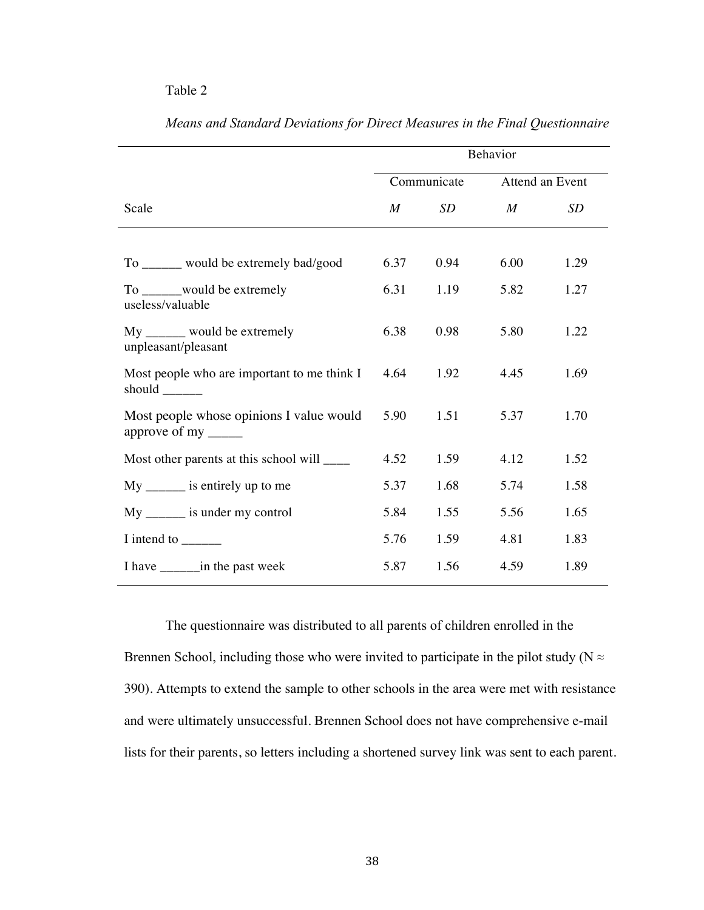Table 2

*Means and Standard Deviations for Direct Measures in the Final Questionnaire*

| | Behavior | | | |
|---|---|---|---|---|
| | Communicate | | Attend an Event | |
| Scale | *M* | *SD* | *M* | *SD* |
| To ______ would be extremely bad/good | 6.37 | 0.94 | 6.00 | 1.29 |
| To ______would be extremely useless/valuable | 6.31 | 1.19 | 5.82 | 1.27 |
| My ______ would be extremely unpleasant/pleasant | 6.38 | 0.98 | 5.80 | 1.22 |
| Most people who are important to me think I should ______ | 4.64 | 1.92 | 4.45 | 1.69 |
| Most people whose opinions I value would approve of my _____ | 5.90 | 1.51 | 5.37 | 1.70 |
| Most other parents at this school will ____ | 4.52 | 1.59 | 4.12 | 1.52 |
| My ______ is entirely up to me | 5.37 | 1.68 | 5.74 | 1.58 |
| My ______ is under my control | 5.84 | 1.55 | 5.56 | 1.65 |
| I intend to ______ | 5.76 | 1.59 | 4.81 | 1.83 |
| I have ______in the past week | 5.87 | 1.56 | 4.59 | 1.89 |

The questionnaire was distributed to all parents of children enrolled in the Brennen School, including those who were invited to participate in the pilot study ($N \approx 390$). Attempts to extend the sample to other schools in the area were met with resistance and were ultimately unsuccessful. Brennen School does not have comprehensive e-mail lists for their parents, so letters including a shortened survey link was sent to each parent.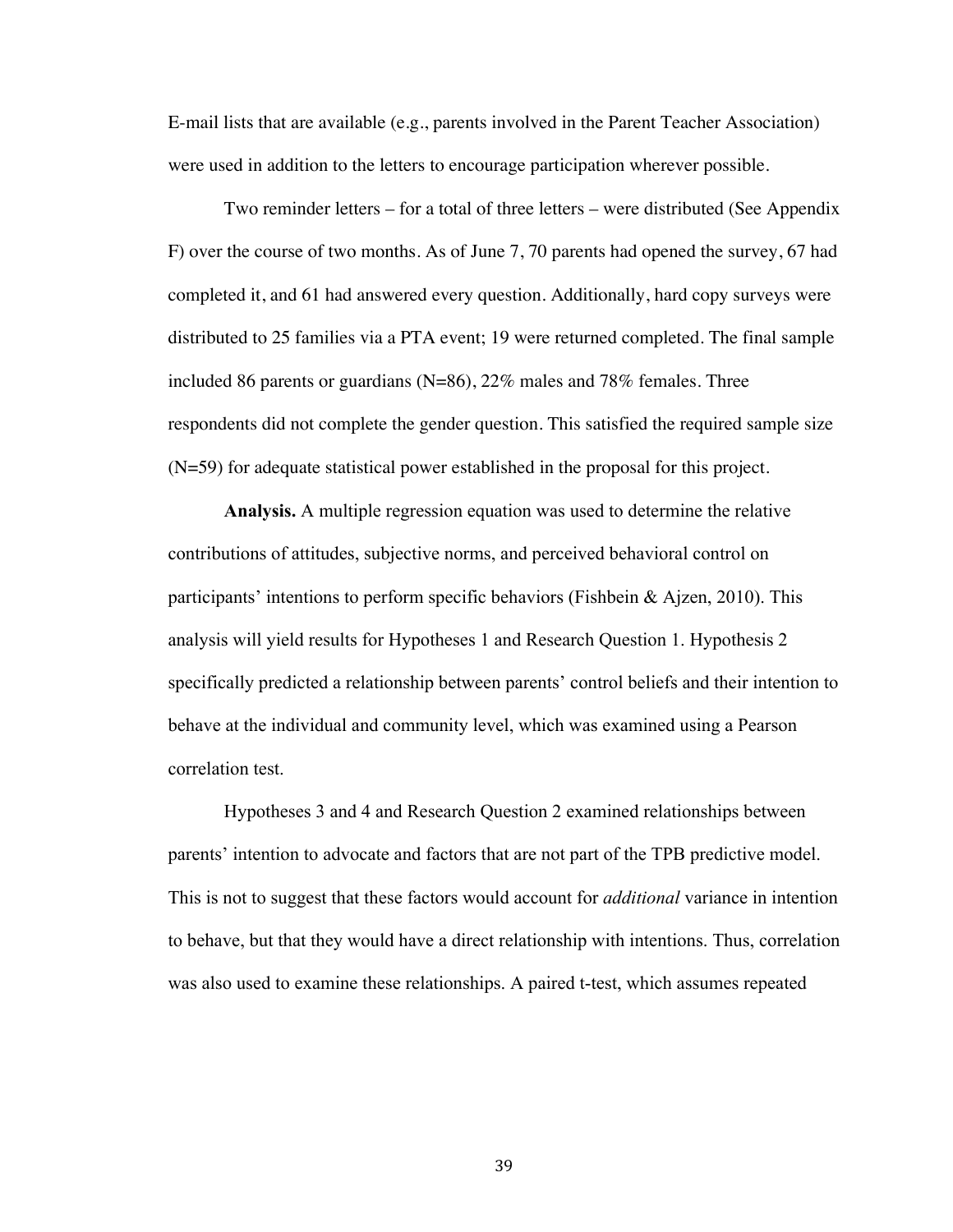E-mail lists that are available (e.g., parents involved in the Parent Teacher Association) were used in addition to the letters to encourage participation wherever possible.

Two reminder letters – for a total of three letters – were distributed (See Appendix F) over the course of two months. As of June 7, 70 parents had opened the survey, 67 had completed it, and 61 had answered every question. Additionally, hard copy surveys were distributed to 25 families via a PTA event; 19 were returned completed. The final sample included 86 parents or guardians (N=86), 22% males and 78% females. Three respondents did not complete the gender question. This satisfied the required sample size (N=59) for adequate statistical power established in the proposal for this project.

**Analysis.** A multiple regression equation was used to determine the relative contributions of attitudes, subjective norms, and perceived behavioral control on participants' intentions to perform specific behaviors (Fishbein & Ajzen, 2010). This analysis will yield results for Hypotheses 1 and Research Question 1. Hypothesis 2 specifically predicted a relationship between parents' control beliefs and their intention to behave at the individual and community level, which was examined using a Pearson correlation test.

Hypotheses 3 and 4 and Research Question 2 examined relationships between parents' intention to advocate and factors that are not part of the TPB predictive model. This is not to suggest that these factors would account for *additional* variance in intention to behave, but that they would have a direct relationship with intentions. Thus, correlation was also used to examine these relationships. A paired t-test, which assumes repeated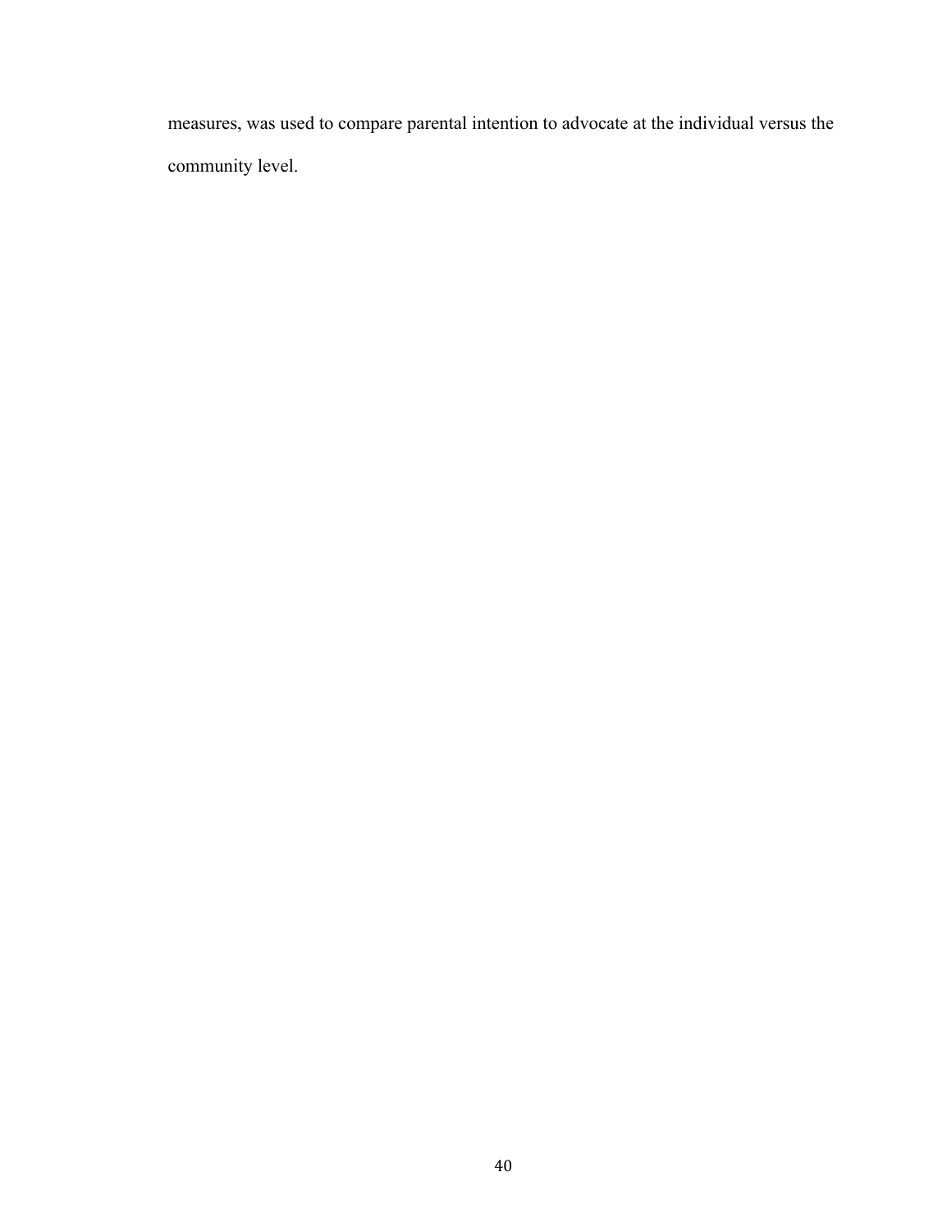measures, was used to compare parental intention to advocate at the individual versus the community level.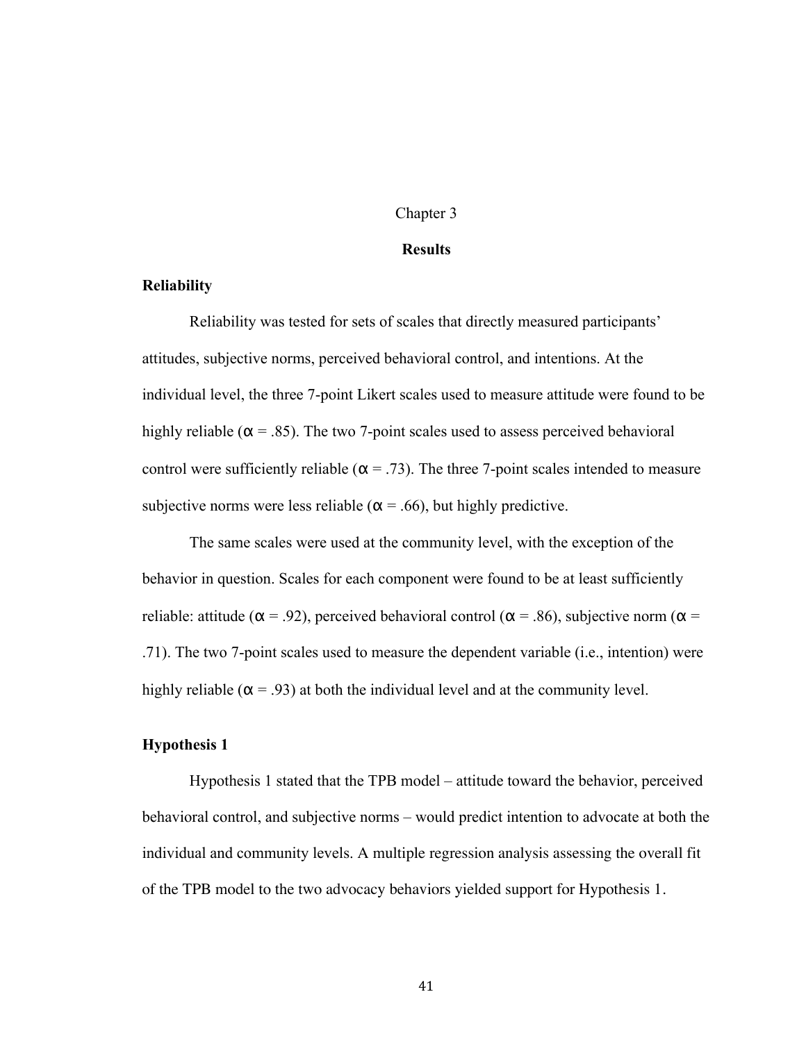# Chapter 3

## Results

### Reliability

Reliability was tested for sets of scales that directly measured participants' attitudes, subjective norms, perceived behavioral control, and intentions. At the individual level, the three 7-point Likert scales used to measure attitude were found to be highly reliable ($\alpha = .85$). The two 7-point scales used to assess perceived behavioral control were sufficiently reliable ($\alpha = .73$). The three 7-point scales intended to measure subjective norms were less reliable ($\alpha = .66$), but highly predictive.

The same scales were used at the community level, with the exception of the behavior in question. Scales for each component were found to be at least sufficiently reliable: attitude ($\alpha = .92$), perceived behavioral control ($\alpha = .86$), subjective norm ($\alpha = .71$). The two 7-point scales used to measure the dependent variable (i.e., intention) were highly reliable ($\alpha = .93$) at both the individual level and at the community level.

### Hypothesis 1

Hypothesis 1 stated that the TPB model – attitude toward the behavior, perceived behavioral control, and subjective norms – would predict intention to advocate at both the individual and community levels. A multiple regression analysis assessing the overall fit of the TPB model to the two advocacy behaviors yielded support for Hypothesis 1.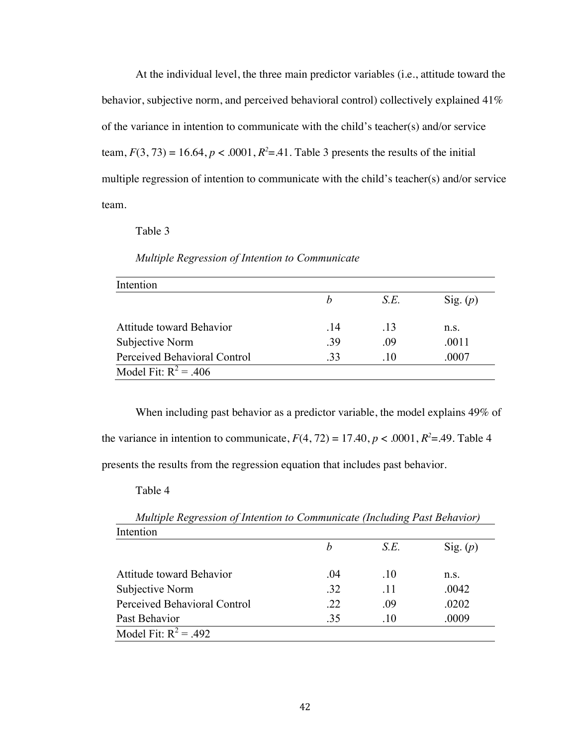At the individual level, the three main predictor variables (i.e., attitude toward the behavior, subjective norm, and perceived behavioral control) collectively explained 41% of the variance in intention to communicate with the child's teacher(s) and/or service team, $F(3, 73) = 16.64$, $p < .0001$, $R^2$=.41. Table 3 presents the results of the initial multiple regression of intention to communicate with the child's teacher(s) and/or service team.

Table 3

*Multiple Regression of Intention to Communicate*

| Intention | | | |
|---|---|---|---|
| | *b* | *S.E.* | Sig. (*p*) |
| Attitude toward Behavior | .14 | .13 | n.s. |
| Subjective Norm | .39 | .09 | .0011 |
| Perceived Behavioral Control | .33 | .10 | .0007 |
| Model Fit: $R^2$ = .406 | | | |

When including past behavior as a predictor variable, the model explains 49% of the variance in intention to communicate, $F(4, 72) = 17.40$, $p < .0001$, $R^2$=.49. Table 4 presents the results from the regression equation that includes past behavior.

Table 4

*Multiple Regression of Intention to Communicate (Including Past Behavior)*

| Intention | | | |
|---|---|---|---|
| | *b* | *S.E.* | Sig. (*p*) |
| Attitude toward Behavior | .04 | .10 | n.s. |
| Subjective Norm | .32 | .11 | .0042 |
| Perceived Behavioral Control | .22 | .09 | .0202 |
| Past Behavior | .35 | .10 | .0009 |
| Model Fit: $R^2$ = .492 | | | |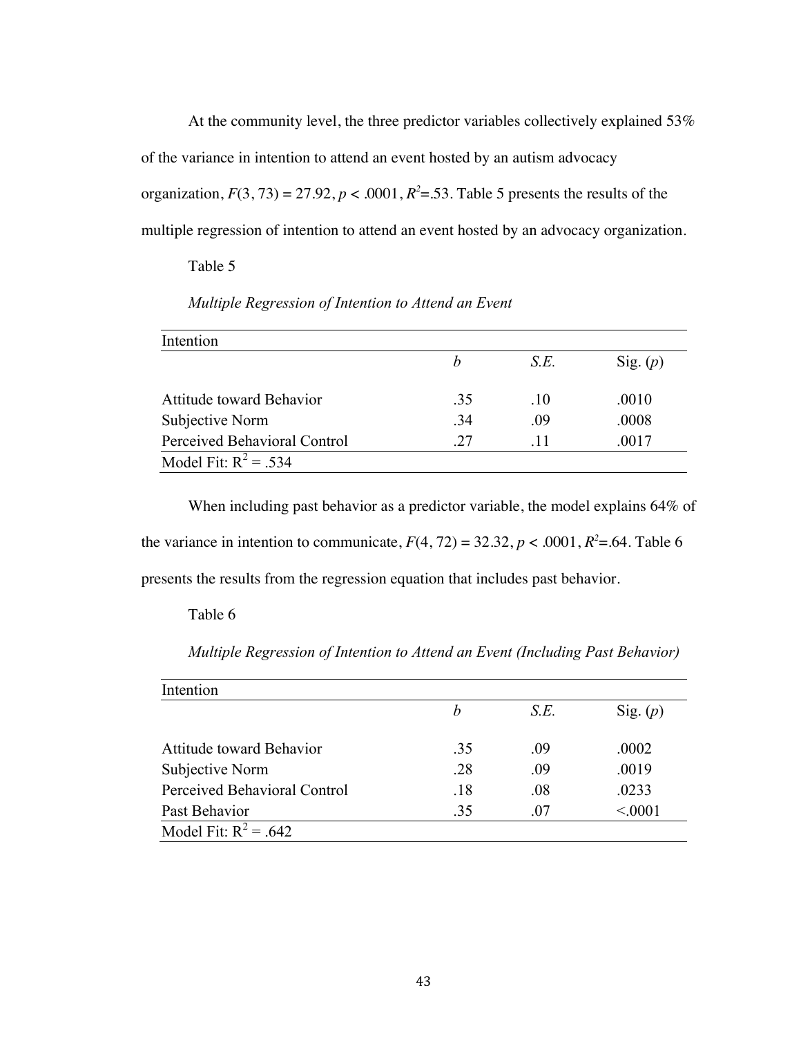At the community level, the three predictor variables collectively explained 53% of the variance in intention to attend an event hosted by an autism advocacy organization, $F(3, 73) = 27.92$, $p < .0001$, $R^2=.53$. Table 5 presents the results of the multiple regression of intention to attend an event hosted by an advocacy organization.

Table 5

*Multiple Regression of Intention to Attend an Event*

| Intention | | | |
|---|---|---|---|
| | *b* | *S.E.* | Sig. (*p*) |
| Attitude toward Behavior | .35 | .10 | .0010 |
| Subjective Norm | .34 | .09 | .0008 |
| Perceived Behavioral Control | .27 | .11 | .0017 |
| Model Fit: $R^2 = .534$ | | | |

When including past behavior as a predictor variable, the model explains 64% of the variance in intention to communicate, $F(4, 72) = 32.32$, $p < .0001$, $R^2=.64$. Table 6 presents the results from the regression equation that includes past behavior.

Table 6

*Multiple Regression of Intention to Attend an Event (Including Past Behavior)*

| Intention | | | |
|---|---|---|---|
| | *b* | *S.E.* | Sig. (*p*) |
| Attitude toward Behavior | .35 | .09 | .0002 |
| Subjective Norm | .28 | .09 | .0019 |
| Perceived Behavioral Control | .18 | .08 | .0233 |
| Past Behavior | .35 | .07 | <.0001 |
| Model Fit: $R^2 = .642$ | | | |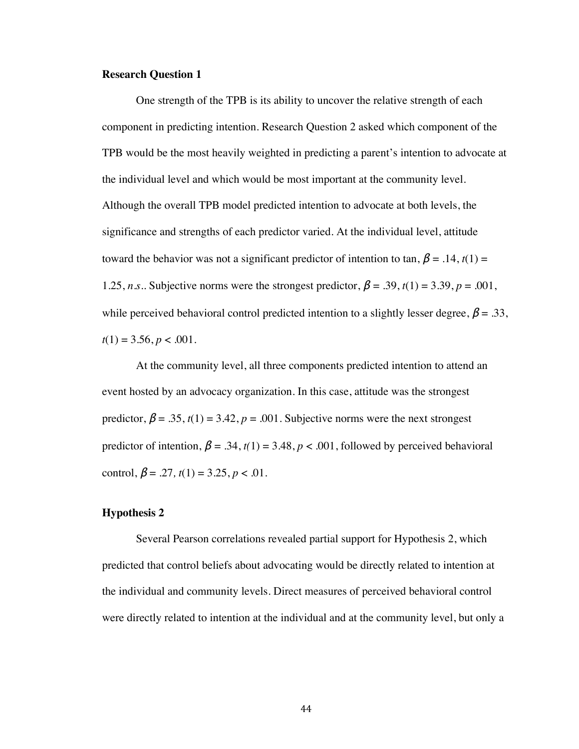**Research Question 1**

One strength of the TPB is its ability to uncover the relative strength of each component in predicting intention. Research Question 2 asked which component of the TPB would be the most heavily weighted in predicting a parent's intention to advocate at the individual level and which would be most important at the community level. Although the overall TPB model predicted intention to advocate at both levels, the significance and strengths of each predictor varied. At the individual level, attitude toward the behavior was not a significant predictor of intention to tan, $\beta = .14$, $t(1) = 1.25$, *n.s.*. Subjective norms were the strongest predictor, $\beta = .39$, $t(1) = 3.39$, $p = .001$, while perceived behavioral control predicted intention to a slightly lesser degree, $\beta = .33$, $t(1) = 3.56$, $p < .001$.

At the community level, all three components predicted intention to attend an event hosted by an advocacy organization. In this case, attitude was the strongest predictor, $\beta = .35$, $t(1) = 3.42$, $p = .001$. Subjective norms were the next strongest predictor of intention, $\beta = .34$, $t(1) = 3.48$, $p < .001$, followed by perceived behavioral control, $\beta = .27$, $t(1) = 3.25$, $p < .01$.

**Hypothesis 2**

Several Pearson correlations revealed partial support for Hypothesis 2, which predicted that control beliefs about advocating would be directly related to intention at the individual and community levels. Direct measures of perceived behavioral control were directly related to intention at the individual and at the community level, but only a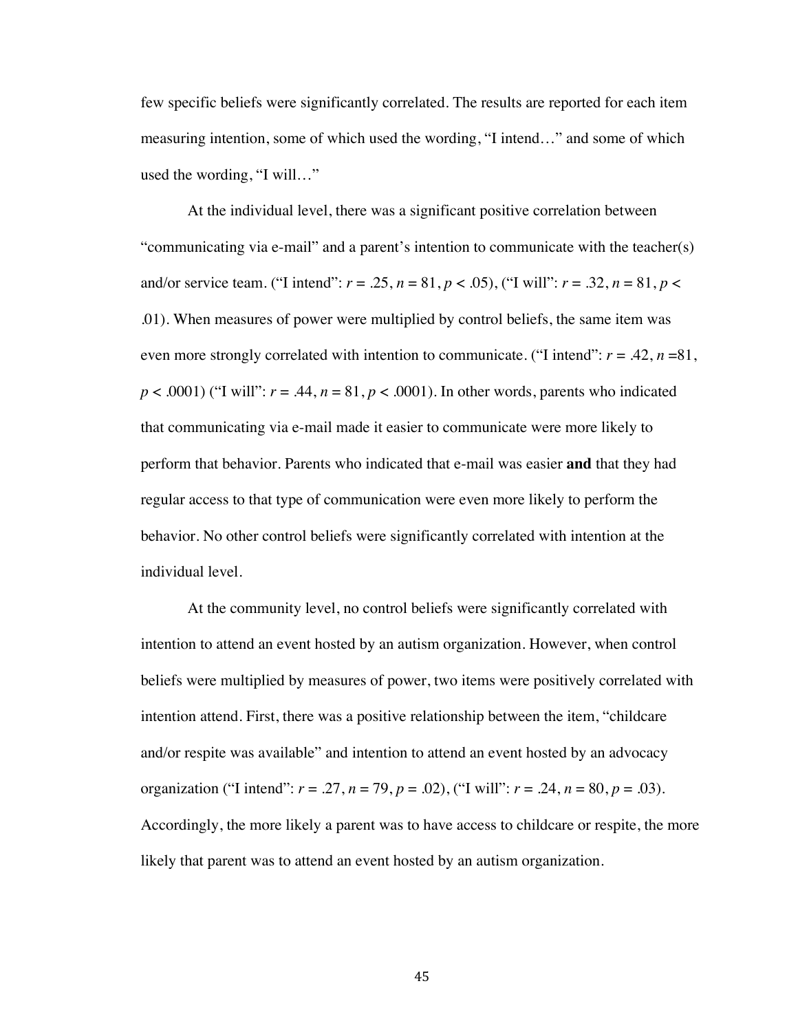few specific beliefs were significantly correlated. The results are reported for each item measuring intention, some of which used the wording, "I intend…" and some of which used the wording, "I will…"

At the individual level, there was a significant positive correlation between "communicating via e-mail" and a parent's intention to communicate with the teacher(s) and/or service team. ("I intend": $r = .25$, $n = 81$, $p < .05$), ("I will": $r = .32$, $n = 81$, $p < .01$). When measures of power were multiplied by control beliefs, the same item was even more strongly correlated with intention to communicate. ("I intend": $r = .42$, $n = 81$, $p < .0001$) ("I will": $r = .44$, $n = 81$, $p < .0001$). In other words, parents who indicated that communicating via e-mail made it easier to communicate were more likely to perform that behavior. Parents who indicated that e-mail was easier **and** that they had regular access to that type of communication were even more likely to perform the behavior. No other control beliefs were significantly correlated with intention at the individual level.

At the community level, no control beliefs were significantly correlated with intention to attend an event hosted by an autism organization. However, when control beliefs were multiplied by measures of power, two items were positively correlated with intention attend. First, there was a positive relationship between the item, "childcare and/or respite was available" and intention to attend an event hosted by an advocacy organization ("I intend": $r = .27$, $n = 79$, $p = .02$), ("I will": $r = .24$, $n = 80$, $p = .03$). Accordingly, the more likely a parent was to have access to childcare or respite, the more likely that parent was to attend an event hosted by an autism organization.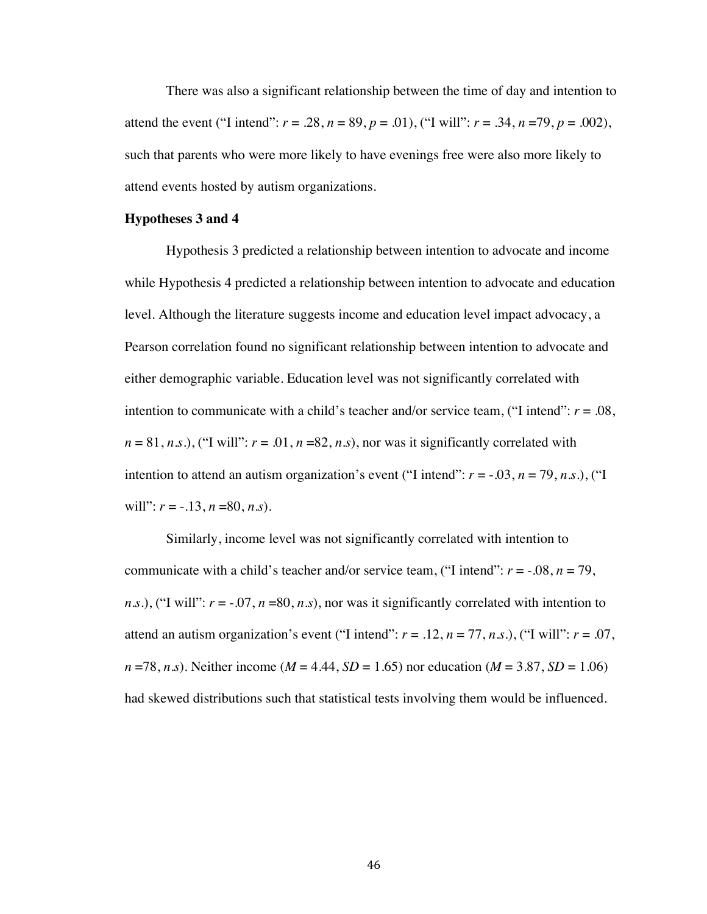There was also a significant relationship between the time of day and intention to attend the event ("I intend": $r = .28$, $n = 89$, $p = .01$), ("I will": $r = .34$, $n = 79$, $p = .002$), such that parents who were more likely to have evenings free were also more likely to attend events hosted by autism organizations.

**Hypotheses 3 and 4**

Hypothesis 3 predicted a relationship between intention to advocate and income while Hypothesis 4 predicted a relationship between intention to advocate and education level. Although the literature suggests income and education level impact advocacy, a Pearson correlation found no significant relationship between intention to advocate and either demographic variable. Education level was not significantly correlated with intention to communicate with a child's teacher and/or service team, ("I intend": $r = .08$, $n = 81$, *n.s.*), ("I will": $r = .01$, $n = 82$, *n.s*), nor was it significantly correlated with intention to attend an autism organization's event ("I intend": $r = -.03$, $n = 79$, *n.s.*), ("I will": $r = -.13$, $n = 80$, *n.s*).

Similarly, income level was not significantly correlated with intention to communicate with a child's teacher and/or service team, ("I intend": $r = -.08$, $n = 79$, *n.s.*), ("I will": $r = -.07$, $n = 80$, *n.s*), nor was it significantly correlated with intention to attend an autism organization's event ("I intend": $r = .12$, $n = 77$, *n.s.*), ("I will": $r = .07$, $n = 78$, *n.s*). Neither income ($M = 4.44$, $SD = 1.65$) nor education ($M = 3.87$, $SD = 1.06$) had skewed distributions such that statistical tests involving them would be influenced.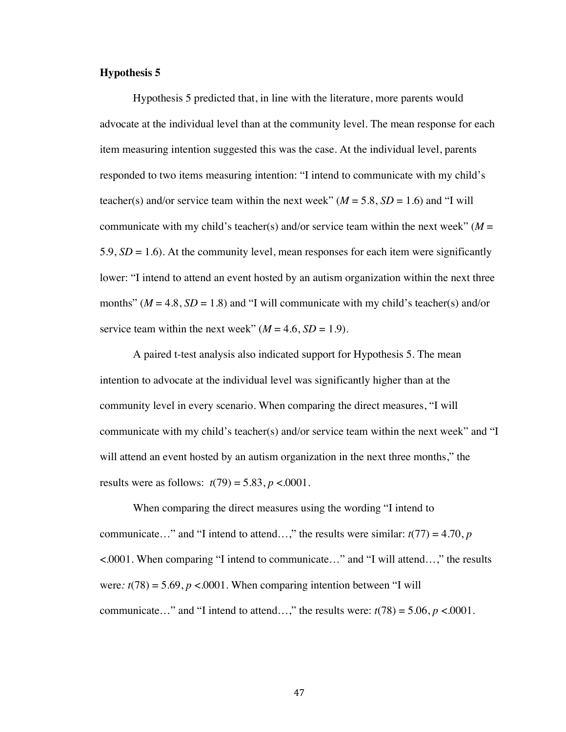**Hypothesis 5**

Hypothesis 5 predicted that, in line with the literature, more parents would advocate at the individual level than at the community level. The mean response for each item measuring intention suggested this was the case. At the individual level, parents responded to two items measuring intention: "I intend to communicate with my child's teacher(s) and/or service team within the next week" ($M = 5.8$, $SD = 1.6$) and "I will communicate with my child's teacher(s) and/or service team within the next week" ($M = 5.9$, $SD = 1.6$). At the community level, mean responses for each item were significantly lower: "I intend to attend an event hosted by an autism organization within the next three months" ($M = 4.8$, $SD = 1.8$) and "I will communicate with my child's teacher(s) and/or service team within the next week" ($M = 4.6$, $SD = 1.9$).

A paired t-test analysis also indicated support for Hypothesis 5. The mean intention to advocate at the individual level was significantly higher than at the community level in every scenario. When comparing the direct measures, "I will communicate with my child's teacher(s) and/or service team within the next week" and "I will attend an event hosted by an autism organization in the next three months," the results were as follows: $t(79) = 5.83$, $p < .0001$.

When comparing the direct measures using the wording "I intend to communicate…" and "I intend to attend…," the results were similar: $t(77) = 4.70$, $p < .0001$. When comparing "I intend to communicate…" and "I will attend…," the results were: $t(78) = 5.69$, $p < .0001$. When comparing intention between "I will communicate…" and "I intend to attend…," the results were: $t(78) = 5.06$, $p < .0001$.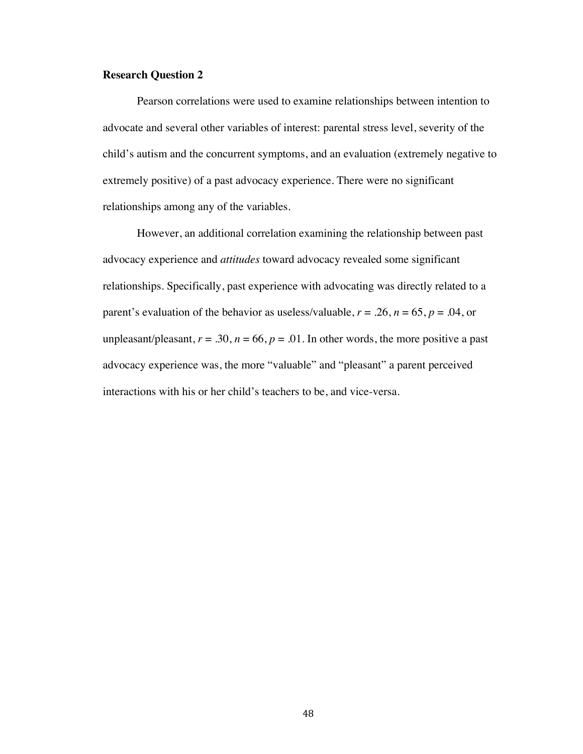**Research Question 2**

Pearson correlations were used to examine relationships between intention to advocate and several other variables of interest: parental stress level, severity of the child's autism and the concurrent symptoms, and an evaluation (extremely negative to extremely positive) of a past advocacy experience. There were no significant relationships among any of the variables.

However, an additional correlation examining the relationship between past advocacy experience and *attitudes* toward advocacy revealed some significant relationships. Specifically, past experience with advocating was directly related to a parent's evaluation of the behavior as useless/valuable, $r = .26$, $n = 65$, $p = .04$, or unpleasant/pleasant, $r = .30$, $n = 66$, $p = .01$. In other words, the more positive a past advocacy experience was, the more "valuable" and "pleasant" a parent perceived interactions with his or her child's teachers to be, and vice-versa.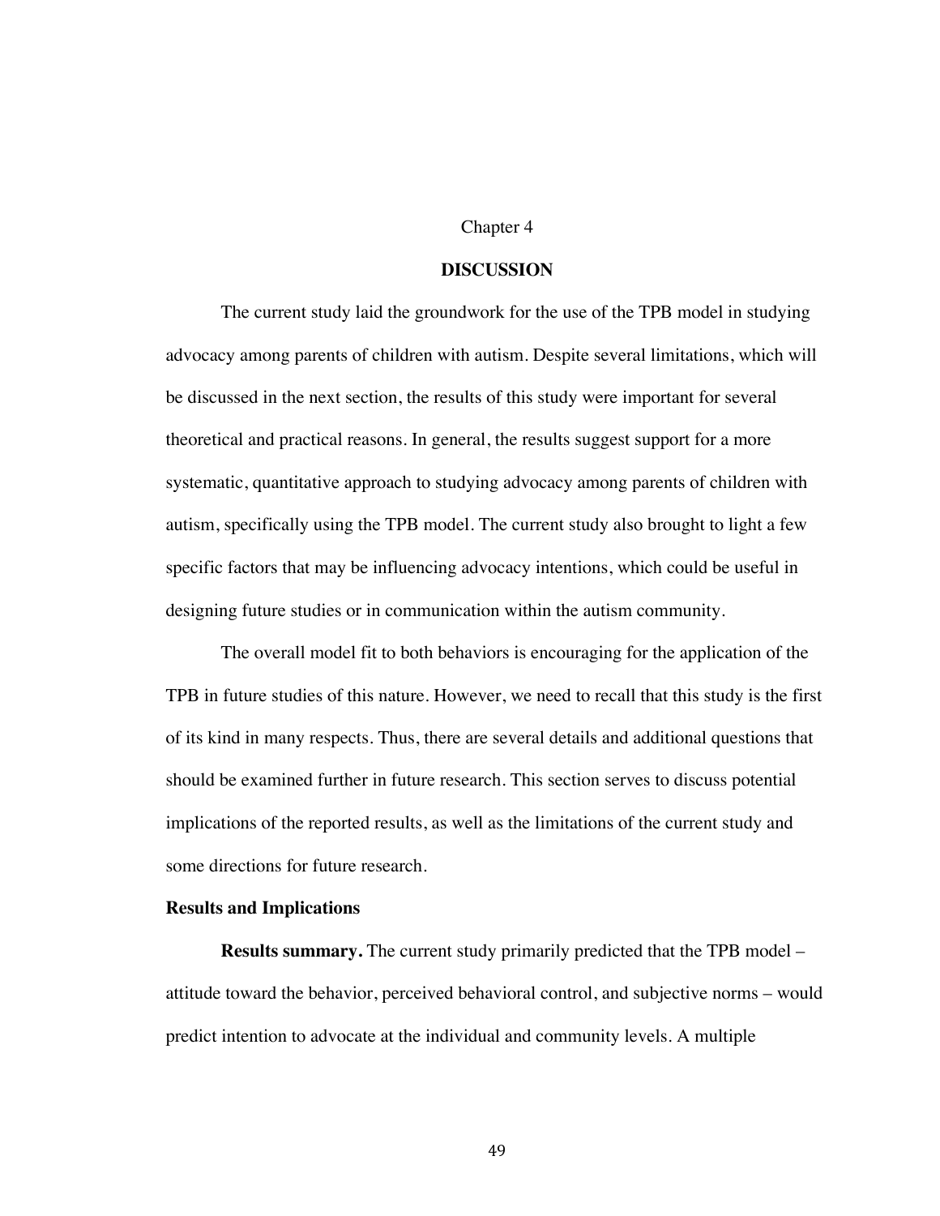# Chapter 4

## DISCUSSION

The current study laid the groundwork for the use of the TPB model in studying advocacy among parents of children with autism. Despite several limitations, which will be discussed in the next section, the results of this study were important for several theoretical and practical reasons. In general, the results suggest support for a more systematic, quantitative approach to studying advocacy among parents of children with autism, specifically using the TPB model. The current study also brought to light a few specific factors that may be influencing advocacy intentions, which could be useful in designing future studies or in communication within the autism community.

The overall model fit to both behaviors is encouraging for the application of the TPB in future studies of this nature. However, we need to recall that this study is the first of its kind in many respects. Thus, there are several details and additional questions that should be examined further in future research. This section serves to discuss potential implications of the reported results, as well as the limitations of the current study and some directions for future research.

### Results and Implications

**Results summary.** The current study primarily predicted that the TPB model – attitude toward the behavior, perceived behavioral control, and subjective norms – would predict intention to advocate at the individual and community levels. A multiple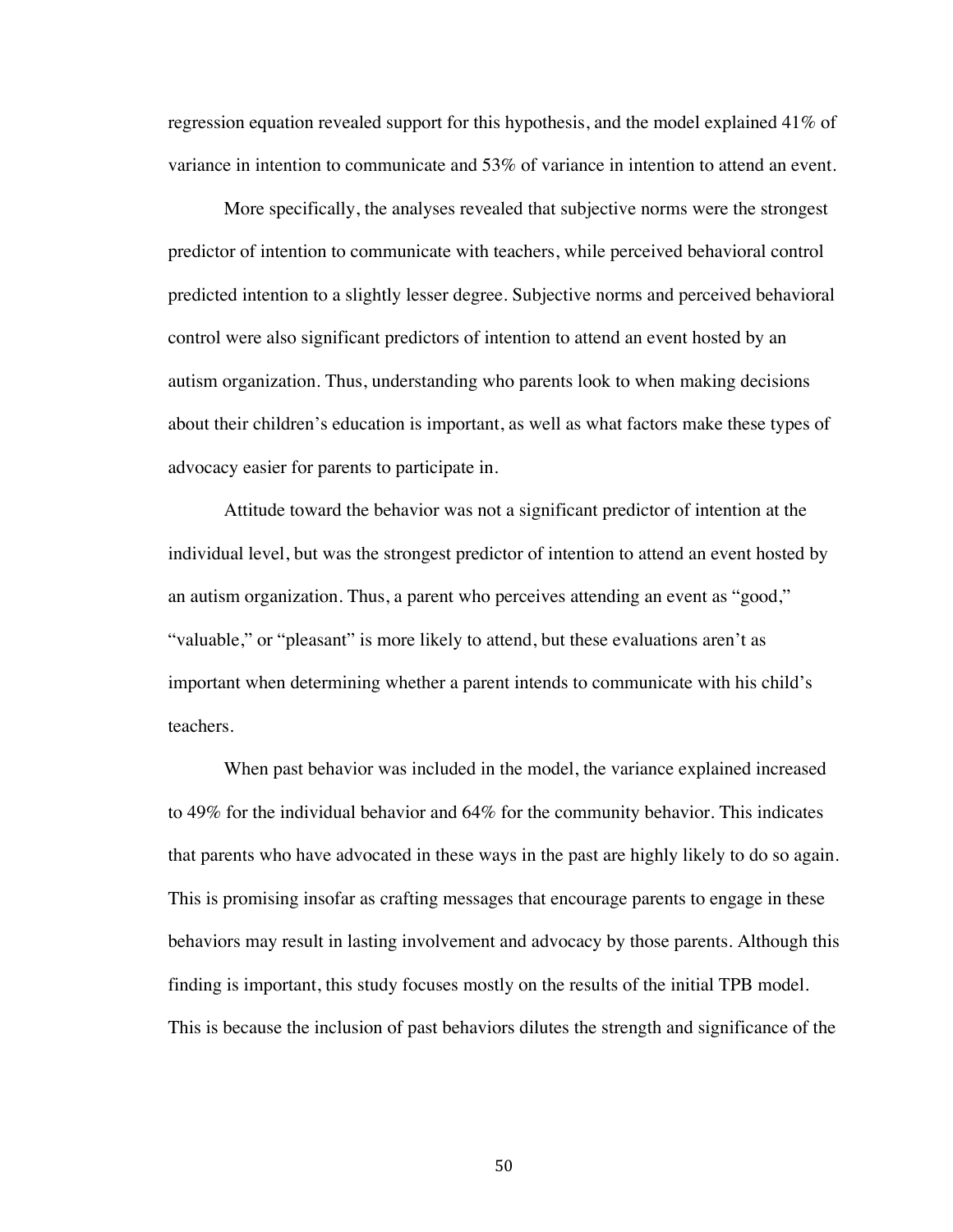regression equation revealed support for this hypothesis, and the model explained 41% of variance in intention to communicate and 53% of variance in intention to attend an event.

More specifically, the analyses revealed that subjective norms were the strongest predictor of intention to communicate with teachers, while perceived behavioral control predicted intention to a slightly lesser degree. Subjective norms and perceived behavioral control were also significant predictors of intention to attend an event hosted by an autism organization. Thus, understanding who parents look to when making decisions about their children's education is important, as well as what factors make these types of advocacy easier for parents to participate in.

Attitude toward the behavior was not a significant predictor of intention at the individual level, but was the strongest predictor of intention to attend an event hosted by an autism organization. Thus, a parent who perceives attending an event as "good," "valuable," or "pleasant" is more likely to attend, but these evaluations aren't as important when determining whether a parent intends to communicate with his child's teachers.

When past behavior was included in the model, the variance explained increased to 49% for the individual behavior and 64% for the community behavior. This indicates that parents who have advocated in these ways in the past are highly likely to do so again. This is promising insofar as crafting messages that encourage parents to engage in these behaviors may result in lasting involvement and advocacy by those parents. Although this finding is important, this study focuses mostly on the results of the initial TPB model. This is because the inclusion of past behaviors dilutes the strength and significance of the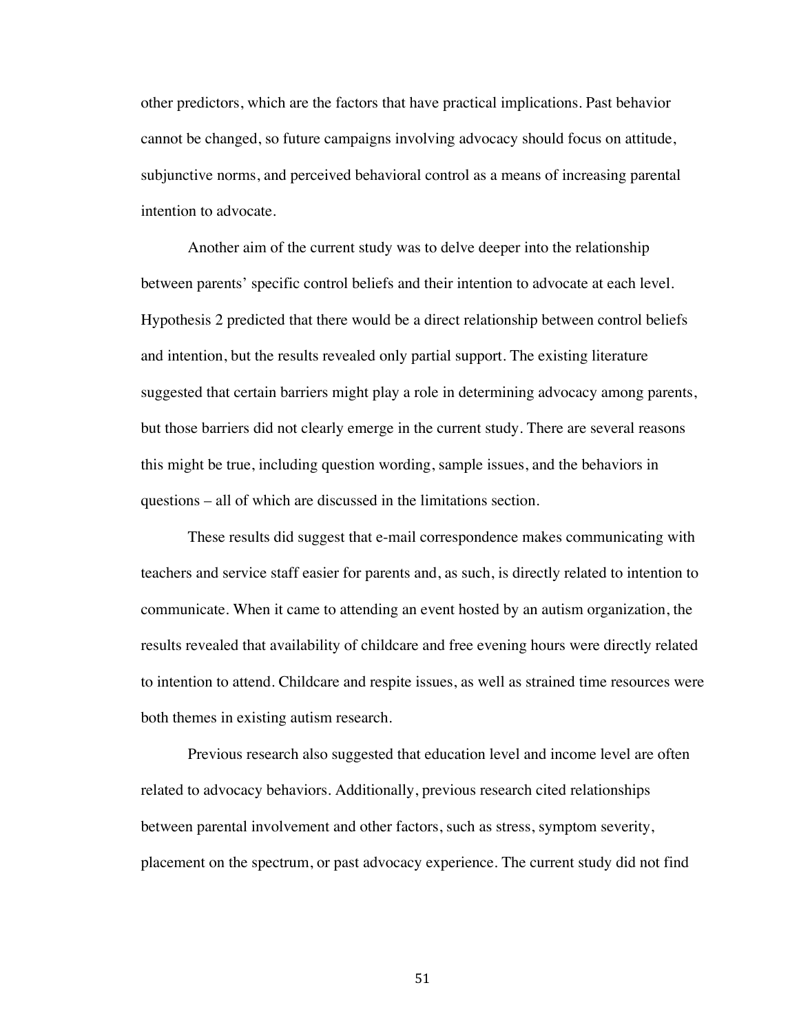other predictors, which are the factors that have practical implications. Past behavior cannot be changed, so future campaigns involving advocacy should focus on attitude, subjunctive norms, and perceived behavioral control as a means of increasing parental intention to advocate.

Another aim of the current study was to delve deeper into the relationship between parents' specific control beliefs and their intention to advocate at each level. Hypothesis 2 predicted that there would be a direct relationship between control beliefs and intention, but the results revealed only partial support. The existing literature suggested that certain barriers might play a role in determining advocacy among parents, but those barriers did not clearly emerge in the current study. There are several reasons this might be true, including question wording, sample issues, and the behaviors in questions – all of which are discussed in the limitations section.

These results did suggest that e-mail correspondence makes communicating with teachers and service staff easier for parents and, as such, is directly related to intention to communicate. When it came to attending an event hosted by an autism organization, the results revealed that availability of childcare and free evening hours were directly related to intention to attend. Childcare and respite issues, as well as strained time resources were both themes in existing autism research.

Previous research also suggested that education level and income level are often related to advocacy behaviors. Additionally, previous research cited relationships between parental involvement and other factors, such as stress, symptom severity, placement on the spectrum, or past advocacy experience. The current study did not find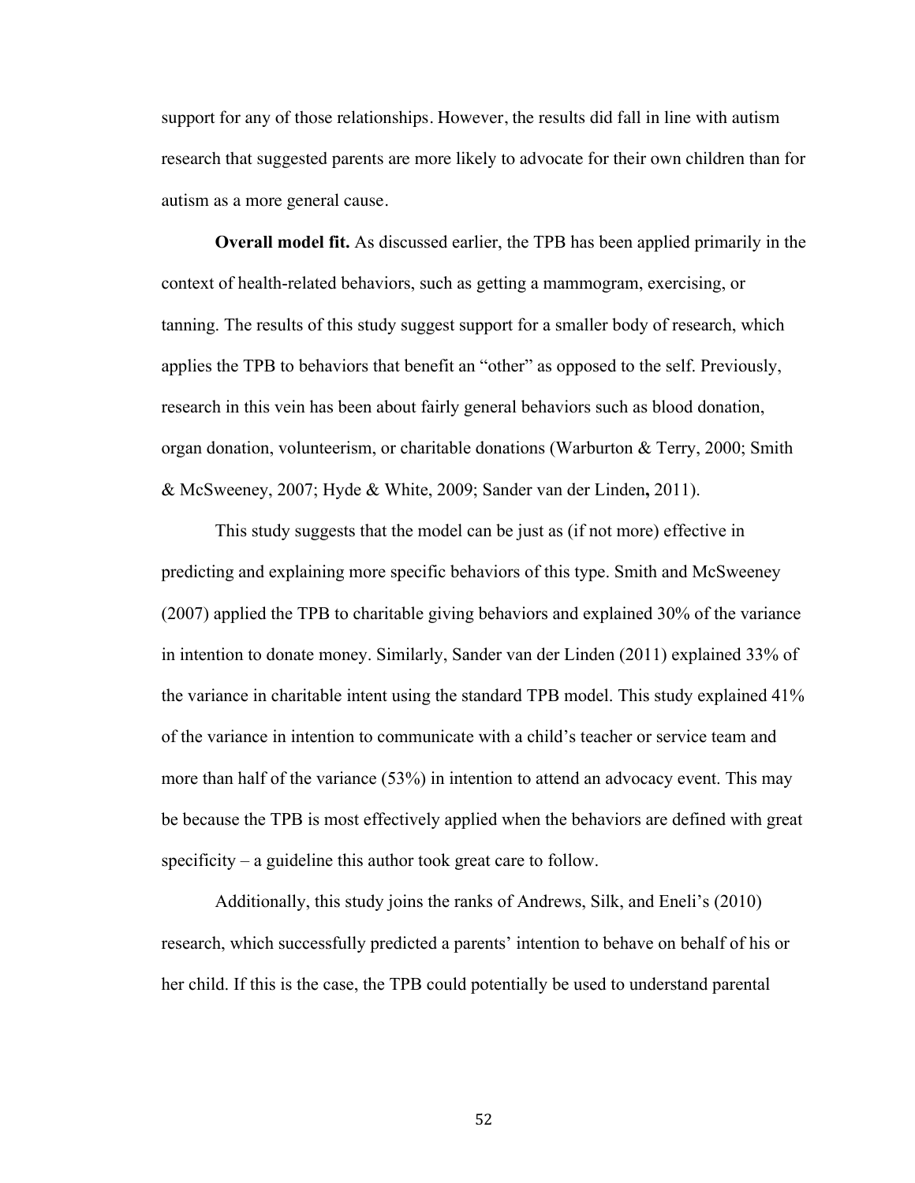support for any of those relationships. However, the results did fall in line with autism research that suggested parents are more likely to advocate for their own children than for autism as a more general cause.

**Overall model fit.** As discussed earlier, the TPB has been applied primarily in the context of health-related behaviors, such as getting a mammogram, exercising, or tanning. The results of this study suggest support for a smaller body of research, which applies the TPB to behaviors that benefit an "other" as opposed to the self. Previously, research in this vein has been about fairly general behaviors such as blood donation, organ donation, volunteerism, or charitable donations (Warburton & Terry, 2000; Smith & McSweeney, 2007; Hyde & White, 2009; Sander van der Linden**,** 2011).

This study suggests that the model can be just as (if not more) effective in predicting and explaining more specific behaviors of this type. Smith and McSweeney (2007) applied the TPB to charitable giving behaviors and explained 30% of the variance in intention to donate money. Similarly, Sander van der Linden (2011) explained 33% of the variance in charitable intent using the standard TPB model. This study explained 41% of the variance in intention to communicate with a child's teacher or service team and more than half of the variance (53%) in intention to attend an advocacy event. This may be because the TPB is most effectively applied when the behaviors are defined with great specificity – a guideline this author took great care to follow.

Additionally, this study joins the ranks of Andrews, Silk, and Eneli's (2010) research, which successfully predicted a parents' intention to behave on behalf of his or her child. If this is the case, the TPB could potentially be used to understand parental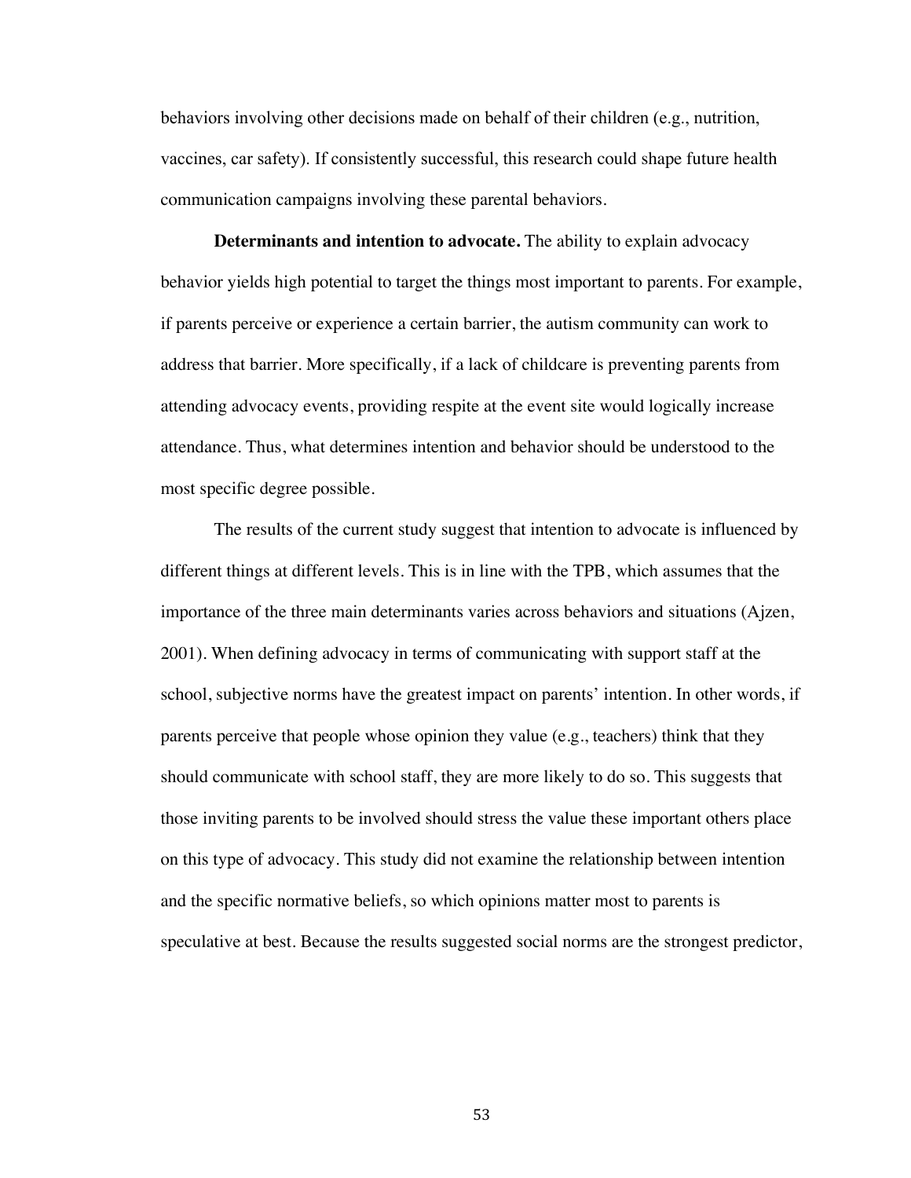behaviors involving other decisions made on behalf of their children (e.g., nutrition, vaccines, car safety). If consistently successful, this research could shape future health communication campaigns involving these parental behaviors.

**Determinants and intention to advocate.** The ability to explain advocacy behavior yields high potential to target the things most important to parents. For example, if parents perceive or experience a certain barrier, the autism community can work to address that barrier. More specifically, if a lack of childcare is preventing parents from attending advocacy events, providing respite at the event site would logically increase attendance. Thus, what determines intention and behavior should be understood to the most specific degree possible.

The results of the current study suggest that intention to advocate is influenced by different things at different levels. This is in line with the TPB, which assumes that the importance of the three main determinants varies across behaviors and situations (Ajzen, 2001). When defining advocacy in terms of communicating with support staff at the school, subjective norms have the greatest impact on parents' intention. In other words, if parents perceive that people whose opinion they value (e.g., teachers) think that they should communicate with school staff, they are more likely to do so. This suggests that those inviting parents to be involved should stress the value these important others place on this type of advocacy. This study did not examine the relationship between intention and the specific normative beliefs, so which opinions matter most to parents is speculative at best. Because the results suggested social norms are the strongest predictor,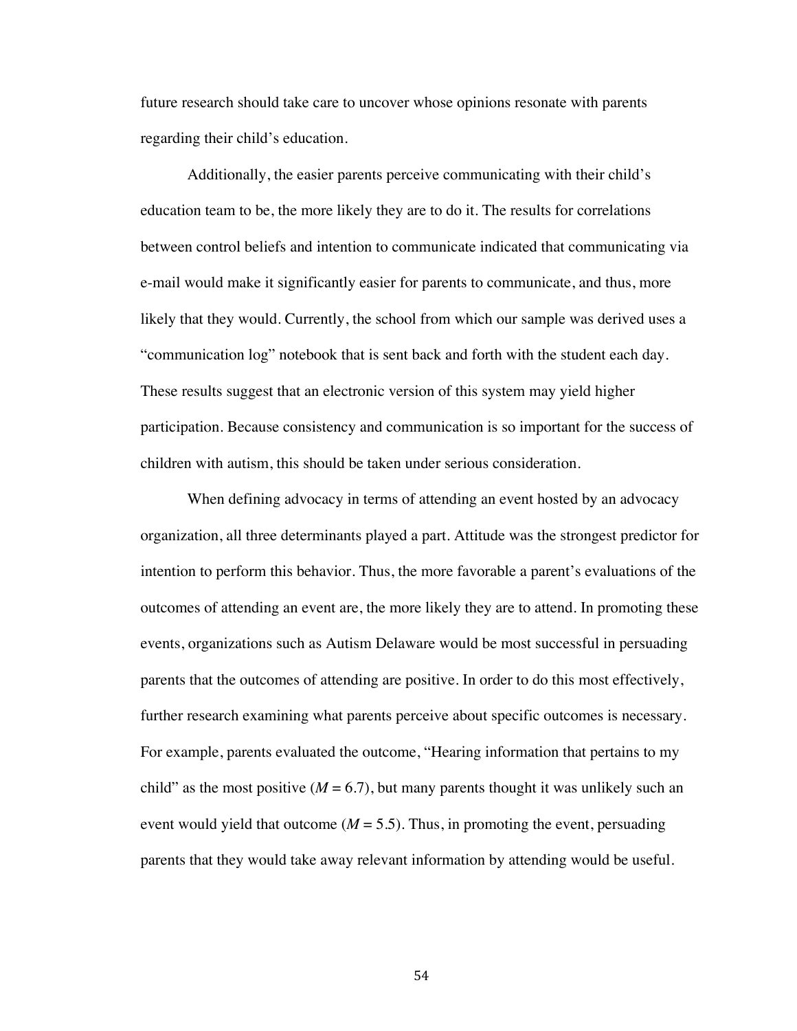future research should take care to uncover whose opinions resonate with parents regarding their child's education.

Additionally, the easier parents perceive communicating with their child's education team to be, the more likely they are to do it. The results for correlations between control beliefs and intention to communicate indicated that communicating via e-mail would make it significantly easier for parents to communicate, and thus, more likely that they would. Currently, the school from which our sample was derived uses a "communication log" notebook that is sent back and forth with the student each day. These results suggest that an electronic version of this system may yield higher participation. Because consistency and communication is so important for the success of children with autism, this should be taken under serious consideration.

When defining advocacy in terms of attending an event hosted by an advocacy organization, all three determinants played a part. Attitude was the strongest predictor for intention to perform this behavior. Thus, the more favorable a parent's evaluations of the outcomes of attending an event are, the more likely they are to attend. In promoting these events, organizations such as Autism Delaware would be most successful in persuading parents that the outcomes of attending are positive. In order to do this most effectively, further research examining what parents perceive about specific outcomes is necessary. For example, parents evaluated the outcome, "Hearing information that pertains to my child" as the most positive ($M = 6.7$), but many parents thought it was unlikely such an event would yield that outcome ($M = 5.5$). Thus, in promoting the event, persuading parents that they would take away relevant information by attending would be useful.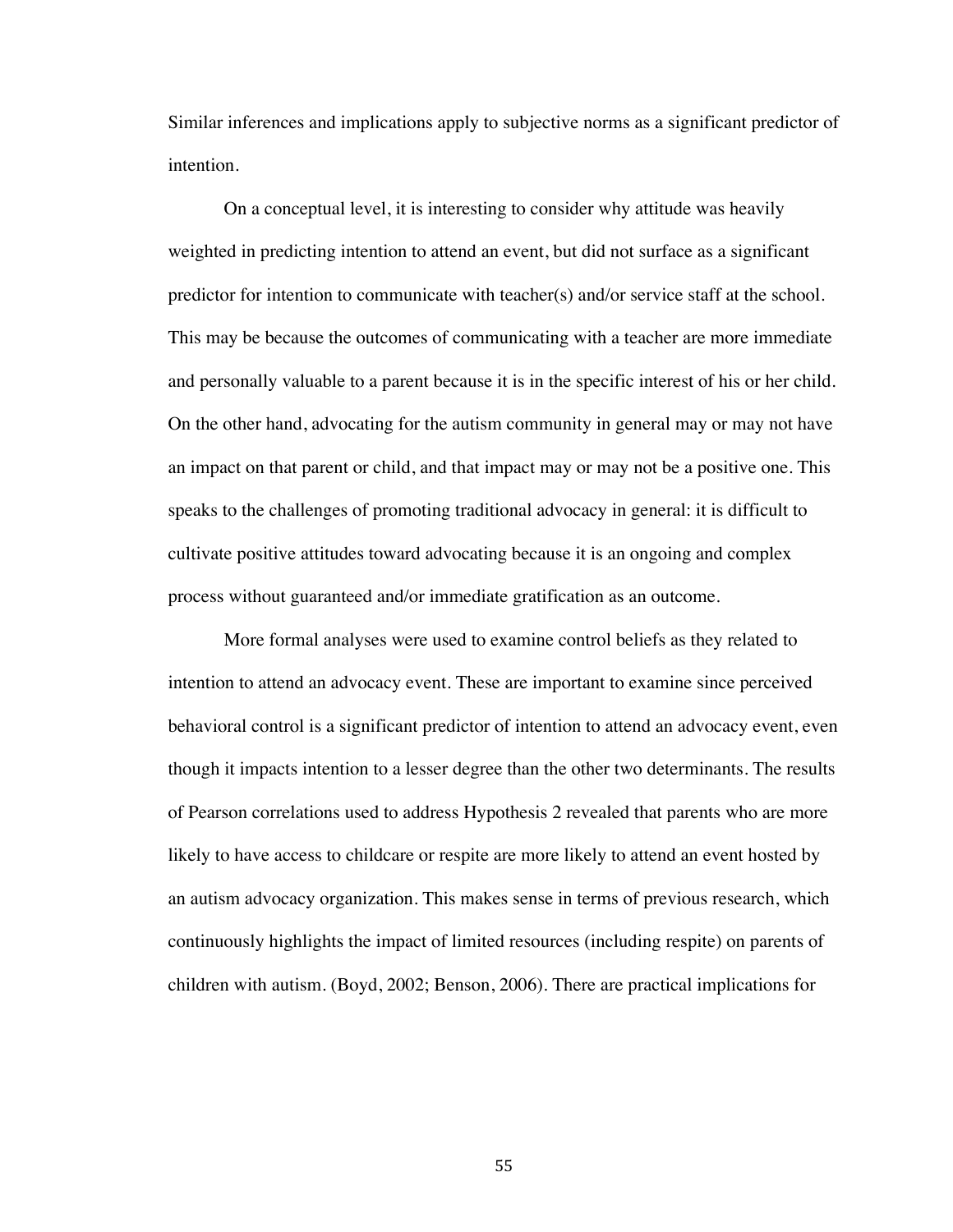Similar inferences and implications apply to subjective norms as a significant predictor of intention.

On a conceptual level, it is interesting to consider why attitude was heavily weighted in predicting intention to attend an event, but did not surface as a significant predictor for intention to communicate with teacher(s) and/or service staff at the school. This may be because the outcomes of communicating with a teacher are more immediate and personally valuable to a parent because it is in the specific interest of his or her child. On the other hand, advocating for the autism community in general may or may not have an impact on that parent or child, and that impact may or may not be a positive one. This speaks to the challenges of promoting traditional advocacy in general: it is difficult to cultivate positive attitudes toward advocating because it is an ongoing and complex process without guaranteed and/or immediate gratification as an outcome.

More formal analyses were used to examine control beliefs as they related to intention to attend an advocacy event. These are important to examine since perceived behavioral control is a significant predictor of intention to attend an advocacy event, even though it impacts intention to a lesser degree than the other two determinants. The results of Pearson correlations used to address Hypothesis 2 revealed that parents who are more likely to have access to childcare or respite are more likely to attend an event hosted by an autism advocacy organization. This makes sense in terms of previous research, which continuously highlights the impact of limited resources (including respite) on parents of children with autism. (Boyd, 2002; Benson, 2006). There are practical implications for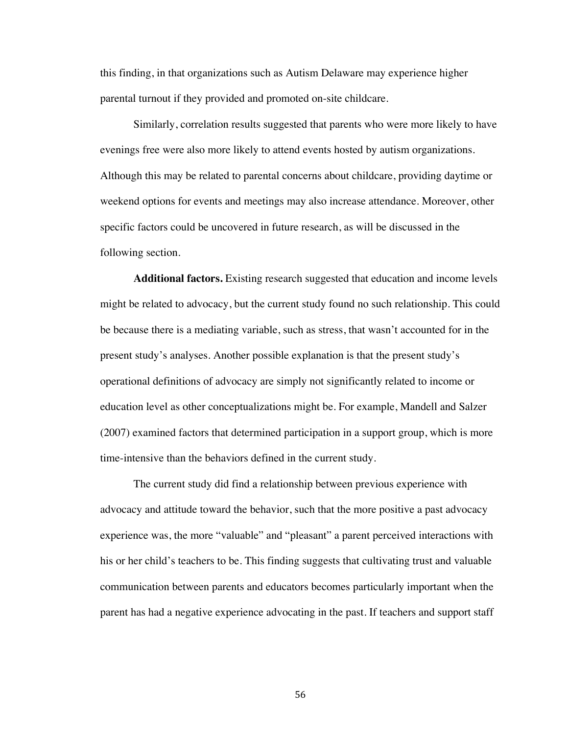this finding, in that organizations such as Autism Delaware may experience higher parental turnout if they provided and promoted on-site childcare.

Similarly, correlation results suggested that parents who were more likely to have evenings free were also more likely to attend events hosted by autism organizations. Although this may be related to parental concerns about childcare, providing daytime or weekend options for events and meetings may also increase attendance. Moreover, other specific factors could be uncovered in future research, as will be discussed in the following section.

**Additional factors.** Existing research suggested that education and income levels might be related to advocacy, but the current study found no such relationship. This could be because there is a mediating variable, such as stress, that wasn't accounted for in the present study's analyses. Another possible explanation is that the present study's operational definitions of advocacy are simply not significantly related to income or education level as other conceptualizations might be. For example, Mandell and Salzer (2007) examined factors that determined participation in a support group, which is more time-intensive than the behaviors defined in the current study.

The current study did find a relationship between previous experience with advocacy and attitude toward the behavior, such that the more positive a past advocacy experience was, the more "valuable" and "pleasant" a parent perceived interactions with his or her child's teachers to be. This finding suggests that cultivating trust and valuable communication between parents and educators becomes particularly important when the parent has had a negative experience advocating in the past. If teachers and support staff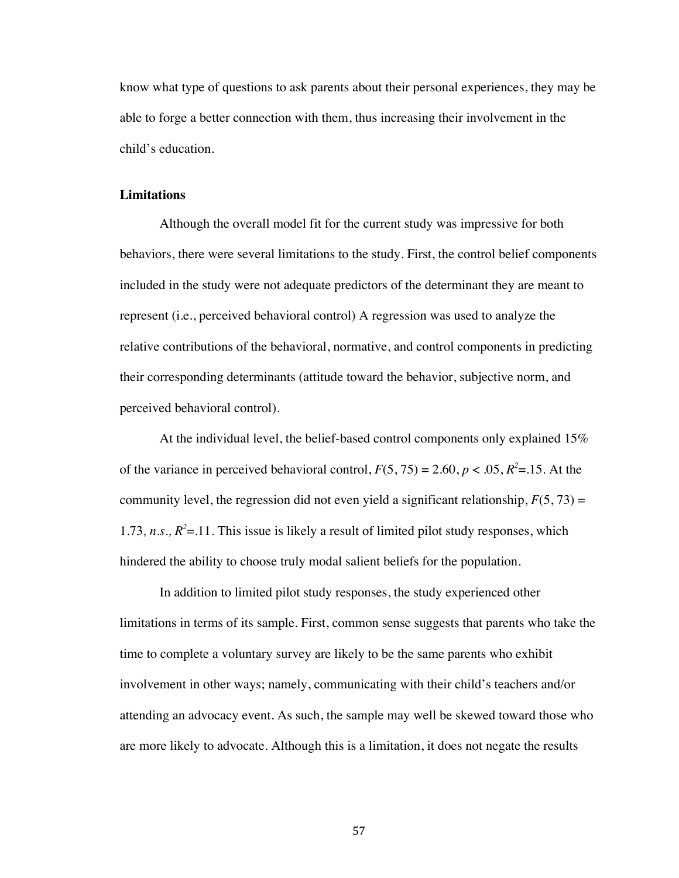know what type of questions to ask parents about their personal experiences, they may be able to forge a better connection with them, thus increasing their involvement in the child's education.

**Limitations**

Although the overall model fit for the current study was impressive for both behaviors, there were several limitations to the study. First, the control belief components included in the study were not adequate predictors of the determinant they are meant to represent (i.e., perceived behavioral control) A regression was used to analyze the relative contributions of the behavioral, normative, and control components in predicting their corresponding determinants (attitude toward the behavior, subjective norm, and perceived behavioral control).

At the individual level, the belief-based control components only explained 15% of the variance in perceived behavioral control, $F(5, 75) = 2.60$, $p < .05$, $R^2 = .15$. At the community level, the regression did not even yield a significant relationship, $F(5, 73) = 1.73$, *n.s.*, $R^2 = .11$. This issue is likely a result of limited pilot study responses, which hindered the ability to choose truly modal salient beliefs for the population.

In addition to limited pilot study responses, the study experienced other limitations in terms of its sample. First, common sense suggests that parents who take the time to complete a voluntary survey are likely to be the same parents who exhibit involvement in other ways; namely, communicating with their child's teachers and/or attending an advocacy event. As such, the sample may well be skewed toward those who are more likely to advocate. Although this is a limitation, it does not negate the results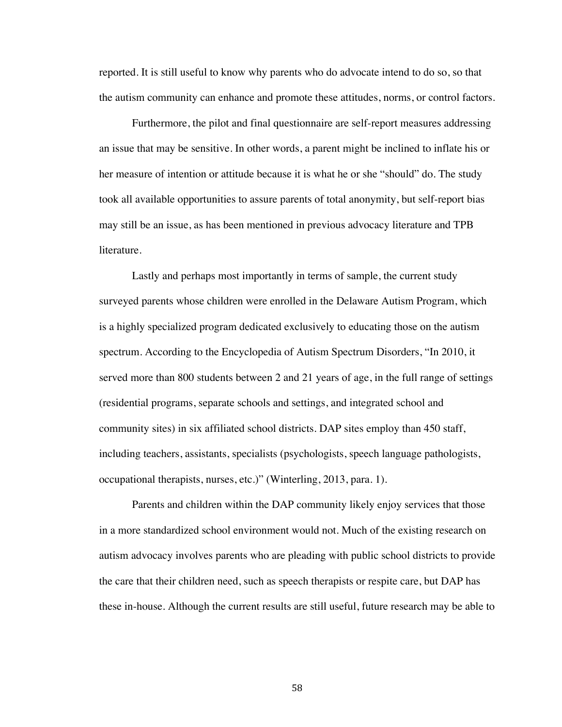reported. It is still useful to know why parents who do advocate intend to do so, so that the autism community can enhance and promote these attitudes, norms, or control factors.

Furthermore, the pilot and final questionnaire are self-report measures addressing an issue that may be sensitive. In other words, a parent might be inclined to inflate his or her measure of intention or attitude because it is what he or she "should" do. The study took all available opportunities to assure parents of total anonymity, but self-report bias may still be an issue, as has been mentioned in previous advocacy literature and TPB literature.

Lastly and perhaps most importantly in terms of sample, the current study surveyed parents whose children were enrolled in the Delaware Autism Program, which is a highly specialized program dedicated exclusively to educating those on the autism spectrum. According to the Encyclopedia of Autism Spectrum Disorders, "In 2010, it served more than 800 students between 2 and 21 years of age, in the full range of settings (residential programs, separate schools and settings, and integrated school and community sites) in six affiliated school districts. DAP sites employ than 450 staff, including teachers, assistants, specialists (psychologists, speech language pathologists, occupational therapists, nurses, etc.)" (Winterling, 2013, para. 1).

Parents and children within the DAP community likely enjoy services that those in a more standardized school environment would not. Much of the existing research on autism advocacy involves parents who are pleading with public school districts to provide the care that their children need, such as speech therapists or respite care, but DAP has these in-house. Although the current results are still useful, future research may be able to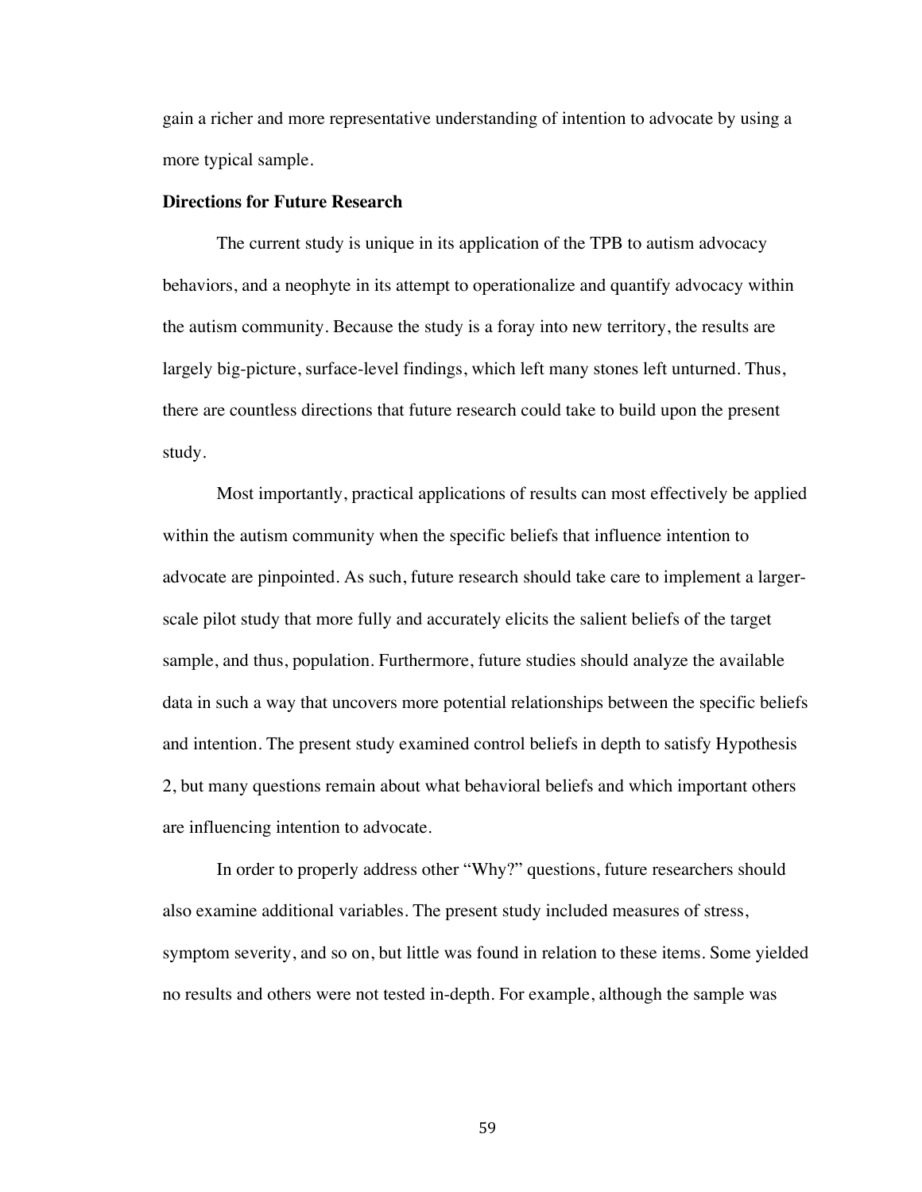gain a richer and more representative understanding of intention to advocate by using a more typical sample.

**Directions for Future Research**

The current study is unique in its application of the TPB to autism advocacy behaviors, and a neophyte in its attempt to operationalize and quantify advocacy within the autism community. Because the study is a foray into new territory, the results are largely big-picture, surface-level findings, which left many stones left unturned. Thus, there are countless directions that future research could take to build upon the present study.

Most importantly, practical applications of results can most effectively be applied within the autism community when the specific beliefs that influence intention to advocate are pinpointed. As such, future research should take care to implement a larger-scale pilot study that more fully and accurately elicits the salient beliefs of the target sample, and thus, population. Furthermore, future studies should analyze the available data in such a way that uncovers more potential relationships between the specific beliefs and intention. The present study examined control beliefs in depth to satisfy Hypothesis 2, but many questions remain about what behavioral beliefs and which important others are influencing intention to advocate.

In order to properly address other "Why?" questions, future researchers should also examine additional variables. The present study included measures of stress, symptom severity, and so on, but little was found in relation to these items. Some yielded no results and others were not tested in-depth. For example, although the sample was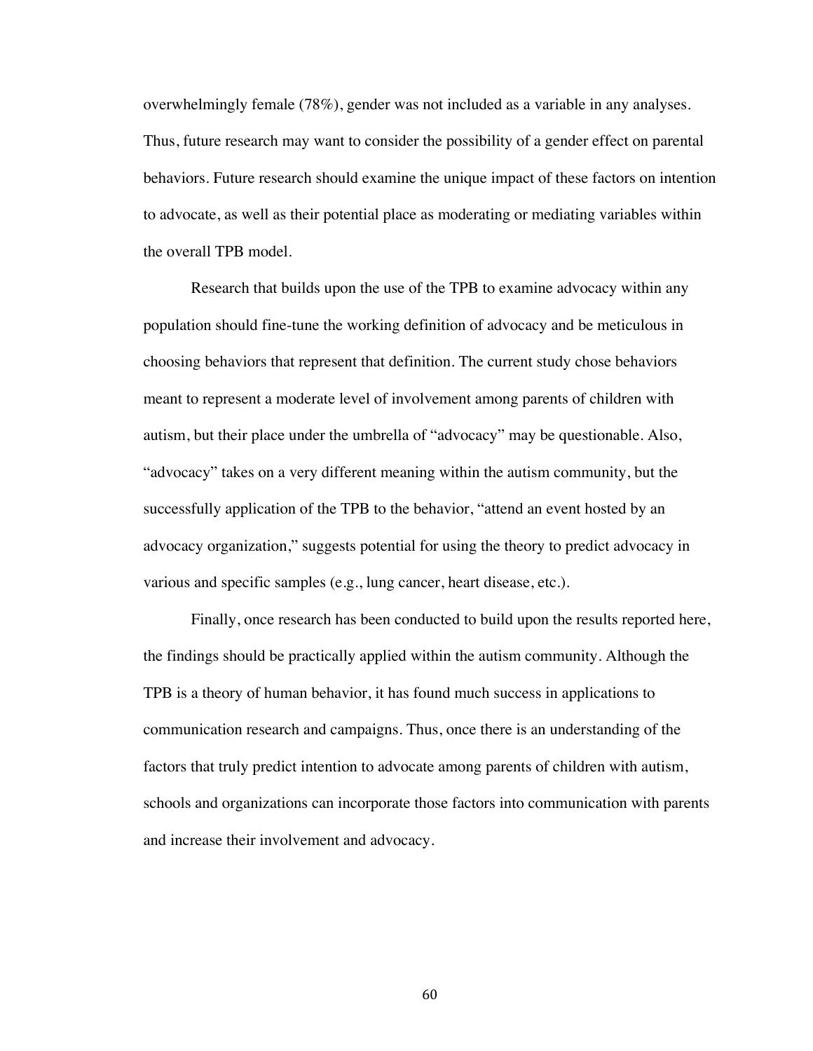overwhelmingly female (78%), gender was not included as a variable in any analyses. Thus, future research may want to consider the possibility of a gender effect on parental behaviors. Future research should examine the unique impact of these factors on intention to advocate, as well as their potential place as moderating or mediating variables within the overall TPB model.

Research that builds upon the use of the TPB to examine advocacy within any population should fine-tune the working definition of advocacy and be meticulous in choosing behaviors that represent that definition. The current study chose behaviors meant to represent a moderate level of involvement among parents of children with autism, but their place under the umbrella of "advocacy" may be questionable. Also, "advocacy" takes on a very different meaning within the autism community, but the successfully application of the TPB to the behavior, "attend an event hosted by an advocacy organization," suggests potential for using the theory to predict advocacy in various and specific samples (e.g., lung cancer, heart disease, etc.).

Finally, once research has been conducted to build upon the results reported here, the findings should be practically applied within the autism community. Although the TPB is a theory of human behavior, it has found much success in applications to communication research and campaigns. Thus, once there is an understanding of the factors that truly predict intention to advocate among parents of children with autism, schools and organizations can incorporate those factors into communication with parents and increase their involvement and advocacy.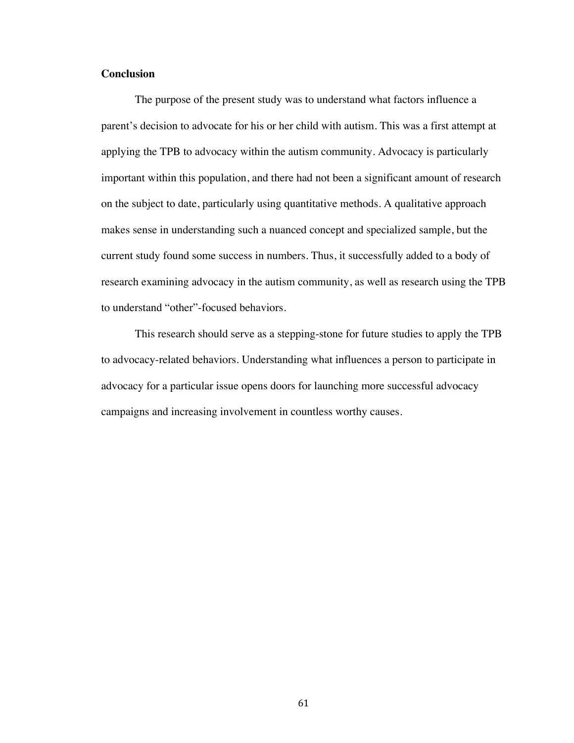## Conclusion

The purpose of the present study was to understand what factors influence a parent's decision to advocate for his or her child with autism. This was a first attempt at applying the TPB to advocacy within the autism community. Advocacy is particularly important within this population, and there had not been a significant amount of research on the subject to date, particularly using quantitative methods. A qualitative approach makes sense in understanding such a nuanced concept and specialized sample, but the current study found some success in numbers. Thus, it successfully added to a body of research examining advocacy in the autism community, as well as research using the TPB to understand "other"-focused behaviors.

This research should serve as a stepping-stone for future studies to apply the TPB to advocacy-related behaviors. Understanding what influences a person to participate in advocacy for a particular issue opens doors for launching more successful advocacy campaigns and increasing involvement in countless worthy causes.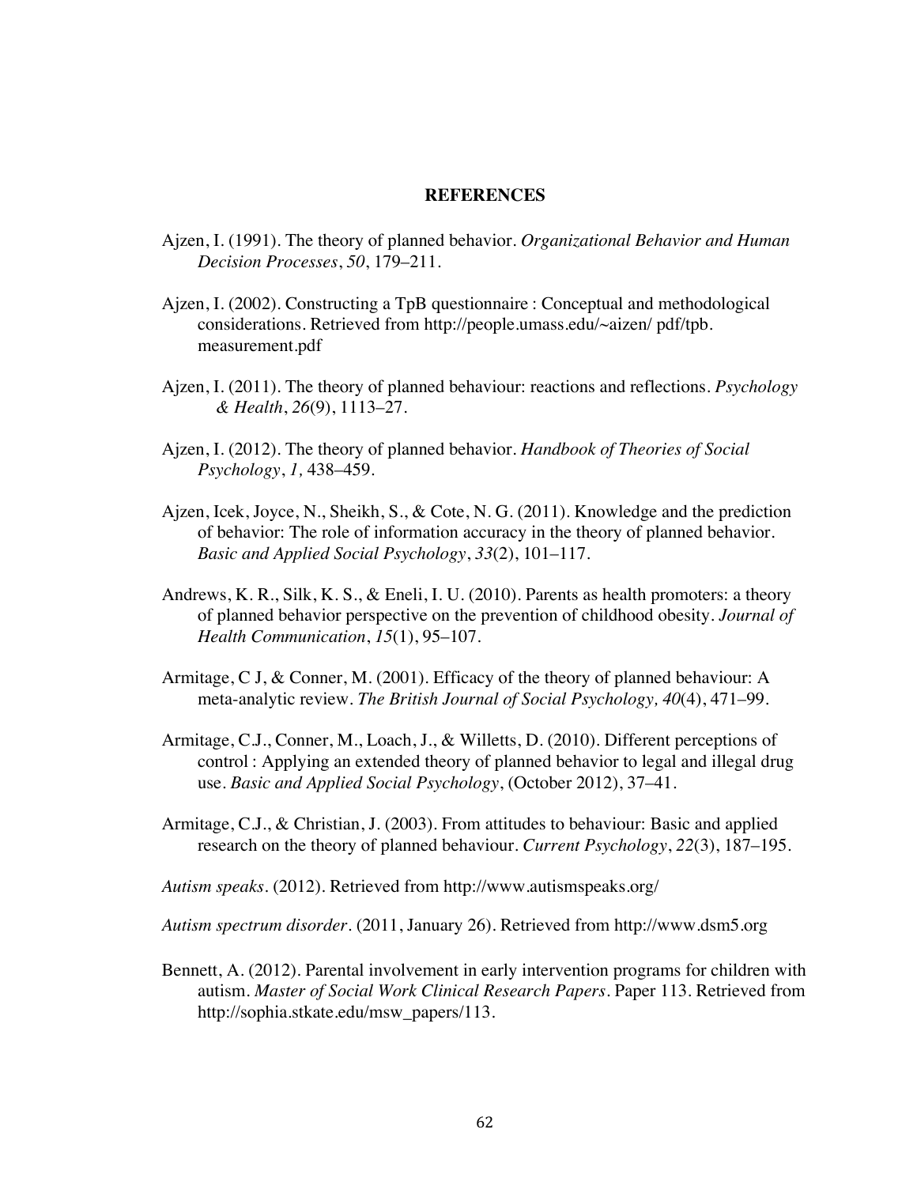## REFERENCES

Ajzen, I. (1991). The theory of planned behavior. *Organizational Behavior and Human Decision Processes*, *50*, 179–211.

Ajzen, I. (2002). Constructing a TpB questionnaire : Conceptual and methodological considerations. Retrieved from http://people.umass.edu/~aizen/ pdf/tpb. measurement.pdf

Ajzen, I. (2011). The theory of planned behaviour: reactions and reflections. *Psychology & Health*, *26*(9), 1113–27.

Ajzen, I. (2012). The theory of planned behavior. *Handbook of Theories of Social Psychology*, *1,* 438–459.

Ajzen, Icek, Joyce, N., Sheikh, S., & Cote, N. G. (2011). Knowledge and the prediction of behavior: The role of information accuracy in the theory of planned behavior. *Basic and Applied Social Psychology*, *33*(2), 101–117.

Andrews, K. R., Silk, K. S., & Eneli, I. U. (2010). Parents as health promoters: a theory of planned behavior perspective on the prevention of childhood obesity. *Journal of Health Communication*, *15*(1), 95–107.

Armitage, C J, & Conner, M. (2001). Efficacy of the theory of planned behaviour: A meta-analytic review. *The British Journal of Social Psychology, 40*(4), 471–99.

Armitage, C.J., Conner, M., Loach, J., & Willetts, D. (2010). Different perceptions of control : Applying an extended theory of planned behavior to legal and illegal drug use. *Basic and Applied Social Psychology*, (October 2012), 37–41.

Armitage, C.J., & Christian, J. (2003). From attitudes to behaviour: Basic and applied research on the theory of planned behaviour. *Current Psychology*, *22*(3), 187–195.

*Autism speaks*. (2012). Retrieved from http://www.autismspeaks.org/

*Autism spectrum disorder*. (2011, January 26). Retrieved from http://www.dsm5.org

Bennett, A. (2012). Parental involvement in early intervention programs for children with autism. *Master of Social Work Clinical Research Papers*. Paper 113. Retrieved from http://sophia.stkate.edu/msw_papers/113.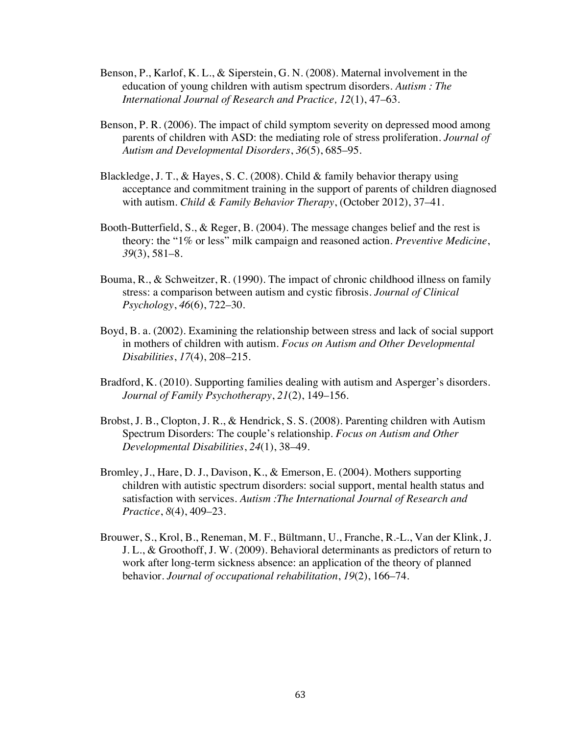Benson, P., Karlof, K. L., & Siperstein, G. N. (2008). Maternal involvement in the education of young children with autism spectrum disorders. *Autism : The International Journal of Research and Practice, 12*(1), 47–63.

Benson, P. R. (2006). The impact of child symptom severity on depressed mood among parents of children with ASD: the mediating role of stress proliferation. *Journal of Autism and Developmental Disorders*, *36*(5), 685–95.

Blackledge, J. T., & Hayes, S. C. (2008). Child & family behavior therapy using acceptance and commitment training in the support of parents of children diagnosed with autism. *Child & Family Behavior Therapy*, (October 2012), 37–41.

Booth-Butterfield, S., & Reger, B. (2004). The message changes belief and the rest is theory: the "1% or less" milk campaign and reasoned action. *Preventive Medicine*, *39*(3), 581–8.

Bouma, R., & Schweitzer, R. (1990). The impact of chronic childhood illness on family stress: a comparison between autism and cystic fibrosis. *Journal of Clinical Psychology*, *46*(6), 722–30.

Boyd, B. a. (2002). Examining the relationship between stress and lack of social support in mothers of children with autism. *Focus on Autism and Other Developmental Disabilities*, *17*(4), 208–215.

Bradford, K. (2010). Supporting families dealing with autism and Asperger's disorders. *Journal of Family Psychotherapy*, *21*(2), 149–156.

Brobst, J. B., Clopton, J. R., & Hendrick, S. S. (2008). Parenting children with Autism Spectrum Disorders: The couple's relationship. *Focus on Autism and Other Developmental Disabilities*, *24*(1), 38–49.

Bromley, J., Hare, D. J., Davison, K., & Emerson, E. (2004). Mothers supporting children with autistic spectrum disorders: social support, mental health status and satisfaction with services. *Autism :The International Journal of Research and Practice*, *8*(4), 409–23.

Brouwer, S., Krol, B., Reneman, M. F., Bültmann, U., Franche, R.-L., Van der Klink, J. J. L., & Groothoff, J. W. (2009). Behavioral determinants as predictors of return to work after long-term sickness absence: an application of the theory of planned behavior. *Journal of occupational rehabilitation*, *19*(2), 166–74.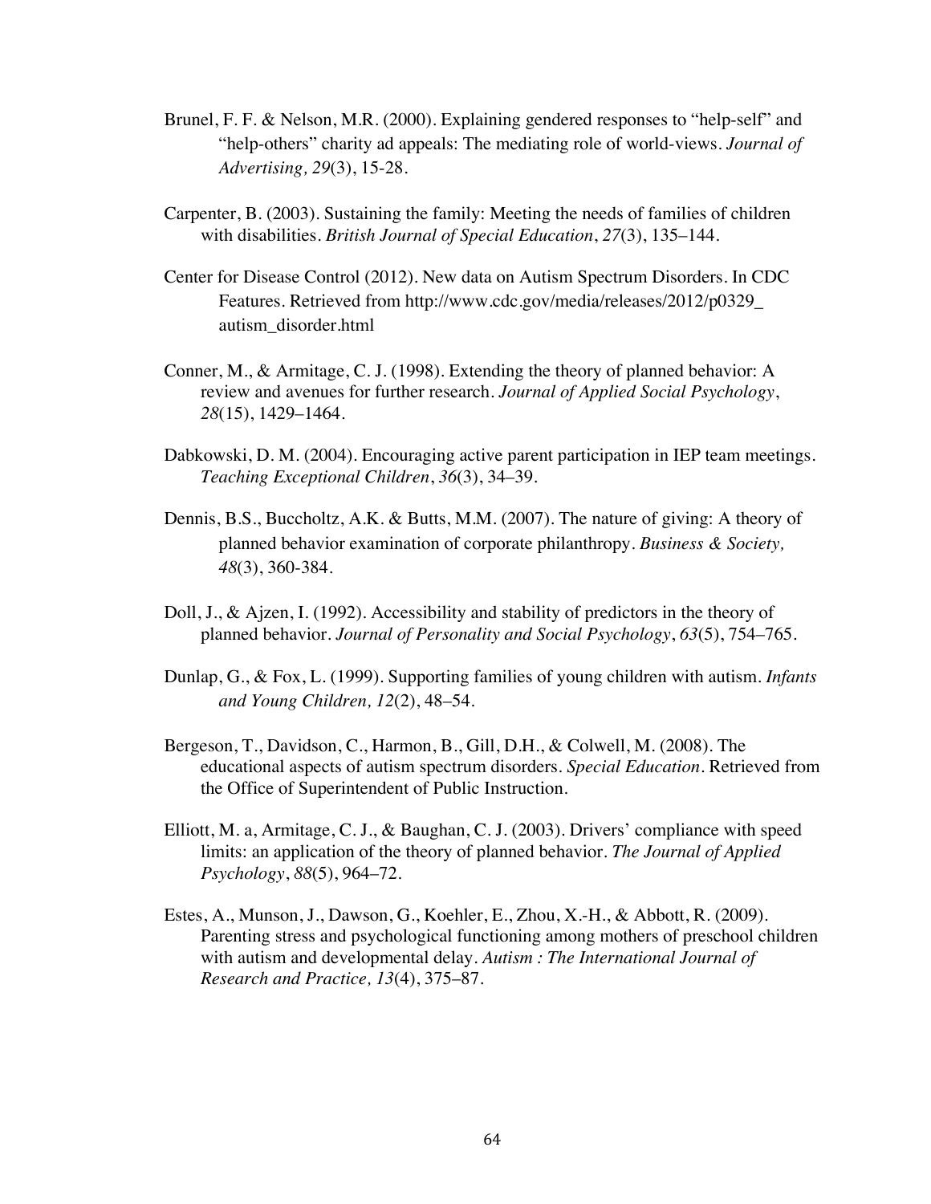Brunel, F. F. & Nelson, M.R. (2000). Explaining gendered responses to "help-self" and "help-others" charity ad appeals: The mediating role of world-views. *Journal of Advertising, 29*(3), 15-28.

Carpenter, B. (2003). Sustaining the family: Meeting the needs of families of children with disabilities. *British Journal of Special Education*, *27*(3), 135–144.

Center for Disease Control (2012). New data on Autism Spectrum Disorders. In CDC Features. Retrieved from http://www.cdc.gov/media/releases/2012/p0329_autism_disorder.html

Conner, M., & Armitage, C. J. (1998). Extending the theory of planned behavior: A review and avenues for further research. *Journal of Applied Social Psychology*, *28*(15), 1429–1464.

Dabkowski, D. M. (2004). Encouraging active parent participation in IEP team meetings. *Teaching Exceptional Children*, *36*(3), 34–39.

Dennis, B.S., Buccholtz, A.K. & Butts, M.M. (2007). The nature of giving: A theory of planned behavior examination of corporate philanthropy. *Business & Society, 48*(3), 360-384.

Doll, J., & Ajzen, I. (1992). Accessibility and stability of predictors in the theory of planned behavior. *Journal of Personality and Social Psychology*, *63*(5), 754–765.

Dunlap, G., & Fox, L. (1999). Supporting families of young children with autism. *Infants and Young Children, 12*(2), 48–54.

Bergeson, T., Davidson, C., Harmon, B., Gill, D.H., & Colwell, M. (2008). The educational aspects of autism spectrum disorders. *Special Education*. Retrieved from the Office of Superintendent of Public Instruction.

Elliott, M. a, Armitage, C. J., & Baughan, C. J. (2003). Drivers' compliance with speed limits: an application of the theory of planned behavior. *The Journal of Applied Psychology*, *88*(5), 964–72.

Estes, A., Munson, J., Dawson, G., Koehler, E., Zhou, X.-H., & Abbott, R. (2009). Parenting stress and psychological functioning among mothers of preschool children with autism and developmental delay. *Autism : The International Journal of Research and Practice, 13*(4), 375–87.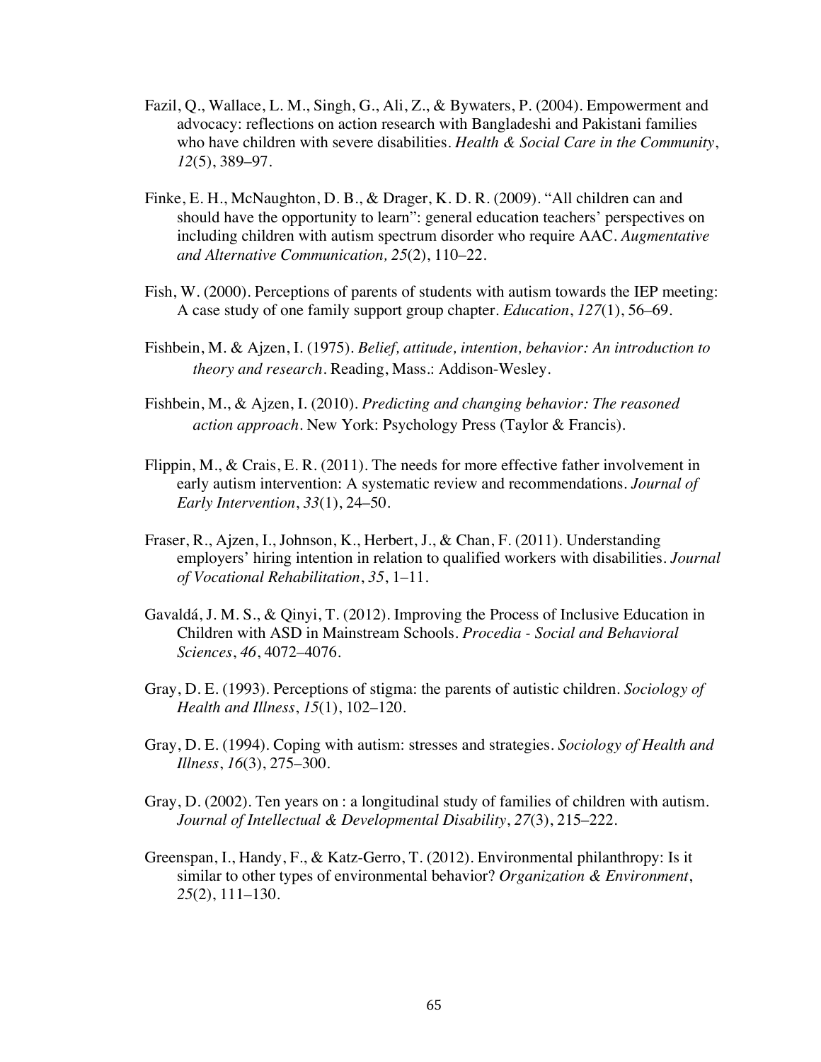Fazil, Q., Wallace, L. M., Singh, G., Ali, Z., & Bywaters, P. (2004). Empowerment and advocacy: reflections on action research with Bangladeshi and Pakistani families who have children with severe disabilities. *Health & Social Care in the Community*, *12*(5), 389–97.

Finke, E. H., McNaughton, D. B., & Drager, K. D. R. (2009). "All children can and should have the opportunity to learn": general education teachers' perspectives on including children with autism spectrum disorder who require AAC. *Augmentative and Alternative Communication, 25*(2), 110–22.

Fish, W. (2000). Perceptions of parents of students with autism towards the IEP meeting: A case study of one family support group chapter. *Education*, *127*(1), 56–69.

Fishbein, M. & Ajzen, I. (1975). *Belief, attitude, intention, behavior: An introduction to theory and research*. Reading, Mass.: Addison-Wesley.

Fishbein, M., & Ajzen, I. (2010). *Predicting and changing behavior: The reasoned action approach*. New York: Psychology Press (Taylor & Francis).

Flippin, M., & Crais, E. R. (2011). The needs for more effective father involvement in early autism intervention: A systematic review and recommendations. *Journal of Early Intervention*, *33*(1), 24–50.

Fraser, R., Ajzen, I., Johnson, K., Herbert, J., & Chan, F. (2011). Understanding employers' hiring intention in relation to qualified workers with disabilities. *Journal of Vocational Rehabilitation*, *35*, 1–11.

Gavaldá, J. M. S., & Qinyi, T. (2012). Improving the Process of Inclusive Education in Children with ASD in Mainstream Schools. *Procedia - Social and Behavioral Sciences*, *46*, 4072–4076.

Gray, D. E. (1993). Perceptions of stigma: the parents of autistic children. *Sociology of Health and Illness*, *15*(1), 102–120.

Gray, D. E. (1994). Coping with autism: stresses and strategies. *Sociology of Health and Illness*, *16*(3), 275–300.

Gray, D. (2002). Ten years on : a longitudinal study of families of children with autism. *Journal of Intellectual & Developmental Disability*, *27*(3), 215–222.

Greenspan, I., Handy, F., & Katz-Gerro, T. (2012). Environmental philanthropy: Is it similar to other types of environmental behavior? *Organization & Environment*, *25*(2), 111–130.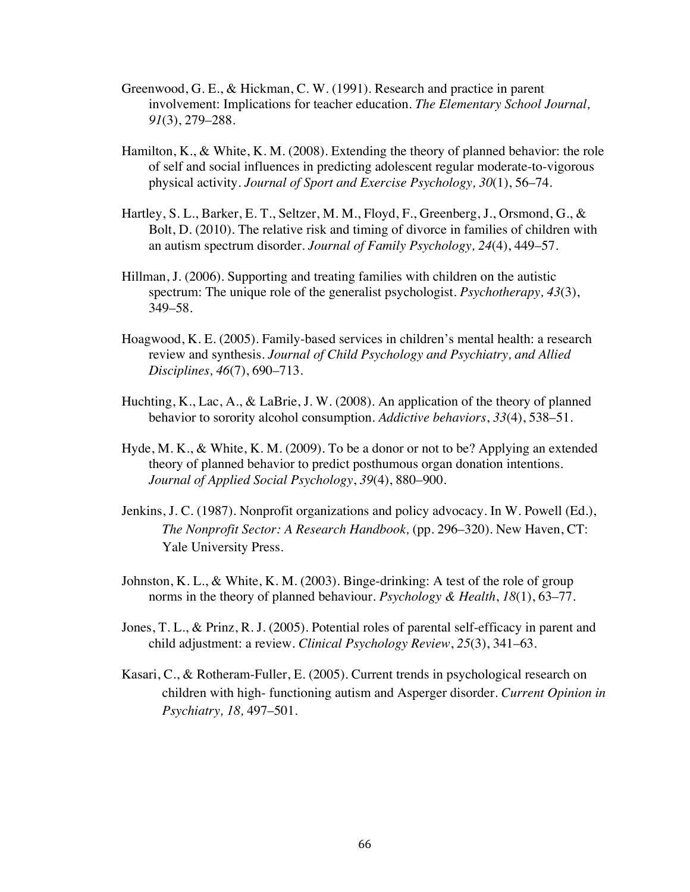Greenwood, G. E., & Hickman, C. W. (1991). Research and practice in parent involvement: Implications for teacher education. *The Elementary School Journal, 91*(3), 279–288.

Hamilton, K., & White, K. M. (2008). Extending the theory of planned behavior: the role of self and social influences in predicting adolescent regular moderate-to-vigorous physical activity. *Journal of Sport and Exercise Psychology, 30*(1), 56–74.

Hartley, S. L., Barker, E. T., Seltzer, M. M., Floyd, F., Greenberg, J., Orsmond, G., & Bolt, D. (2010). The relative risk and timing of divorce in families of children with an autism spectrum disorder. *Journal of Family Psychology, 24*(4), 449–57.

Hillman, J. (2006). Supporting and treating families with children on the autistic spectrum: The unique role of the generalist psychologist. *Psychotherapy, 43*(3), 349–58.

Hoagwood, K. E. (2005). Family-based services in children's mental health: a research review and synthesis. *Journal of Child Psychology and Psychiatry, and Allied Disciplines, 46*(7), 690–713.

Huchting, K., Lac, A., & LaBrie, J. W. (2008). An application of the theory of planned behavior to sorority alcohol consumption. *Addictive behaviors*, *33*(4), 538–51.

Hyde, M. K., & White, K. M. (2009). To be a donor or not to be? Applying an extended theory of planned behavior to predict posthumous organ donation intentions. *Journal of Applied Social Psychology*, *39*(4), 880–900.

Jenkins, J. C. (1987). Nonprofit organizations and policy advocacy. In W. Powell (Ed.), *The Nonprofit Sector: A Research Handbook,* (pp. 296–320). New Haven, CT: Yale University Press.

Johnston, K. L., & White, K. M. (2003). Binge-drinking: A test of the role of group norms in the theory of planned behaviour. *Psychology & Health*, *18*(1), 63–77.

Jones, T. L., & Prinz, R. J. (2005). Potential roles of parental self-efficacy in parent and child adjustment: a review. *Clinical Psychology Review*, *25*(3), 341–63.

Kasari, C., & Rotheram-Fuller, E. (2005). Current trends in psychological research on children with high- functioning autism and Asperger disorder. *Current Opinion in Psychiatry, 18,* 497–501.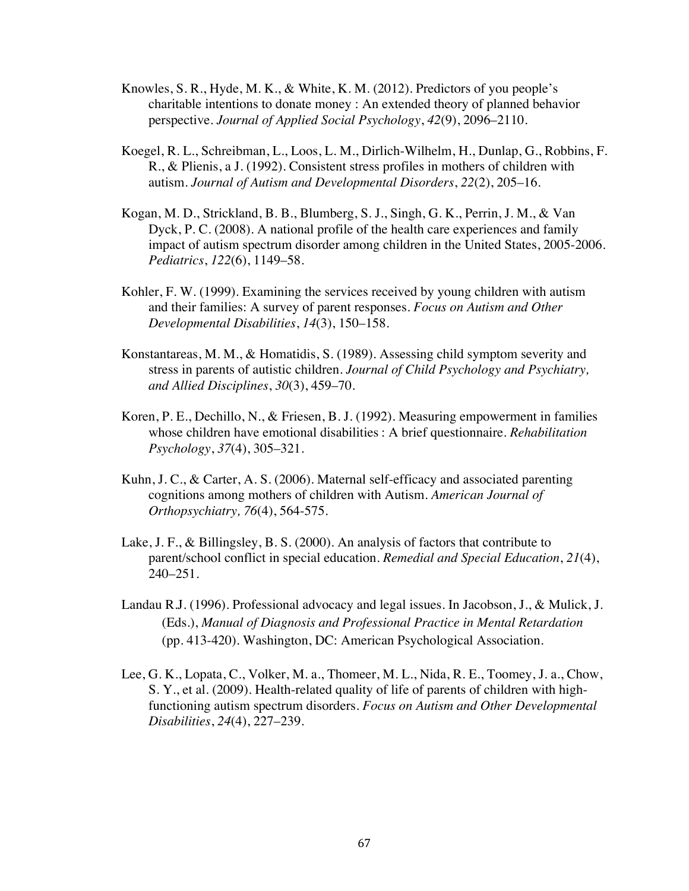Knowles, S. R., Hyde, M. K., & White, K. M. (2012). Predictors of you people's charitable intentions to donate money : An extended theory of planned behavior perspective. *Journal of Applied Social Psychology*, *42*(9), 2096–2110.

Koegel, R. L., Schreibman, L., Loos, L. M., Dirlich-Wilhelm, H., Dunlap, G., Robbins, F. R., & Plienis, a J. (1992). Consistent stress profiles in mothers of children with autism. *Journal of Autism and Developmental Disorders*, *22*(2), 205–16.

Kogan, M. D., Strickland, B. B., Blumberg, S. J., Singh, G. K., Perrin, J. M., & Van Dyck, P. C. (2008). A national profile of the health care experiences and family impact of autism spectrum disorder among children in the United States, 2005-2006. *Pediatrics*, *122*(6), 1149–58.

Kohler, F. W. (1999). Examining the services received by young children with autism and their families: A survey of parent responses. *Focus on Autism and Other Developmental Disabilities*, *14*(3), 150–158.

Konstantareas, M. M., & Homatidis, S. (1989). Assessing child symptom severity and stress in parents of autistic children. *Journal of Child Psychology and Psychiatry, and Allied Disciplines*, *30*(3), 459–70.

Koren, P. E., Dechillo, N., & Friesen, B. J. (1992). Measuring empowerment in families whose children have emotional disabilities : A brief questionnaire. *Rehabilitation Psychology*, *37*(4), 305–321.

Kuhn, J. C., & Carter, A. S. (2006). Maternal self-efficacy and associated parenting cognitions among mothers of children with Autism. *American Journal of Orthopsychiatry, 76*(4), 564-575.

Lake, J. F., & Billingsley, B. S. (2000). An analysis of factors that contribute to parent/school conflict in special education. *Remedial and Special Education*, *21*(4), 240–251.

Landau R.J. (1996). Professional advocacy and legal issues. In Jacobson, J., & Mulick, J. (Eds.), *Manual of Diagnosis and Professional Practice in Mental Retardation* (pp. 413-420). Washington, DC: American Psychological Association.

Lee, G. K., Lopata, C., Volker, M. a., Thomeer, M. L., Nida, R. E., Toomey, J. a., Chow, S. Y., et al. (2009). Health-related quality of life of parents of children with high-functioning autism spectrum disorders. *Focus on Autism and Other Developmental Disabilities*, *24*(4), 227–239.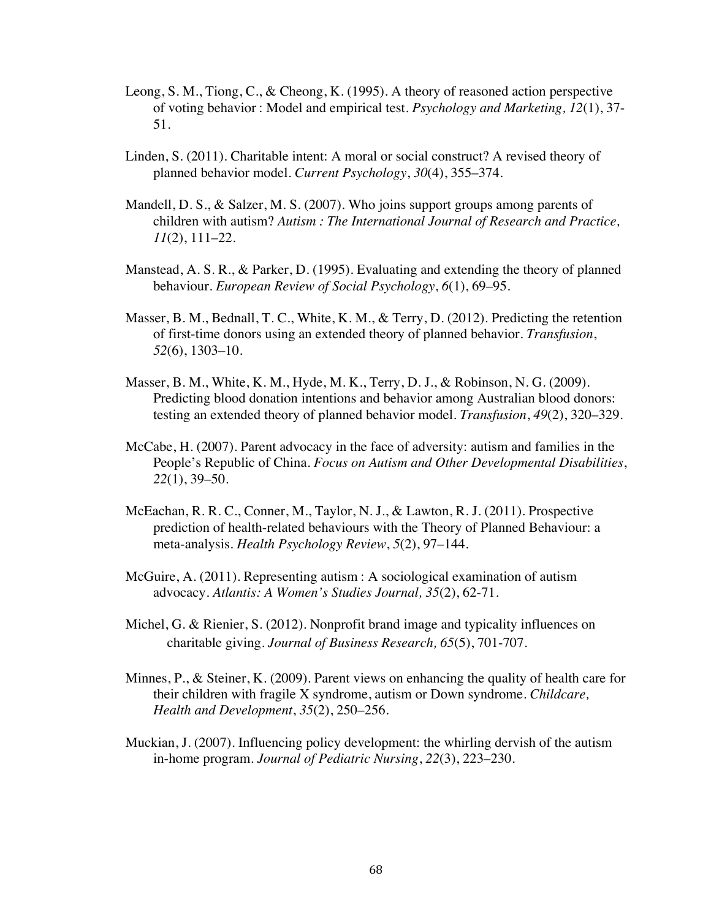Leong, S. M., Tiong, C., & Cheong, K. (1995). A theory of reasoned action perspective of voting behavior : Model and empirical test. *Psychology and Marketing, 12*(1), 37-51.

Linden, S. (2011). Charitable intent: A moral or social construct? A revised theory of planned behavior model. *Current Psychology*, *30*(4), 355–374.

Mandell, D. S., & Salzer, M. S. (2007). Who joins support groups among parents of children with autism? *Autism : The International Journal of Research and Practice, 11*(2), 111–22.

Manstead, A. S. R., & Parker, D. (1995). Evaluating and extending the theory of planned behaviour. *European Review of Social Psychology*, *6*(1), 69–95.

Masser, B. M., Bednall, T. C., White, K. M., & Terry, D. (2012). Predicting the retention of first-time donors using an extended theory of planned behavior. *Transfusion*, *52*(6), 1303–10.

Masser, B. M., White, K. M., Hyde, M. K., Terry, D. J., & Robinson, N. G. (2009). Predicting blood donation intentions and behavior among Australian blood donors: testing an extended theory of planned behavior model. *Transfusion*, *49*(2), 320–329.

McCabe, H. (2007). Parent advocacy in the face of adversity: autism and families in the People's Republic of China. *Focus on Autism and Other Developmental Disabilities*, *22*(1), 39–50.

McEachan, R. R. C., Conner, M., Taylor, N. J., & Lawton, R. J. (2011). Prospective prediction of health-related behaviours with the Theory of Planned Behaviour: a meta-analysis. *Health Psychology Review*, *5*(2), 97–144.

McGuire, A. (2011). Representing autism : A sociological examination of autism advocacy. *Atlantis: A Women's Studies Journal, 35*(2), 62-71.

Michel, G. & Rienier, S. (2012). Nonprofit brand image and typicality influences on charitable giving. *Journal of Business Research, 65*(5), 701-707.

Minnes, P., & Steiner, K. (2009). Parent views on enhancing the quality of health care for their children with fragile X syndrome, autism or Down syndrome. *Childcare, Health and Development*, *35*(2), 250–256.

Muckian, J. (2007). Influencing policy development: the whirling dervish of the autism in-home program. *Journal of Pediatric Nursing*, *22*(3), 223–230.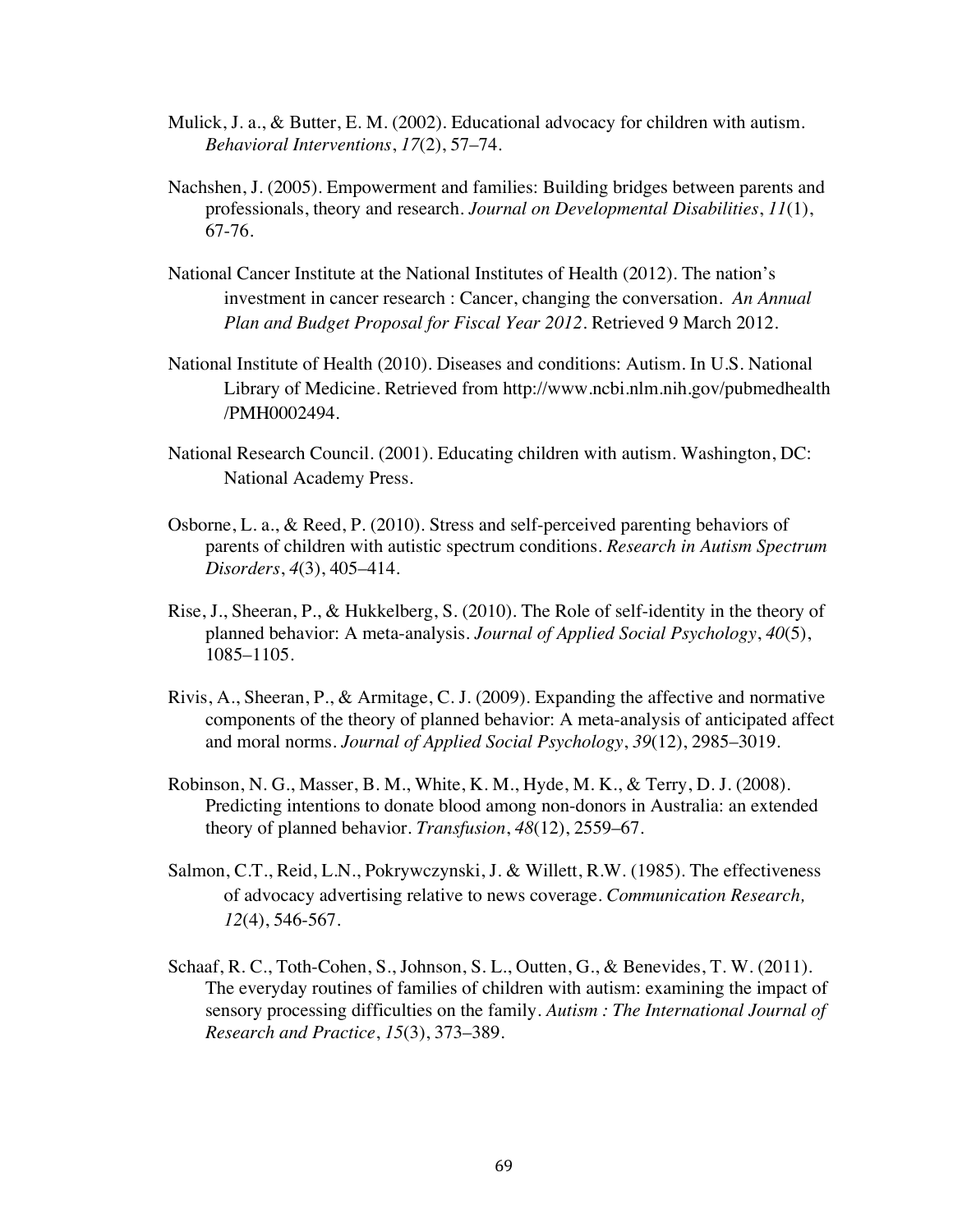Mulick, J. a., & Butter, E. M. (2002). Educational advocacy for children with autism. *Behavioral Interventions*, *17*(2), 57–74.

Nachshen, J. (2005). Empowerment and families: Building bridges between parents and professionals, theory and research. *Journal on Developmental Disabilities*, *11*(1), 67-76.

National Cancer Institute at the National Institutes of Health (2012). The nation's investment in cancer research : Cancer, changing the conversation. *An Annual Plan and Budget Proposal for Fiscal Year 2012*. Retrieved 9 March 2012.

National Institute of Health (2010). Diseases and conditions: Autism. In U.S. National Library of Medicine. Retrieved from http://www.ncbi.nlm.nih.gov/pubmedhealth/PMH0002494.

National Research Council. (2001). Educating children with autism. Washington, DC: National Academy Press.

Osborne, L. a., & Reed, P. (2010). Stress and self-perceived parenting behaviors of parents of children with autistic spectrum conditions. *Research in Autism Spectrum Disorders*, *4*(3), 405–414.

Rise, J., Sheeran, P., & Hukkelberg, S. (2010). The Role of self-identity in the theory of planned behavior: A meta-analysis. *Journal of Applied Social Psychology*, *40*(5), 1085–1105.

Rivis, A., Sheeran, P., & Armitage, C. J. (2009). Expanding the affective and normative components of the theory of planned behavior: A meta-analysis of anticipated affect and moral norms. *Journal of Applied Social Psychology*, *39*(12), 2985–3019.

Robinson, N. G., Masser, B. M., White, K. M., Hyde, M. K., & Terry, D. J. (2008). Predicting intentions to donate blood among non-donors in Australia: an extended theory of planned behavior. *Transfusion*, *48*(12), 2559–67.

Salmon, C.T., Reid, L.N., Pokrywczynski, J. & Willett, R.W. (1985). The effectiveness of advocacy advertising relative to news coverage. *Communication Research, 12*(4), 546-567.

Schaaf, R. C., Toth-Cohen, S., Johnson, S. L., Outten, G., & Benevides, T. W. (2011). The everyday routines of families of children with autism: examining the impact of sensory processing difficulties on the family. *Autism : The International Journal of Research and Practice*, *15*(3), 373–389.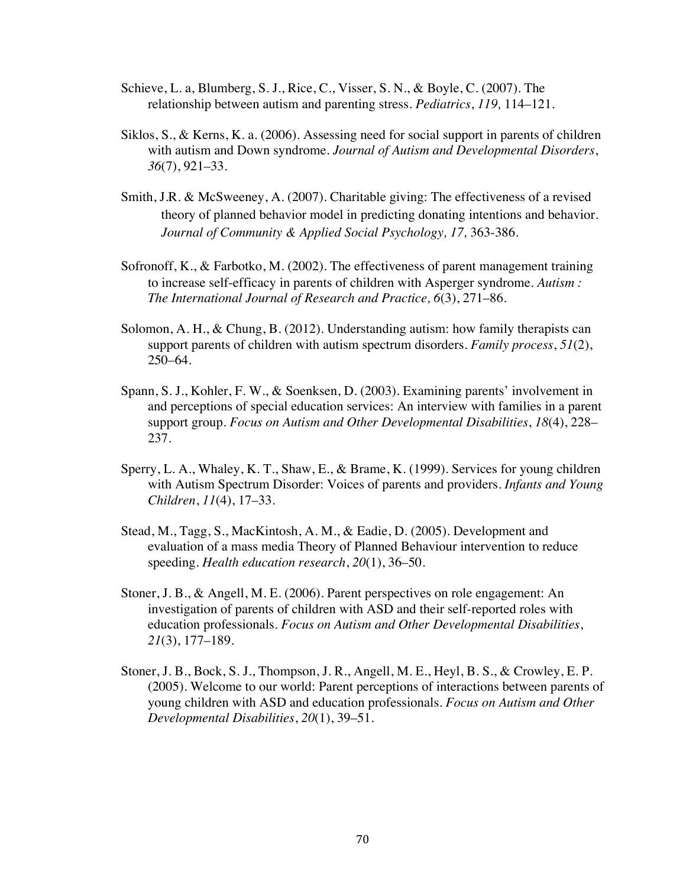Schieve, L. a, Blumberg, S. J., Rice, C., Visser, S. N., & Boyle, C. (2007). The relationship between autism and parenting stress. *Pediatrics*, *119,* 114–121.

Siklos, S., & Kerns, K. a. (2006). Assessing need for social support in parents of children with autism and Down syndrome. *Journal of Autism and Developmental Disorders*, *36*(7), 921–33.

Smith, J.R. & McSweeney, A. (2007). Charitable giving: The effectiveness of a revised theory of planned behavior model in predicting donating intentions and behavior. *Journal of Community & Applied Social Psychology, 17,* 363-386.

Sofronoff, K., & Farbotko, M. (2002). The effectiveness of parent management training to increase self-efficacy in parents of children with Asperger syndrome. *Autism : The International Journal of Research and Practice, 6*(3), 271–86.

Solomon, A. H., & Chung, B. (2012). Understanding autism: how family therapists can support parents of children with autism spectrum disorders. *Family process*, *51*(2), 250–64.

Spann, S. J., Kohler, F. W., & Soenksen, D. (2003). Examining parents' involvement in and perceptions of special education services: An interview with families in a parent support group. *Focus on Autism and Other Developmental Disabilities*, *18*(4), 228–237.

Sperry, L. A., Whaley, K. T., Shaw, E., & Brame, K. (1999). Services for young children with Autism Spectrum Disorder: Voices of parents and providers. *Infants and Young Children*, *11*(4), 17–33.

Stead, M., Tagg, S., MacKintosh, A. M., & Eadie, D. (2005). Development and evaluation of a mass media Theory of Planned Behaviour intervention to reduce speeding. *Health education research*, *20*(1), 36–50.

Stoner, J. B., & Angell, M. E. (2006). Parent perspectives on role engagement: An investigation of parents of children with ASD and their self-reported roles with education professionals. *Focus on Autism and Other Developmental Disabilities*, *21*(3), 177–189.

Stoner, J. B., Bock, S. J., Thompson, J. R., Angell, M. E., Heyl, B. S., & Crowley, E. P. (2005). Welcome to our world: Parent perceptions of interactions between parents of young children with ASD and education professionals. *Focus on Autism and Other Developmental Disabilities*, *20*(1), 39–51.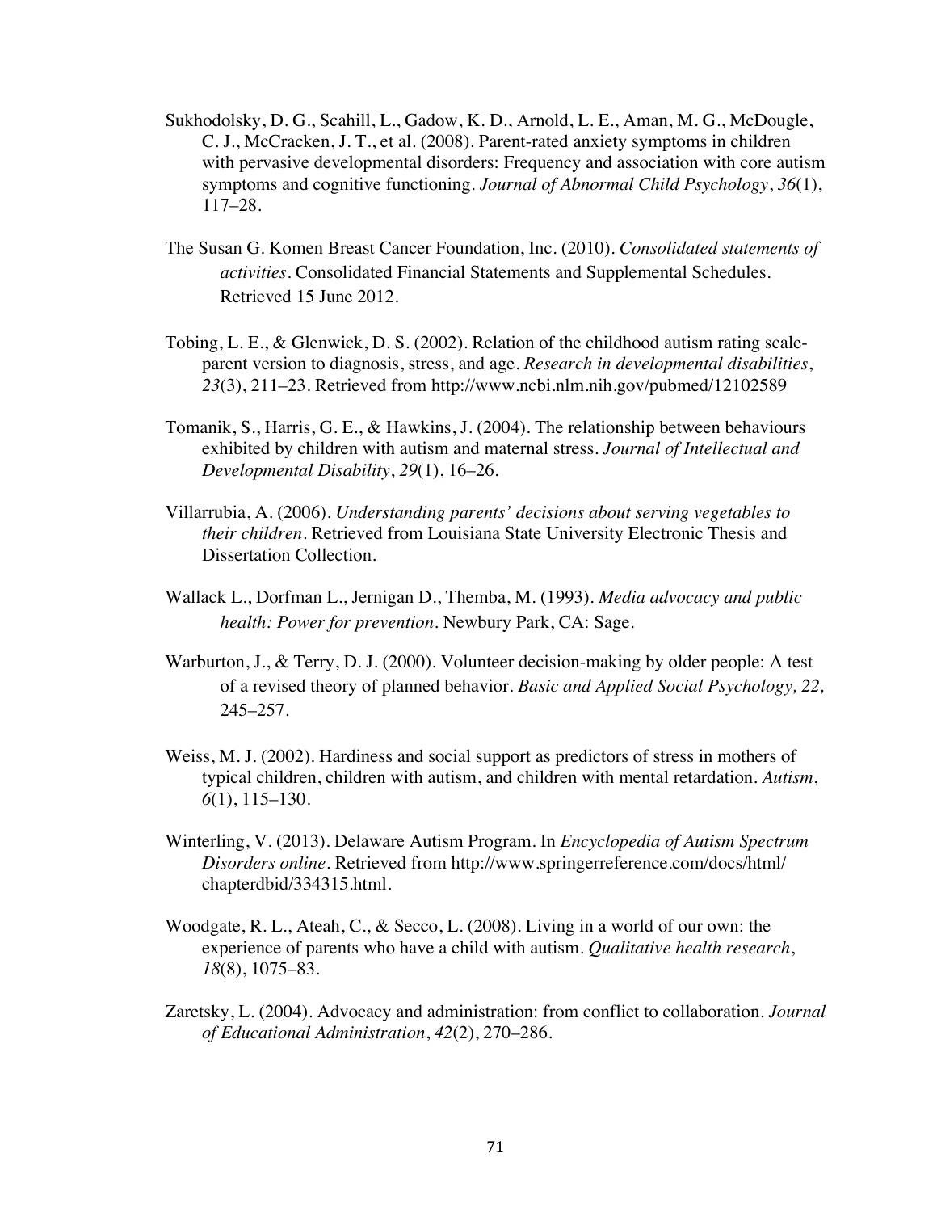Sukhodolsky, D. G., Scahill, L., Gadow, K. D., Arnold, L. E., Aman, M. G., McDougle, C. J., McCracken, J. T., et al. (2008). Parent-rated anxiety symptoms in children with pervasive developmental disorders: Frequency and association with core autism symptoms and cognitive functioning. *Journal of Abnormal Child Psychology*, *36*(1), 117–28.

The Susan G. Komen Breast Cancer Foundation, Inc. (2010). *Consolidated statements of activities*. Consolidated Financial Statements and Supplemental Schedules. Retrieved 15 June 2012.

Tobing, L. E., & Glenwick, D. S. (2002). Relation of the childhood autism rating scale-parent version to diagnosis, stress, and age. *Research in developmental disabilities*, *23*(3), 211–23. Retrieved from http://www.ncbi.nlm.nih.gov/pubmed/12102589

Tomanik, S., Harris, G. E., & Hawkins, J. (2004). The relationship between behaviours exhibited by children with autism and maternal stress. *Journal of Intellectual and Developmental Disability*, *29*(1), 16–26.

Villarrubia, A. (2006). *Understanding parents' decisions about serving vegetables to their children*. Retrieved from Louisiana State University Electronic Thesis and Dissertation Collection.

Wallack L., Dorfman L., Jernigan D., Themba, M. (1993). *Media advocacy and public health: Power for prevention*. Newbury Park, CA: Sage.

Warburton, J., & Terry, D. J. (2000). Volunteer decision-making by older people: A test of a revised theory of planned behavior. *Basic and Applied Social Psychology, 22,* 245–257.

Weiss, M. J. (2002). Hardiness and social support as predictors of stress in mothers of typical children, children with autism, and children with mental retardation. *Autism*, *6*(1), 115–130.

Winterling, V. (2013). Delaware Autism Program. In *Encyclopedia of Autism Spectrum Disorders online*. Retrieved from http://www.springerreference.com/docs/html/chapterdbid/334315.html.

Woodgate, R. L., Ateah, C., & Secco, L. (2008). Living in a world of our own: the experience of parents who have a child with autism. *Qualitative health research*, *18*(8), 1075–83.

Zaretsky, L. (2004). Advocacy and administration: from conflict to collaboration. *Journal of Educational Administration*, *42*(2), 270–286.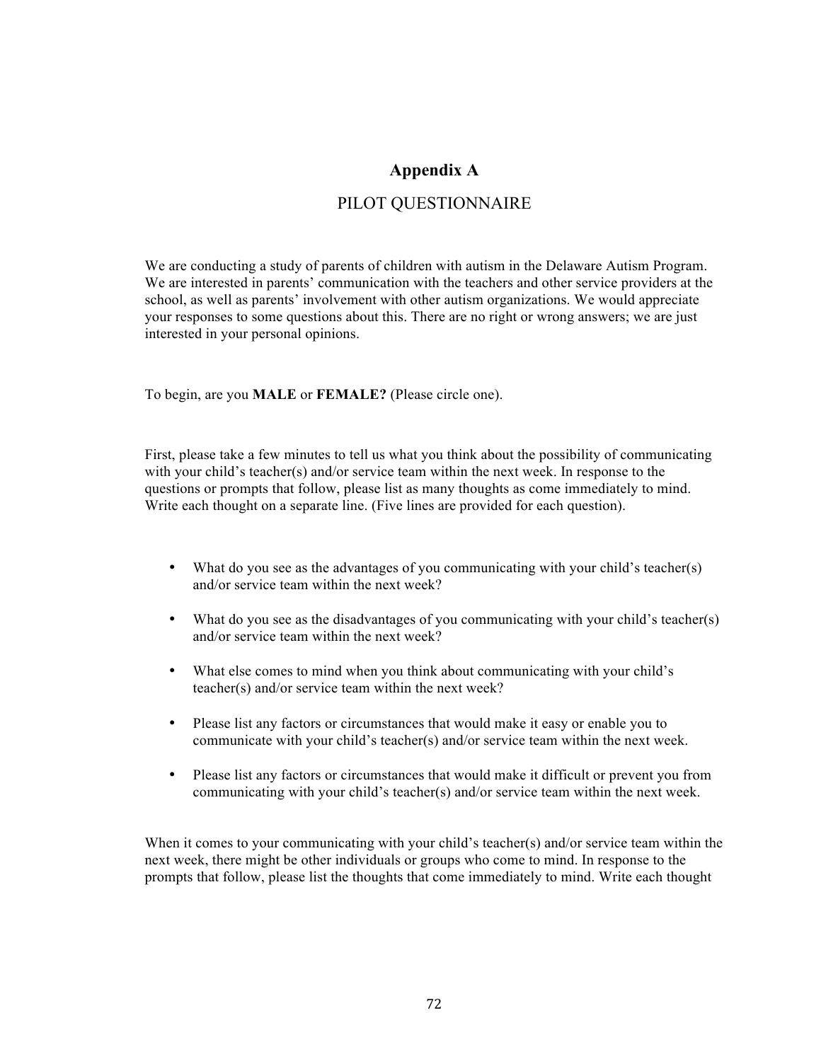# Appendix A

## PILOT QUESTIONNAIRE

We are conducting a study of parents of children with autism in the Delaware Autism Program. We are interested in parents' communication with the teachers and other service providers at the school, as well as parents' involvement with other autism organizations. We would appreciate your responses to some questions about this. There are no right or wrong answers; we are just interested in your personal opinions.

To begin, are you **MALE** or **FEMALE?** (Please circle one).

First, please take a few minutes to tell us what you think about the possibility of communicating with your child's teacher(s) and/or service team within the next week. In response to the questions or prompts that follow, please list as many thoughts as come immediately to mind. Write each thought on a separate line. (Five lines are provided for each question).

- What do you see as the advantages of you communicating with your child's teacher(s) and/or service team within the next week?
- What do you see as the disadvantages of you communicating with your child's teacher(s) and/or service team within the next week?
- What else comes to mind when you think about communicating with your child's teacher(s) and/or service team within the next week?
- Please list any factors or circumstances that would make it easy or enable you to communicate with your child's teacher(s) and/or service team within the next week.
- Please list any factors or circumstances that would make it difficult or prevent you from communicating with your child's teacher(s) and/or service team within the next week.

When it comes to your communicating with your child's teacher(s) and/or service team within the next week, there might be other individuals or groups who come to mind. In response to the prompts that follow, please list the thoughts that come immediately to mind. Write each thought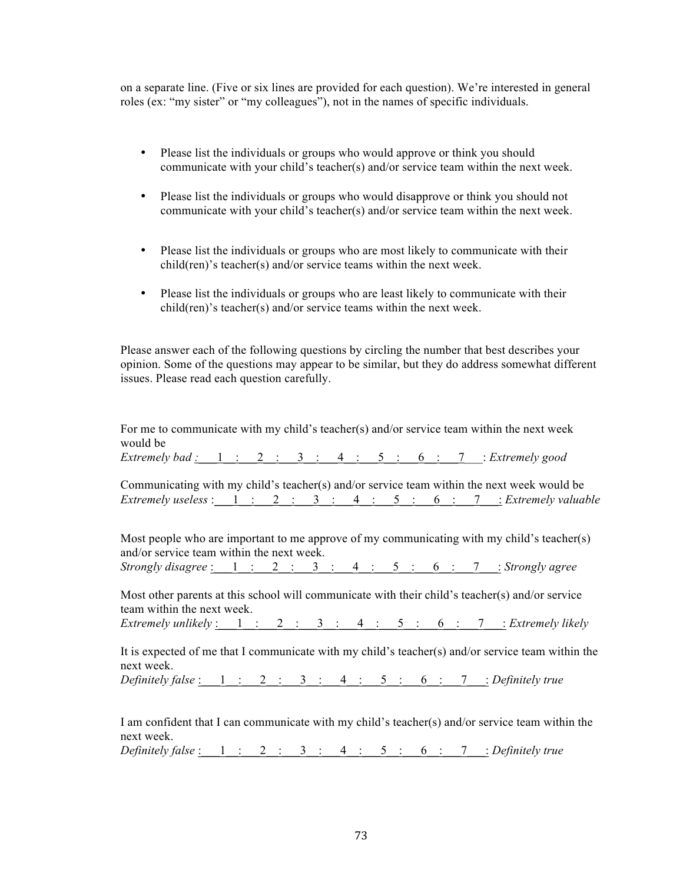on a separate line. (Five or six lines are provided for each question). We're interested in general roles (ex: "my sister" or "my colleagues"), not in the names of specific individuals.

- Please list the individuals or groups who would approve or think you should communicate with your child's teacher(s) and/or service team within the next week.
- Please list the individuals or groups who would disapprove or think you should not communicate with your child's teacher(s) and/or service team within the next week.
- Please list the individuals or groups who are most likely to communicate with their child(ren)'s teacher(s) and/or service teams within the next week.
- Please list the individuals or groups who are least likely to communicate with their child(ren)'s teacher(s) and/or service teams within the next week.

Please answer each of the following questions by circling the number that best describes your opinion. Some of the questions may appear to be similar, but they do address somewhat different issues. Please read each question carefully.

For me to communicate with my child's teacher(s) and/or service team within the next week would be
*Extremely bad* : 1 : 2 : 3 : 4 : 5 : 6 : 7 : *Extremely good*

Communicating with my child's teacher(s) and/or service team within the next week would be
*Extremely useless* : 1 : 2 : 3 : 4 : 5 : 6 : 7 : *Extremely valuable*

Most people who are important to me approve of my communicating with my child's teacher(s) and/or service team within the next week.
*Strongly disagree* : 1 : 2 : 3 : 4 : 5 : 6 : 7 : *Strongly agree*

Most other parents at this school will communicate with their child's teacher(s) and/or service team within the next week.
*Extremely unlikely* : 1 : 2 : 3 : 4 : 5 : 6 : 7 : *Extremely likely*

It is expected of me that I communicate with my child's teacher(s) and/or service team within the next week.
*Definitely false* : 1 : 2 : 3 : 4 : 5 : 6 : 7 : *Definitely true*

I am confident that I can communicate with my child's teacher(s) and/or service team within the next week.
*Definitely false* : 1 : 2 : 3 : 4 : 5 : 6 : 7 : *Definitely true*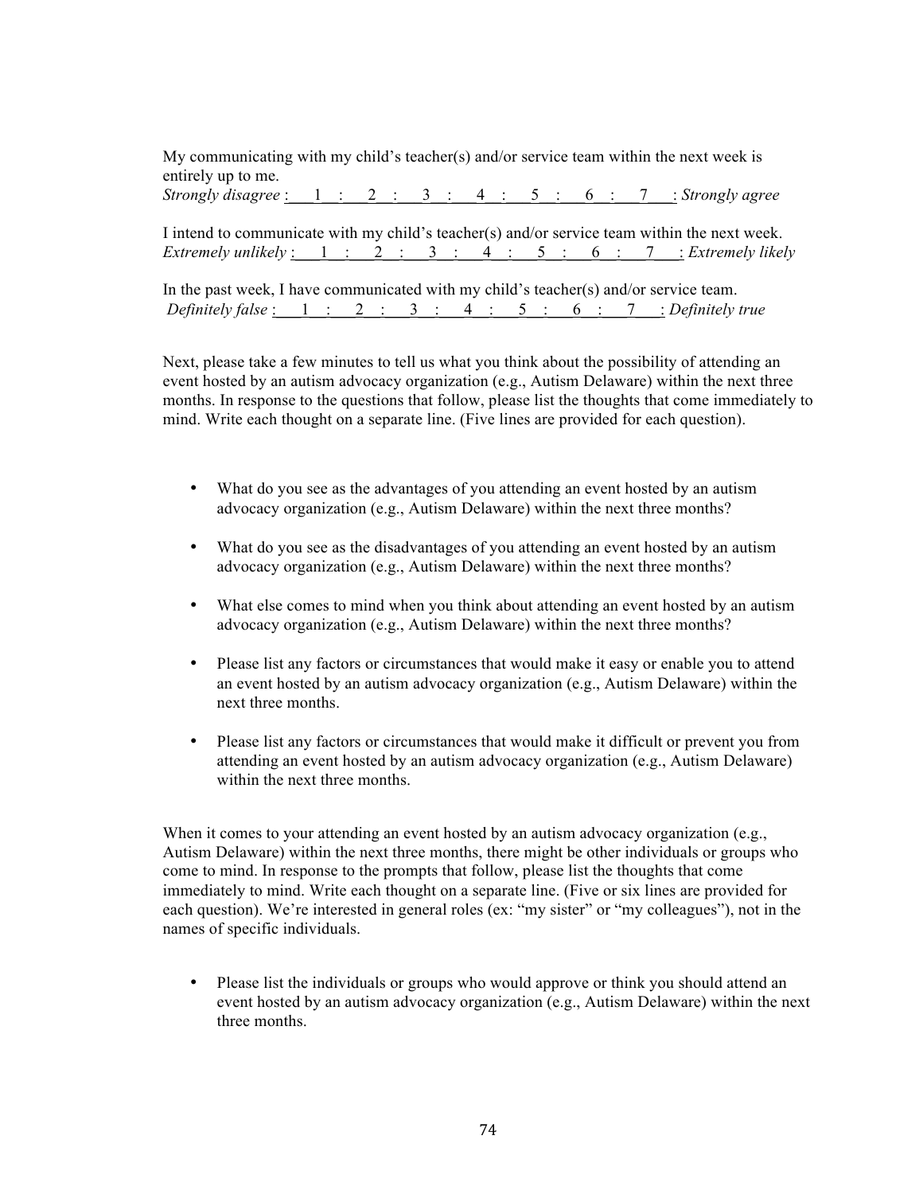My communicating with my child's teacher(s) and/or service team within the next week is entirely up to me.
*Strongly disagree* :\_\_\_1\_\_:\_\_\_2\_\_:\_\_\_3\_\_:\_\_\_4\_\_:\_\_\_5\_\_:\_\_\_6\_\_:\_\_\_7\_\_\_: *Strongly agree*

I intend to communicate with my child's teacher(s) and/or service team within the next week.
*Extremely unlikely* :\_\_\_1\_\_:\_\_\_2\_\_:\_\_\_3\_\_:\_\_\_4\_\_:\_\_\_5\_\_:\_\_\_6\_\_:\_\_\_7\_\_\_: *Extremely likely*

In the past week, I have communicated with my child's teacher(s) and/or service team.
*Definitely false* :\_\_\_1\_\_:\_\_\_2\_\_:\_\_\_3\_\_:\_\_\_4\_\_:\_\_\_5\_\_:\_\_\_6\_\_:\_\_\_7\_\_\_: *Definitely true*

Next, please take a few minutes to tell us what you think about the possibility of attending an event hosted by an autism advocacy organization (e.g., Autism Delaware) within the next three months. In response to the questions that follow, please list the thoughts that come immediately to mind. Write each thought on a separate line. (Five lines are provided for each question).

- What do you see as the advantages of you attending an event hosted by an autism advocacy organization (e.g., Autism Delaware) within the next three months?
- What do you see as the disadvantages of you attending an event hosted by an autism advocacy organization (e.g., Autism Delaware) within the next three months?
- What else comes to mind when you think about attending an event hosted by an autism advocacy organization (e.g., Autism Delaware) within the next three months?
- Please list any factors or circumstances that would make it easy or enable you to attend an event hosted by an autism advocacy organization (e.g., Autism Delaware) within the next three months.
- Please list any factors or circumstances that would make it difficult or prevent you from attending an event hosted by an autism advocacy organization (e.g., Autism Delaware) within the next three months.

When it comes to your attending an event hosted by an autism advocacy organization (e.g., Autism Delaware) within the next three months, there might be other individuals or groups who come to mind. In response to the prompts that follow, please list the thoughts that come immediately to mind. Write each thought on a separate line. (Five or six lines are provided for each question). We're interested in general roles (ex: "my sister" or "my colleagues"), not in the names of specific individuals.

- Please list the individuals or groups who would approve or think you should attend an event hosted by an autism advocacy organization (e.g., Autism Delaware) within the next three months.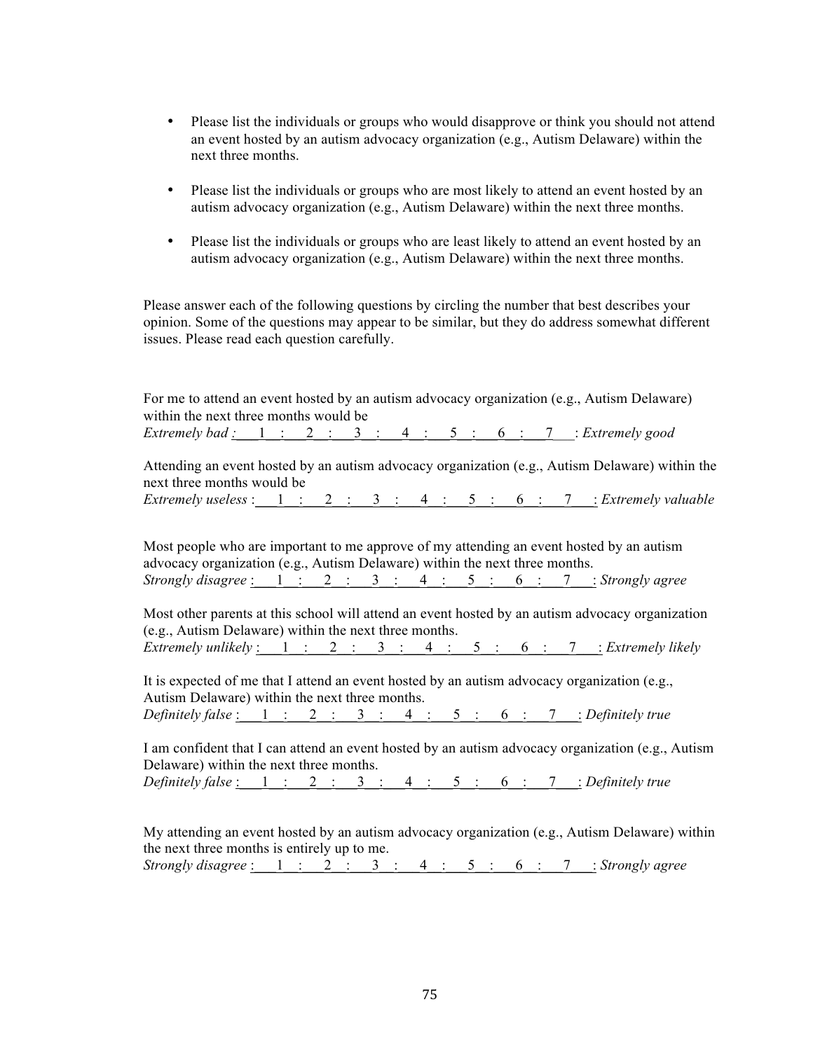- Please list the individuals or groups who would disapprove or think you should not attend an event hosted by an autism advocacy organization (e.g., Autism Delaware) within the next three months.

- Please list the individuals or groups who are most likely to attend an event hosted by an autism advocacy organization (e.g., Autism Delaware) within the next three months.

- Please list the individuals or groups who are least likely to attend an event hosted by an autism advocacy organization (e.g., Autism Delaware) within the next three months.

Please answer each of the following questions by circling the number that best describes your opinion. Some of the questions may appear to be similar, but they do address somewhat different issues. Please read each question carefully.

For me to attend an event hosted by an autism advocacy organization (e.g., Autism Delaware) within the next three months would be
*Extremely bad* :\_\_\_1\_\_:\_\_\_2\_\_:\_\_\_3\_\_:\_\_\_4\_\_:\_\_\_5\_\_:\_\_\_6\_\_:\_\_\_7\_\_\_: *Extremely good*

Attending an event hosted by an autism advocacy organization (e.g., Autism Delaware) within the next three months would be
*Extremely useless* :\_\_\_1\_\_:\_\_\_2\_\_:\_\_\_3\_\_:\_\_\_4\_\_:\_\_\_5\_\_:\_\_\_6\_\_:\_\_\_7\_\_\_: *Extremely valuable*

Most people who are important to me approve of my attending an event hosted by an autism advocacy organization (e.g., Autism Delaware) within the next three months.
*Strongly disagree* :\_\_\_1\_\_:\_\_\_2\_\_:\_\_\_3\_\_:\_\_\_4\_\_:\_\_\_5\_\_:\_\_\_6\_\_:\_\_\_7\_\_\_: *Strongly agree*

Most other parents at this school will attend an event hosted by an autism advocacy organization (e.g., Autism Delaware) within the next three months.
*Extremely unlikely* :\_\_\_1\_\_:\_\_\_2\_\_:\_\_\_3\_\_:\_\_\_4\_\_:\_\_\_5\_\_:\_\_\_6\_\_:\_\_\_7\_\_\_: *Extremely likely*

It is expected of me that I attend an event hosted by an autism advocacy organization (e.g., Autism Delaware) within the next three months.
*Definitely false* :\_\_\_1\_\_:\_\_\_2\_\_:\_\_\_3\_\_:\_\_\_4\_\_:\_\_\_5\_\_:\_\_\_6\_\_:\_\_\_7\_\_\_: *Definitely true*

I am confident that I can attend an event hosted by an autism advocacy organization (e.g., Autism Delaware) within the next three months.
*Definitely false* :\_\_\_1\_\_:\_\_\_2\_\_:\_\_\_3\_\_:\_\_\_4\_\_:\_\_\_5\_\_:\_\_\_6\_\_:\_\_\_7\_\_\_: *Definitely true*

My attending an event hosted by an autism advocacy organization (e.g., Autism Delaware) within the next three months is entirely up to me.
*Strongly disagree* :\_\_\_1\_\_:\_\_\_2\_\_:\_\_\_3\_\_:\_\_\_4\_\_:\_\_\_5\_\_:\_\_\_6\_\_:\_\_\_7\_\_\_: *Strongly agree*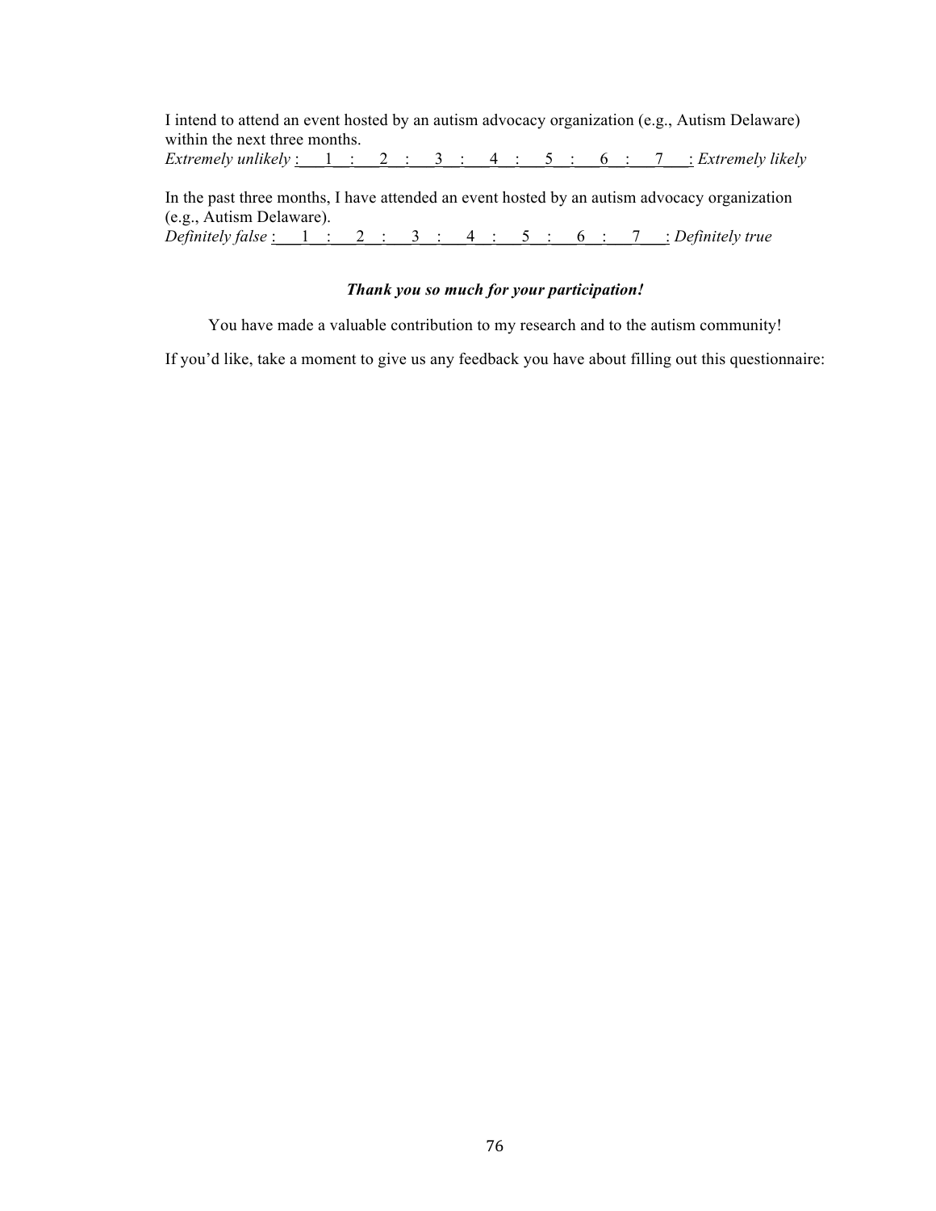I intend to attend an event hosted by an autism advocacy organization (e.g., Autism Delaware) within the next three months.

*Extremely unlikely* :\_\_\_1\_\_:\_\_\_2\_\_:\_\_\_3\_\_:\_\_\_4\_\_:\_\_\_5\_\_:\_\_\_6\_\_:\_\_\_7\_\_\_: *Extremely likely*

In the past three months, I have attended an event hosted by an autism advocacy organization (e.g., Autism Delaware).

*Definitely false* :\_\_\_1\_\_:\_\_\_2\_\_:\_\_\_3\_\_:\_\_\_4\_\_:\_\_\_5\_\_:\_\_\_6\_\_:\_\_\_7\_\_\_: *Definitely true*

***Thank you so much for your participation!***

You have made a valuable contribution to my research and to the autism community!

If you'd like, take a moment to give us any feedback you have about filling out this questionnaire: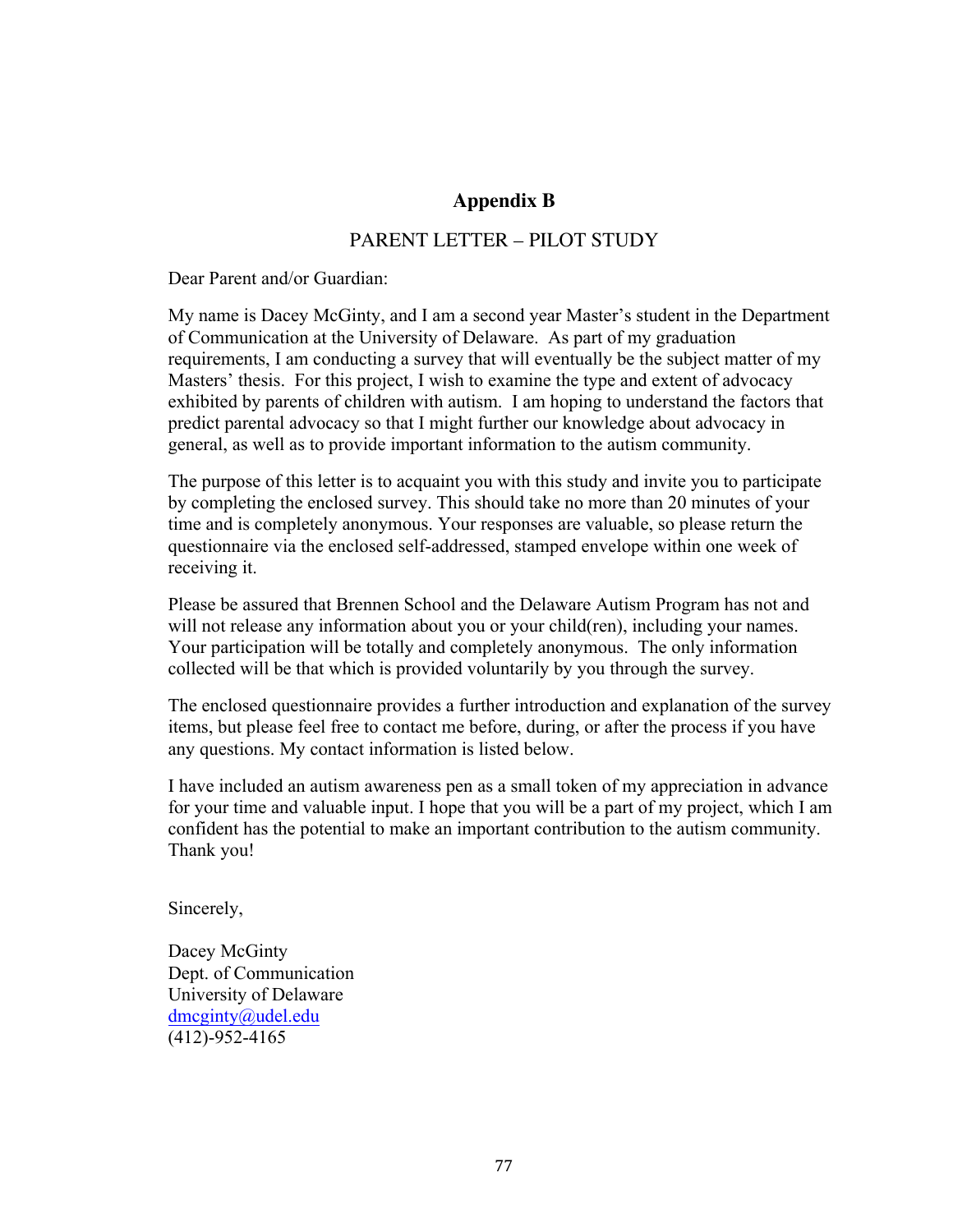# Appendix B

## PARENT LETTER – PILOT STUDY

Dear Parent and/or Guardian:

My name is Dacey McGinty, and I am a second year Master's student in the Department of Communication at the University of Delaware. As part of my graduation requirements, I am conducting a survey that will eventually be the subject matter of my Masters' thesis. For this project, I wish to examine the type and extent of advocacy exhibited by parents of children with autism. I am hoping to understand the factors that predict parental advocacy so that I might further our knowledge about advocacy in general, as well as to provide important information to the autism community.

The purpose of this letter is to acquaint you with this study and invite you to participate by completing the enclosed survey. This should take no more than 20 minutes of your time and is completely anonymous. Your responses are valuable, so please return the questionnaire via the enclosed self-addressed, stamped envelope within one week of receiving it.

Please be assured that Brennen School and the Delaware Autism Program has not and will not release any information about you or your child(ren), including your names. Your participation will be totally and completely anonymous. The only information collected will be that which is provided voluntarily by you through the survey.

The enclosed questionnaire provides a further introduction and explanation of the survey items, but please feel free to contact me before, during, or after the process if you have any questions. My contact information is listed below.

I have included an autism awareness pen as a small token of my appreciation in advance for your time and valuable input. I hope that you will be a part of my project, which I am confident has the potential to make an important contribution to the autism community. Thank you!

Sincerely,

Dacey McGinty
Dept. of Communication
University of Delaware
dmcginty@udel.edu
(412)-952-4165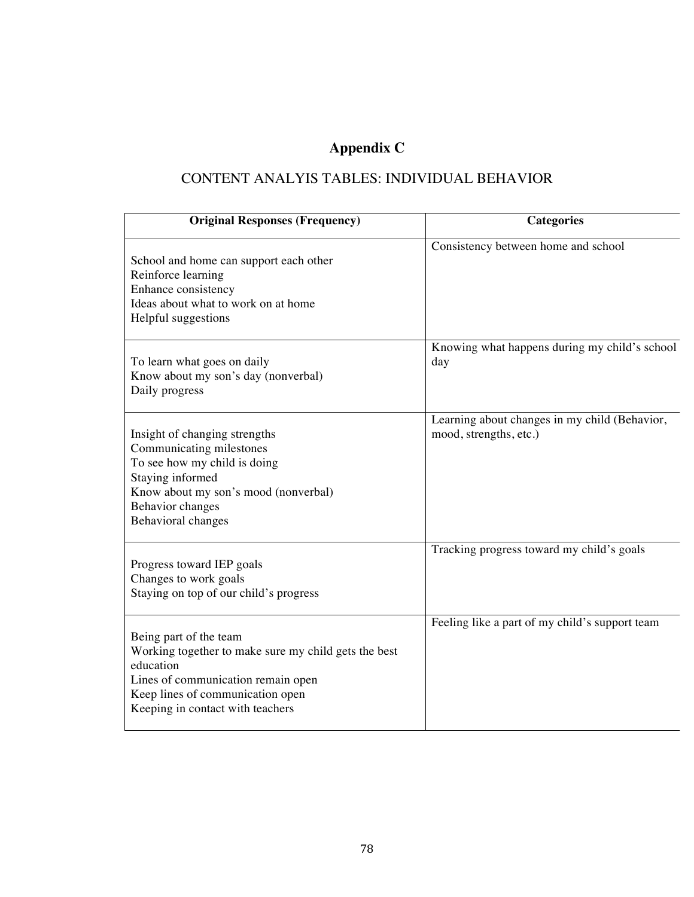# Appendix C

## CONTENT ANALYIS TABLES: INDIVIDUAL BEHAVIOR

| Original Responses (Frequency) | Categories |
|---|---|
| School and home can support each other<br>Reinforce learning<br>Enhance consistency<br>Ideas about what to work on at home<br>Helpful suggestions | Consistency between home and school |
| To learn what goes on daily<br>Know about my son's day (nonverbal)<br>Daily progress | Knowing what happens during my child's school day |
| Insight of changing strengths<br>Communicating milestones<br>To see how my child is doing<br>Staying informed<br>Know about my son's mood (nonverbal)<br>Behavior changes<br>Behavioral changes | Learning about changes in my child (Behavior, mood, strengths, etc.) |
| Progress toward IEP goals<br>Changes to work goals<br>Staying on top of our child's progress | Tracking progress toward my child's goals |
| Being part of the team<br>Working together to make sure my child gets the best education<br>Lines of communication remain open<br>Keep lines of communication open<br>Keeping in contact with teachers | Feeling like a part of my child's support team |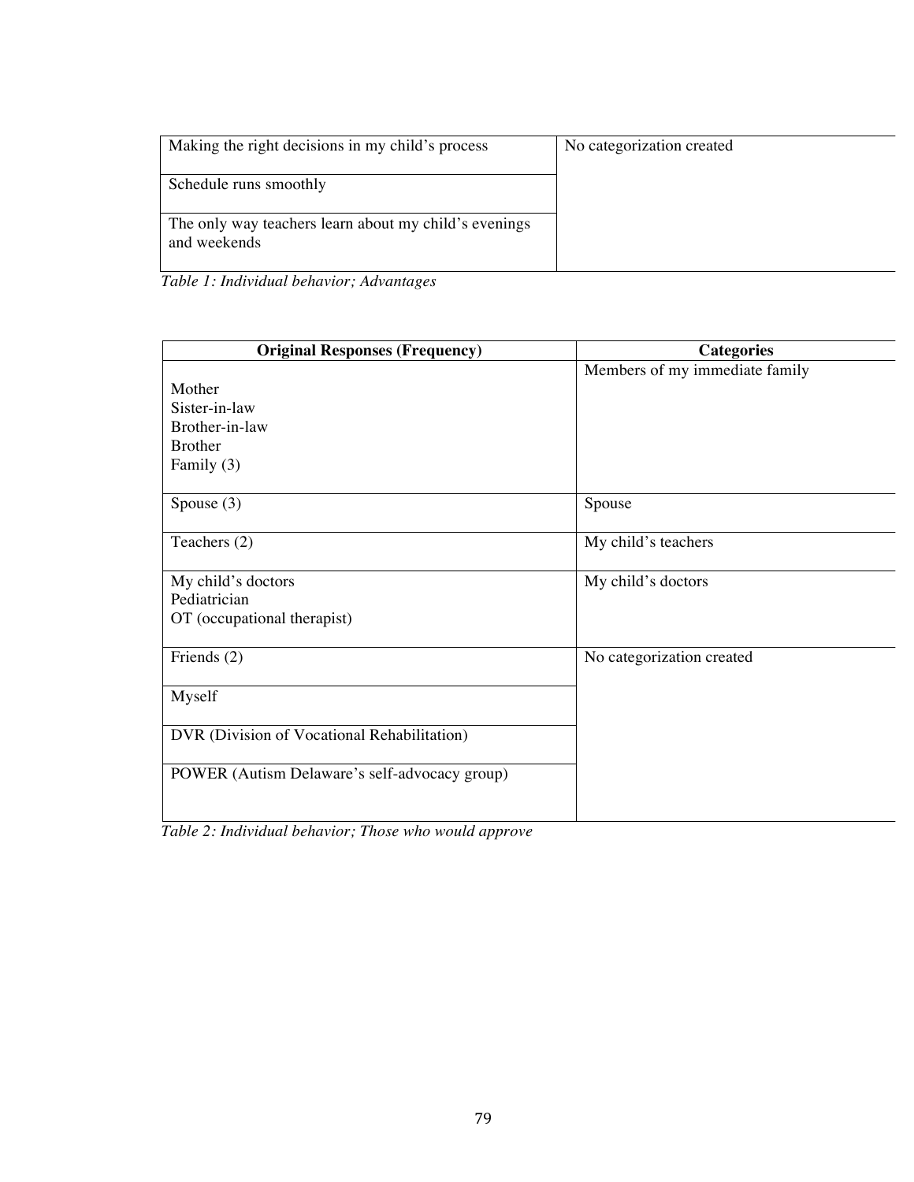| | |
|---|---|
| Making the right decisions in my child's process | No categorization created |
| Schedule runs smoothly | |
| The only way teachers learn about my child's evenings and weekends | |

*Table 1: Individual behavior; Advantages*

| Original Responses (Frequency) | Categories |
|---|---|
| Mother<br>Sister-in-law<br>Brother-in-law<br>Brother<br>Family (3) | Members of my immediate family |
| Spouse (3) | Spouse |
| Teachers (2) | My child's teachers |
| My child's doctors<br>Pediatrician<br>OT (occupational therapist) | My child's doctors |
| Friends (2) | No categorization created |
| Myself | |
| DVR (Division of Vocational Rehabilitation) | |
| POWER (Autism Delaware's self-advocacy group) | |

*Table 2: Individual behavior; Those who would approve*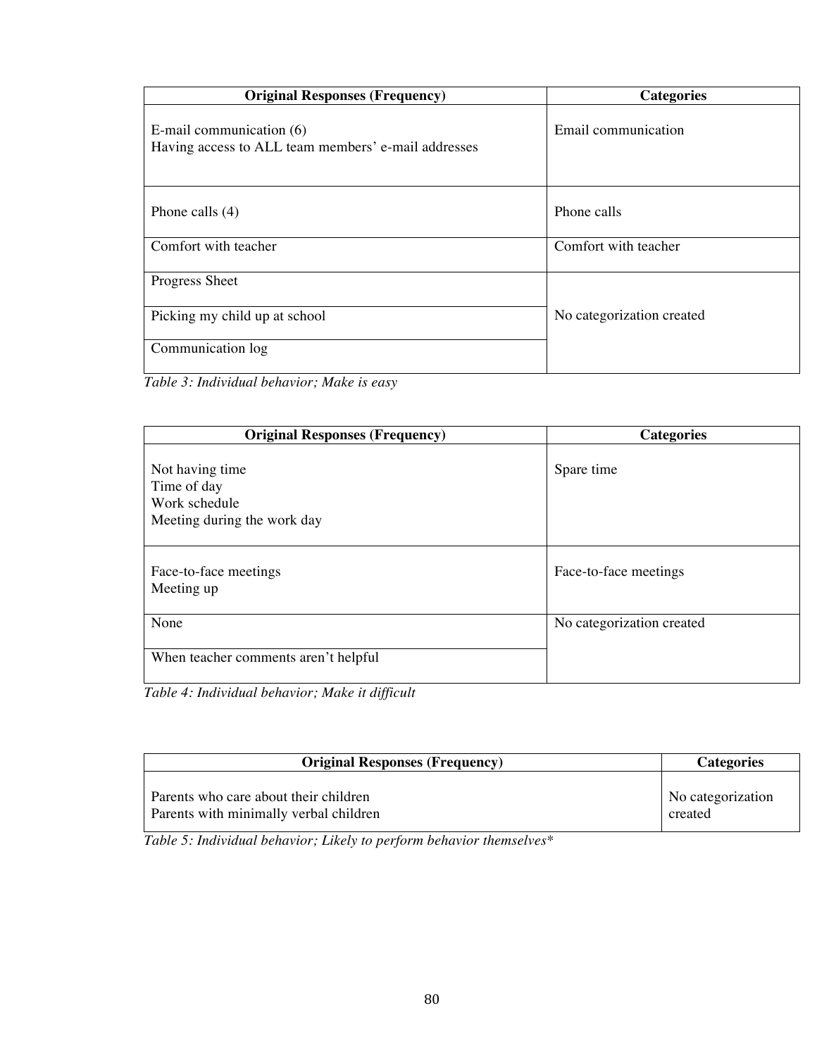| Original Responses (Frequency) | Categories |
|---|---|
| E-mail communication (6)<br>Having access to ALL team members' e-mail addresses | Email communication |
| Phone calls (4) | Phone calls |
| Comfort with teacher | Comfort with teacher |
| Progress Sheet | No categorization created |
| Picking my child up at school | |
| Communication log | |

*Table 3: Individual behavior; Make is easy*

| Original Responses (Frequency) | Categories |
|---|---|
| Not having time<br>Time of day<br>Work schedule<br>Meeting during the work day | Spare time |
| Face-to-face meetings<br>Meeting up | Face-to-face meetings |
| None | No categorization created |
| When teacher comments aren't helpful | |

*Table 4: Individual behavior; Make it difficult*

| Original Responses (Frequency) | Categories |
|---|---|
| Parents who care about their children<br>Parents with minimally verbal children | No categorization created |

*Table 5: Individual behavior; Likely to perform behavior themselves**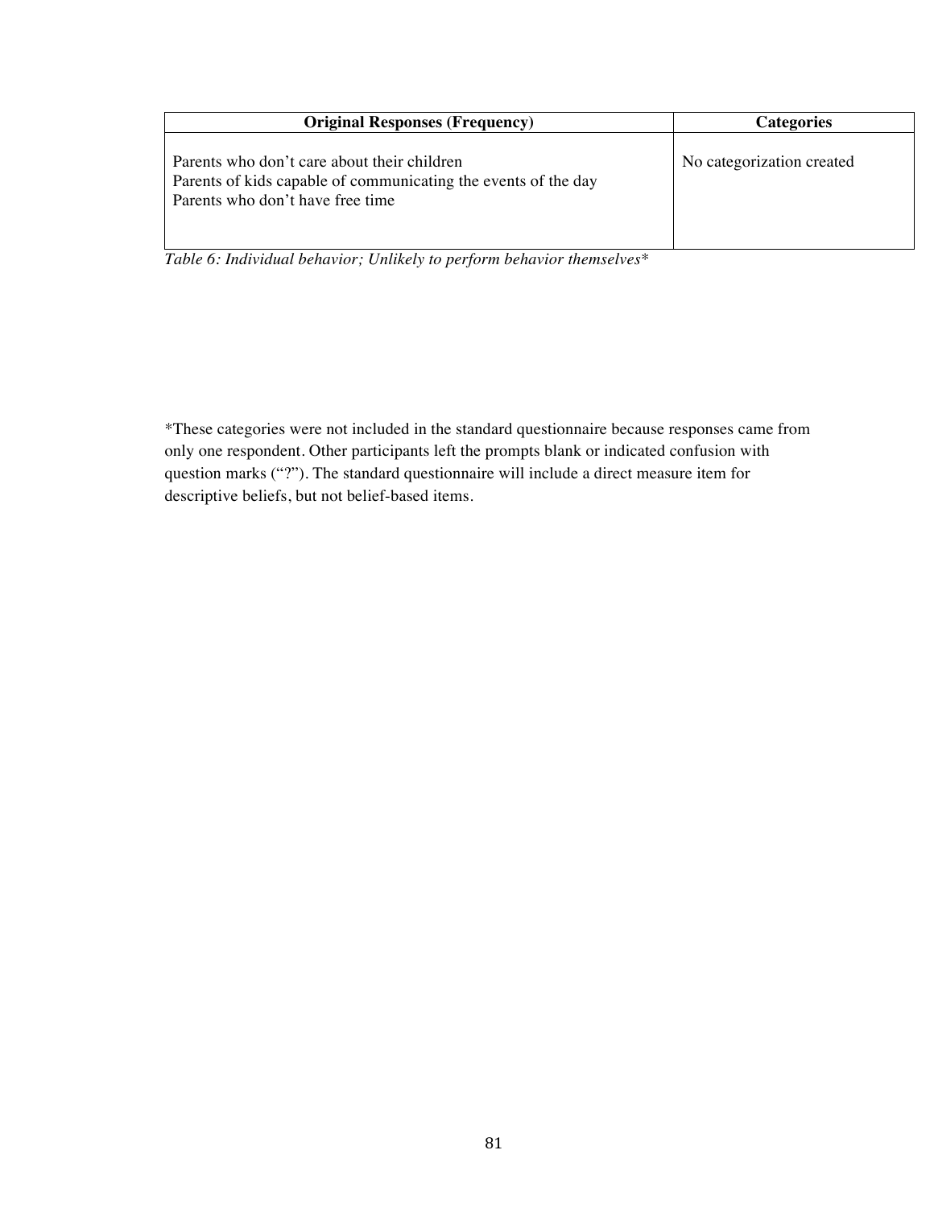| Original Responses (Frequency) | Categories |
|---|---|
| Parents who don't care about their children<br>Parents of kids capable of communicating the events of the day<br>Parents who don't have free time | No categorization created |

*Table 6: Individual behavior; Unlikely to perform behavior themselves**

*These categories were not included in the standard questionnaire because responses came from only one respondent. Other participants left the prompts blank or indicated confusion with question marks ("?"). The standard questionnaire will include a direct measure item for descriptive beliefs, but not belief-based items.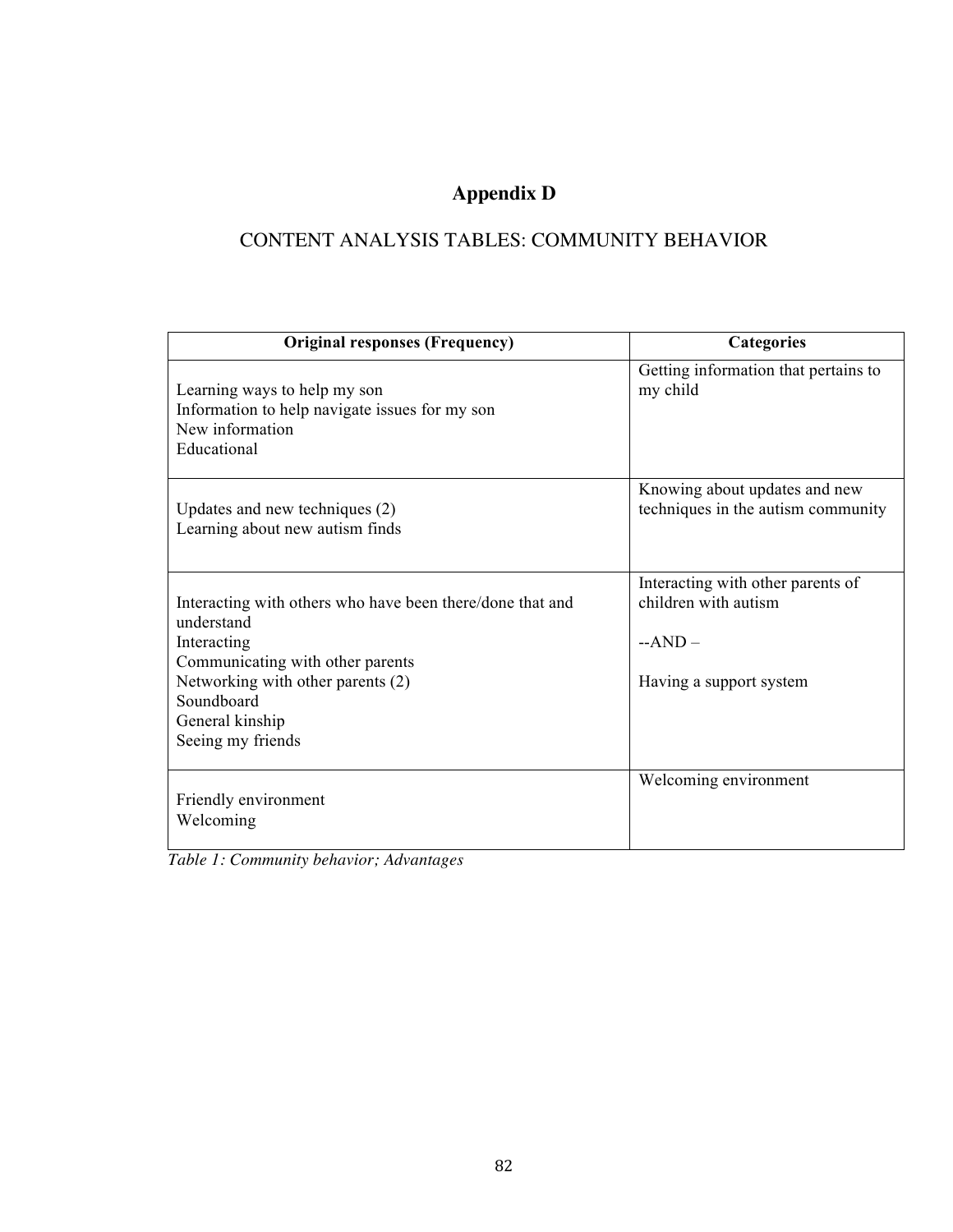# Appendix D

## CONTENT ANALYSIS TABLES: COMMUNITY BEHAVIOR

| Original responses (Frequency) | Categories |
|---|---|
| Learning ways to help my son<br>Information to help navigate issues for my son<br>New information<br>Educational | Getting information that pertains to my child |
| Updates and new techniques (2)<br>Learning about new autism finds | Knowing about updates and new techniques in the autism community |
| Interacting with others who have been there/done that and understand<br>Interacting<br>Communicating with other parents<br>Networking with other parents (2)<br>Soundboard<br>General kinship<br>Seeing my friends | Interacting with other parents of children with autism<br><br>--AND –<br><br>Having a support system |
| Friendly environment<br>Welcoming | Welcoming environment |

*Table 1: Community behavior; Advantages*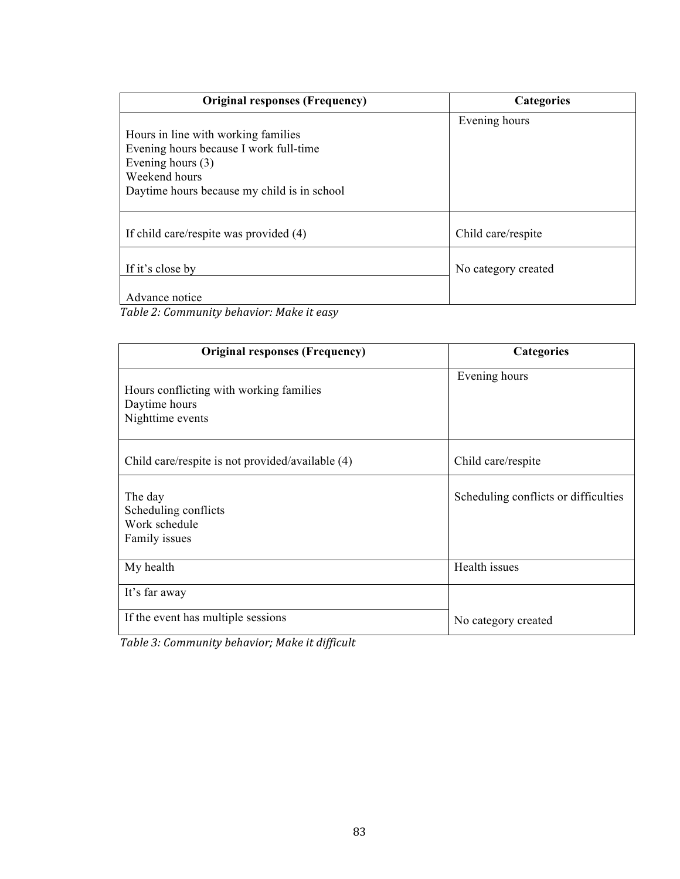| Original responses (Frequency) | Categories |
|---|---|
| Hours in line with working families<br>Evening hours because I work full-time<br>Evening hours (3)<br>Weekend hours<br>Daytime hours because my child is in school | Evening hours |
| If child care/respite was provided (4) | Child care/respite |
| If it's close by | No category created |
| Advance notice | |

*Table 2: Community behavior: Make it easy*

| Original responses (Frequency) | Categories |
|---|---|
| Hours conflicting with working families<br>Daytime hours<br>Nighttime events | Evening hours |
| Child care/respite is not provided/available (4) | Child care/respite |
| The day<br>Scheduling conflicts<br>Work schedule<br>Family issues | Scheduling conflicts or difficulties |
| My health | Health issues |
| It's far away | No category created |
| If the event has multiple sessions | |

*Table 3: Community behavior; Make it difficult*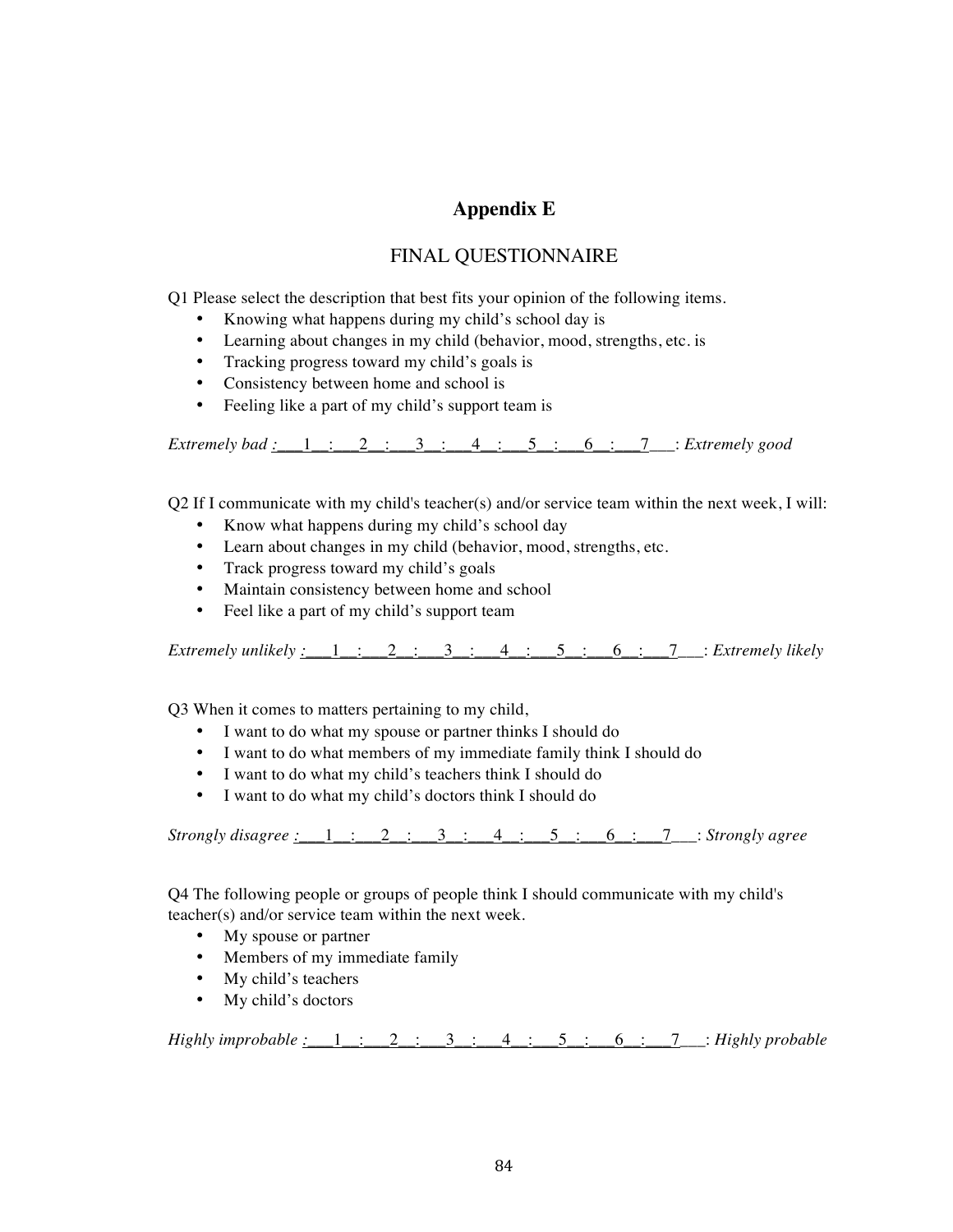# Appendix E

## FINAL QUESTIONNAIRE

Q1 Please select the description that best fits your opinion of the following items.

- Knowing what happens during my child's school day is
- Learning about changes in my child (behavior, mood, strengths, etc. is
- Tracking progress toward my child's goals is
- Consistency between home and school is
- Feeling like a part of my child's support team is

*Extremely bad* :\_\_\_1\_\_:\_\_\_2\_\_:\_\_\_3\_\_:\_\_\_4\_\_:\_\_\_5\_\_:\_\_\_6\_\_:\_\_\_7\_\_\_: *Extremely good*

Q2 If I communicate with my child's teacher(s) and/or service team within the next week, I will:

- Know what happens during my child's school day
- Learn about changes in my child (behavior, mood, strengths, etc.
- Track progress toward my child's goals
- Maintain consistency between home and school
- Feel like a part of my child's support team

*Extremely unlikely* :\_\_\_1\_\_:\_\_\_2\_\_:\_\_\_3\_\_:\_\_\_4\_\_:\_\_\_5\_\_:\_\_\_6\_\_:\_\_\_7\_\_\_: *Extremely likely*

Q3 When it comes to matters pertaining to my child,

- I want to do what my spouse or partner thinks I should do
- I want to do what members of my immediate family think I should do
- I want to do what my child's teachers think I should do
- I want to do what my child's doctors think I should do

*Strongly disagree* :\_\_\_1\_\_:\_\_\_2\_\_:\_\_\_3\_\_:\_\_\_4\_\_:\_\_\_5\_\_:\_\_\_6\_\_:\_\_\_7\_\_\_: *Strongly agree*

Q4 The following people or groups of people think I should communicate with my child's teacher(s) and/or service team within the next week.

- My spouse or partner
- Members of my immediate family
- My child's teachers
- My child's doctors

*Highly improbable* :\_\_\_1\_\_:\_\_\_2\_\_:\_\_\_3\_\_:\_\_\_4\_\_:\_\_\_5\_\_:\_\_\_6\_\_:\_\_\_7\_\_\_: *Highly probable*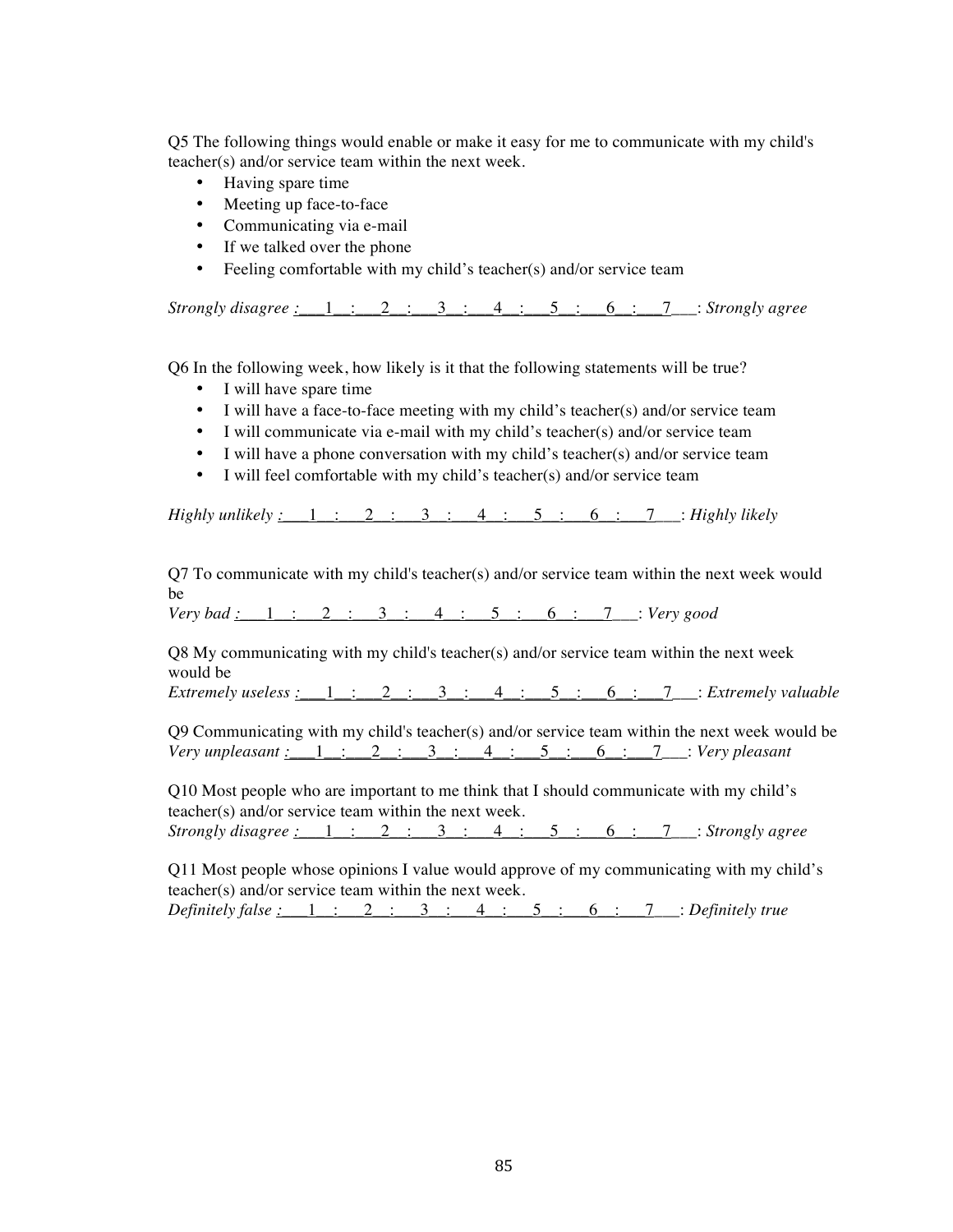Q5 The following things would enable or make it easy for me to communicate with my child's teacher(s) and/or service team within the next week.

- Having spare time
- Meeting up face-to-face
- Communicating via e-mail
- If we talked over the phone
- Feeling comfortable with my child's teacher(s) and/or service team

*Strongly disagree* :___1__:___2__:___3__:___4__:___5__:___6__:___7___: *Strongly agree*

Q6 In the following week, how likely is it that the following statements will be true?

- I will have spare time
- I will have a face-to-face meeting with my child's teacher(s) and/or service team
- I will communicate via e-mail with my child's teacher(s) and/or service team
- I will have a phone conversation with my child's teacher(s) and/or service team
- I will feel comfortable with my child's teacher(s) and/or service team

*Highly unlikely* :___1__:___2__:___3__:___4__:___5__:___6__:___7___: *Highly likely*

Q7 To communicate with my child's teacher(s) and/or service team within the next week would be
*Very bad* :___1__:___2__:___3__:___4__:___5__:___6__:___7___: *Very good*

Q8 My communicating with my child's teacher(s) and/or service team within the next week would be
*Extremely useless* :___1__:___2__:___3__:___4__:___5__:___6__:___7___: *Extremely valuable*

Q9 Communicating with my child's teacher(s) and/or service team within the next week would be
*Very unpleasant* :___1__:___2__:___3__:___4__:___5__:___6__:___7___: *Very pleasant*

Q10 Most people who are important to me think that I should communicate with my child's teacher(s) and/or service team within the next week.
*Strongly disagree* :___1__:___2__:___3__:___4__:___5__:___6__:___7___: *Strongly agree*

Q11 Most people whose opinions I value would approve of my communicating with my child's teacher(s) and/or service team within the next week.
*Definitely false* :___1__:___2__:___3__:___4__:___5__:___6__:___7___: *Definitely true*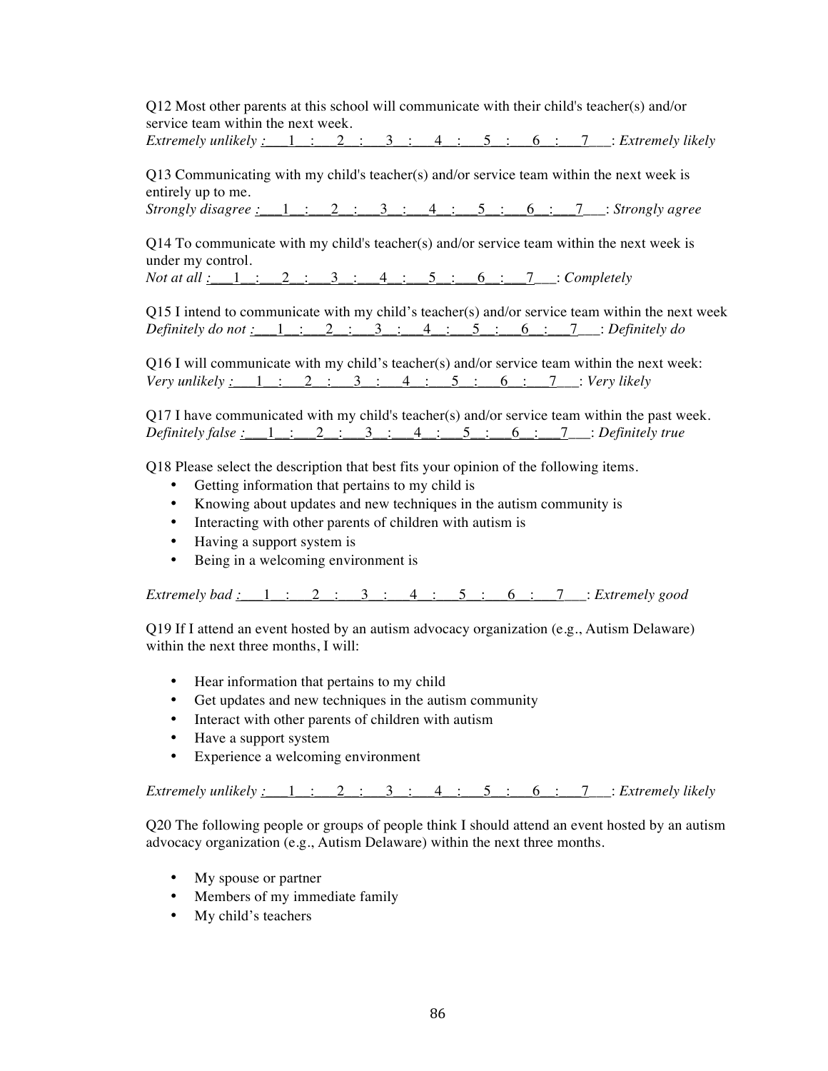Q12 Most other parents at this school will communicate with their child's teacher(s) and/or service team within the next week.
*Extremely unlikely* :\_\_\_1\_\_:\_\_\_2\_\_:\_\_\_3\_\_:\_\_\_4\_\_:\_\_\_5\_\_:\_\_\_6\_\_:\_\_\_7\_\_\_: *Extremely likely*

Q13 Communicating with my child's teacher(s) and/or service team within the next week is entirely up to me.
*Strongly disagree* :\_\_\_1\_\_:\_\_\_2\_\_:\_\_\_3\_\_:\_\_\_4\_\_:\_\_\_5\_\_:\_\_\_6\_\_:\_\_\_7\_\_\_: *Strongly agree*

Q14 To communicate with my child's teacher(s) and/or service team within the next week is under my control.
*Not at all* :\_\_\_1\_\_:\_\_\_2\_\_:\_\_\_3\_\_:\_\_\_4\_\_:\_\_\_5\_\_:\_\_\_6\_\_:\_\_\_7\_\_\_: *Completely*

Q15 I intend to communicate with my child's teacher(s) and/or service team within the next week
*Definitely do not* :\_\_\_1\_\_:\_\_\_2\_\_:\_\_\_3\_\_:\_\_\_4\_\_:\_\_\_5\_\_:\_\_\_6\_\_:\_\_\_7\_\_\_: *Definitely do*

Q16 I will communicate with my child's teacher(s) and/or service team within the next week:
*Very unlikely* :\_\_\_1\_\_:\_\_\_2\_\_:\_\_\_3\_\_:\_\_\_4\_\_:\_\_\_5\_\_:\_\_\_6\_\_:\_\_\_7\_\_\_: *Very likely*

Q17 I have communicated with my child's teacher(s) and/or service team within the past week.
*Definitely false* :\_\_\_1\_\_:\_\_\_2\_\_:\_\_\_3\_\_:\_\_\_4\_\_:\_\_\_5\_\_:\_\_\_6\_\_:\_\_\_7\_\_\_: *Definitely true*

Q18 Please select the description that best fits your opinion of the following items.

- Getting information that pertains to my child is
- Knowing about updates and new techniques in the autism community is
- Interacting with other parents of children with autism is
- Having a support system is
- Being in a welcoming environment is

*Extremely bad* :\_\_\_1\_\_:\_\_\_2\_\_:\_\_\_3\_\_:\_\_\_4\_\_:\_\_\_5\_\_:\_\_\_6\_\_:\_\_\_7\_\_\_: *Extremely good*

Q19 If I attend an event hosted by an autism advocacy organization (e.g., Autism Delaware) within the next three months, I will:

- Hear information that pertains to my child
- Get updates and new techniques in the autism community
- Interact with other parents of children with autism
- Have a support system
- Experience a welcoming environment

*Extremely unlikely* :\_\_\_1\_\_:\_\_\_2\_\_:\_\_\_3\_\_:\_\_\_4\_\_:\_\_\_5\_\_:\_\_\_6\_\_:\_\_\_7\_\_\_: *Extremely likely*

Q20 The following people or groups of people think I should attend an event hosted by an autism advocacy organization (e.g., Autism Delaware) within the next three months.

- My spouse or partner
- Members of my immediate family
- My child's teachers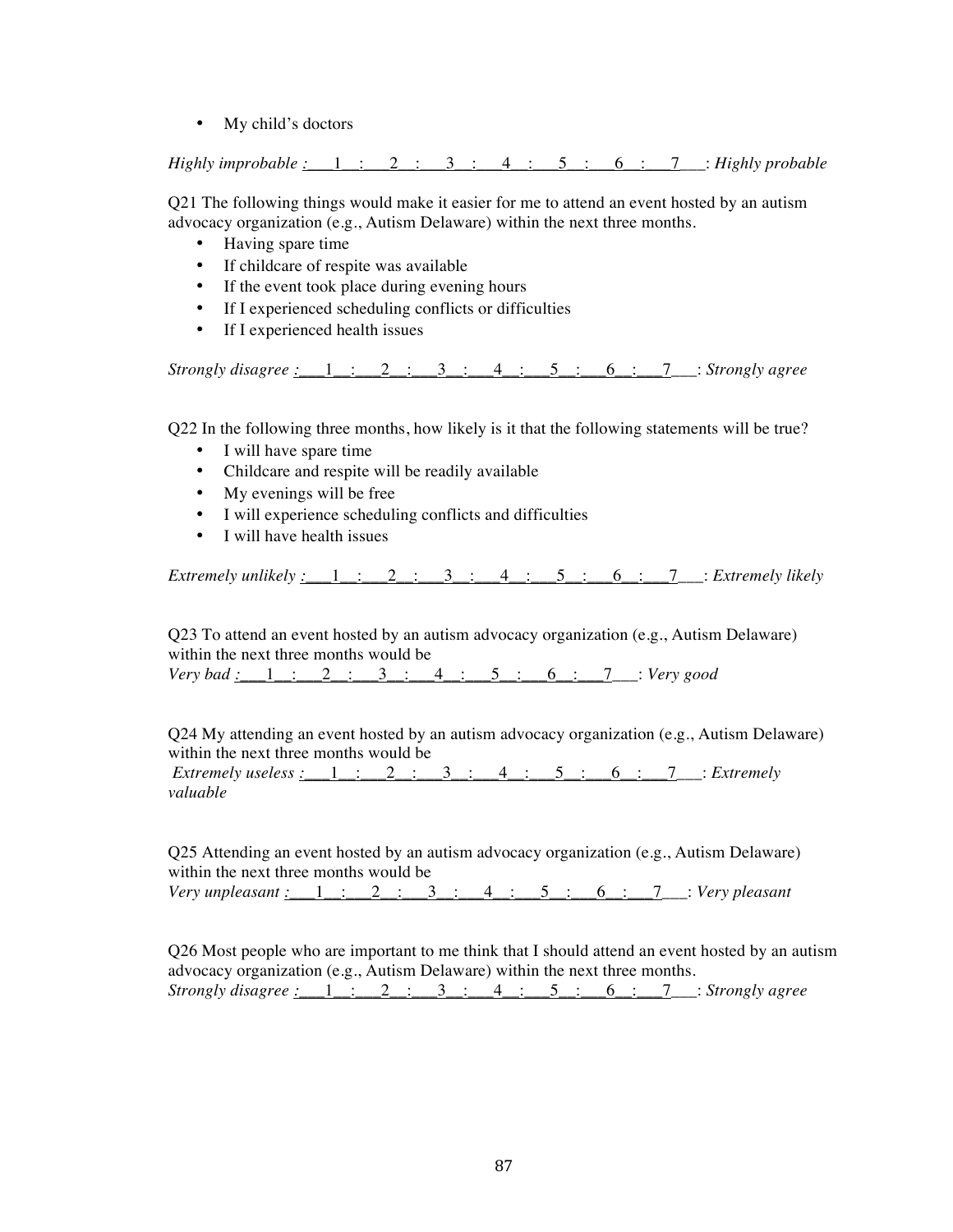- My child's doctors

*Highly improbable* :___1__:___2__:___3__:___4__:___5__:___6__:___7___: *Highly probable*

Q21 The following things would make it easier for me to attend an event hosted by an autism advocacy organization (e.g., Autism Delaware) within the next three months.

- Having spare time
- If childcare of respite was available
- If the event took place during evening hours
- If I experienced scheduling conflicts or difficulties
- If I experienced health issues

*Strongly disagree* :___1__:___2__:___3__:___4__:___5__:___6__:___7___: *Strongly agree*

Q22 In the following three months, how likely is it that the following statements will be true?

- I will have spare time
- Childcare and respite will be readily available
- My evenings will be free
- I will experience scheduling conflicts and difficulties
- I will have health issues

*Extremely unlikely* :___1__:___2__:___3__:___4__:___5__:___6__:___7___: *Extremely likely*

Q23 To attend an event hosted by an autism advocacy organization (e.g., Autism Delaware) within the next three months would be
*Very bad* :___1__:___2__:___3__:___4__:___5__:___6__:___7___: *Very good*

Q24 My attending an event hosted by an autism advocacy organization (e.g., Autism Delaware) within the next three months would be
*Extremely useless* :___1__:___2__:___3__:___4__:___5__:___6__:___7___: *Extremely valuable*

Q25 Attending an event hosted by an autism advocacy organization (e.g., Autism Delaware) within the next three months would be
*Very unpleasant* :___1__:___2__:___3__:___4__:___5__:___6__:___7___: *Very pleasant*

Q26 Most people who are important to me think that I should attend an event hosted by an autism advocacy organization (e.g., Autism Delaware) within the next three months.
*Strongly disagree* :___1__:___2__:___3__:___4__:___5__:___6__:___7___: *Strongly agree*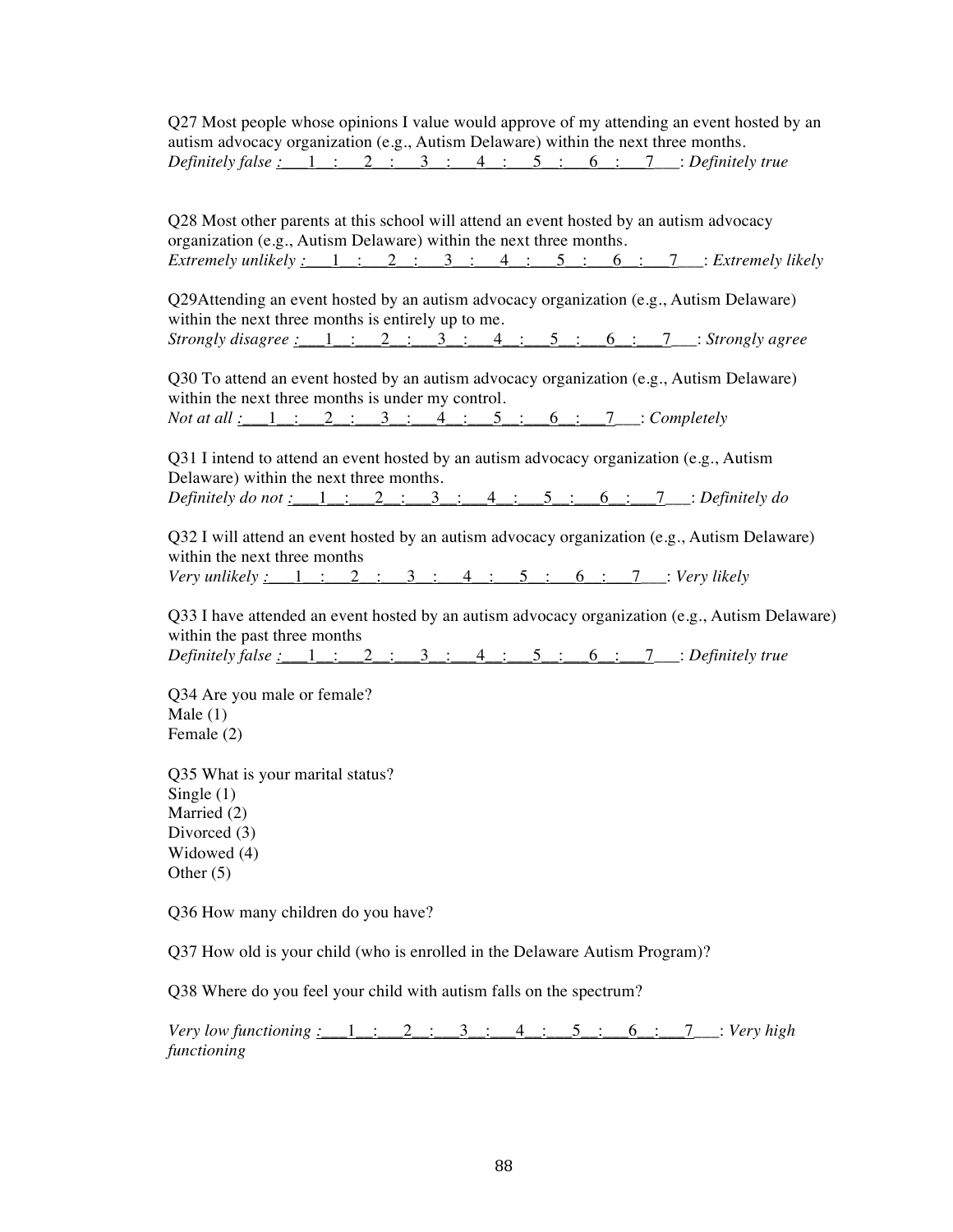Q27 Most people whose opinions I value would approve of my attending an event hosted by an autism advocacy organization (e.g., Autism Delaware) within the next three months.
*Definitely false* :___1__:___2__:___3__:___4__:___5__:___6__:___7___: *Definitely true*

Q28 Most other parents at this school will attend an event hosted by an autism advocacy organization (e.g., Autism Delaware) within the next three months.
*Extremely unlikely* :___1__:___2__:___3__:___4__:___5__:___6__:___7___: *Extremely likely*

Q29Attending an event hosted by an autism advocacy organization (e.g., Autism Delaware) within the next three months is entirely up to me.
*Strongly disagree* :___1__:___2__:___3__:___4__:___5__:___6__:___7___: *Strongly agree*

Q30 To attend an event hosted by an autism advocacy organization (e.g., Autism Delaware) within the next three months is under my control.
*Not at all* :___1__:___2__:___3__:___4__:___5__:___6__:___7___: *Completely*

Q31 I intend to attend an event hosted by an autism advocacy organization (e.g., Autism Delaware) within the next three months.
*Definitely do not* :___1__:___2__:___3__:___4__:___5__:___6__:___7___: *Definitely do*

Q32 I will attend an event hosted by an autism advocacy organization (e.g., Autism Delaware) within the next three months
*Very unlikely* :___1__:___2__:___3__:___4__:___5__:___6__:___7___: *Very likely*

Q33 I have attended an event hosted by an autism advocacy organization (e.g., Autism Delaware) within the past three months
*Definitely false* :___1__:___2__:___3__:___4__:___5__:___6__:___7___: *Definitely true*

Q34 Are you male or female?
Male (1)
Female (2)

Q35 What is your marital status?
Single (1)
Married (2)
Divorced (3)
Widowed (4)
Other (5)

Q36 How many children do you have?

Q37 How old is your child (who is enrolled in the Delaware Autism Program)?

Q38 Where do you feel your child with autism falls on the spectrum?

*Very low functioning* :___1__:___2__:___3__:___4__:___5__:___6__:___7___: *Very high functioning*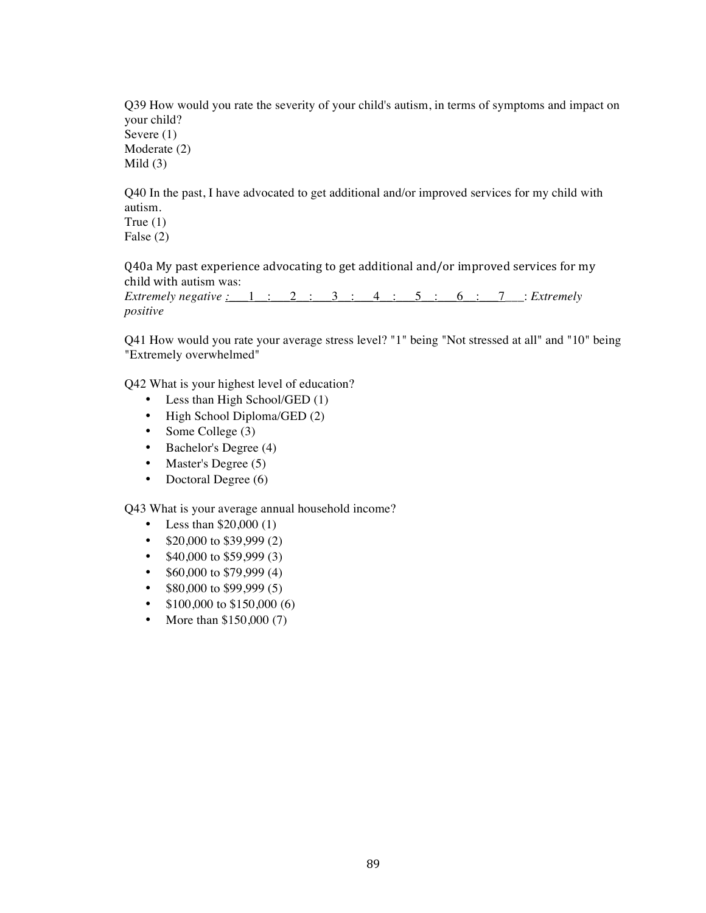Q39 How would you rate the severity of your child's autism, in terms of symptoms and impact on your child?
Severe (1)
Moderate (2)
Mild (3)

Q40 In the past, I have advocated to get additional and/or improved services for my child with autism.
True (1)
False (2)

Q40a My past experience advocating to get additional and/or improved services for my child with autism was:
*Extremely negative* :___1___:___2___:___3___:___4___:___5___:___6___:___7___: *Extremely positive*

Q41 How would you rate your average stress level? "1" being "Not stressed at all" and "10" being "Extremely overwhelmed"

Q42 What is your highest level of education?

- Less than High School/GED (1)
- High School Diploma/GED (2)
- Some College (3)
- Bachelor's Degree (4)
- Master's Degree (5)
- Doctoral Degree (6)

Q43 What is your average annual household income?

- Less than $20,000 (1)
- $20,000 to $39,999 (2)
- $40,000 to $59,999 (3)
- $60,000 to $79,999 (4)
- $80,000 to $99,999 (5)
- $100,000 to $150,000 (6)
- More than $150,000 (7)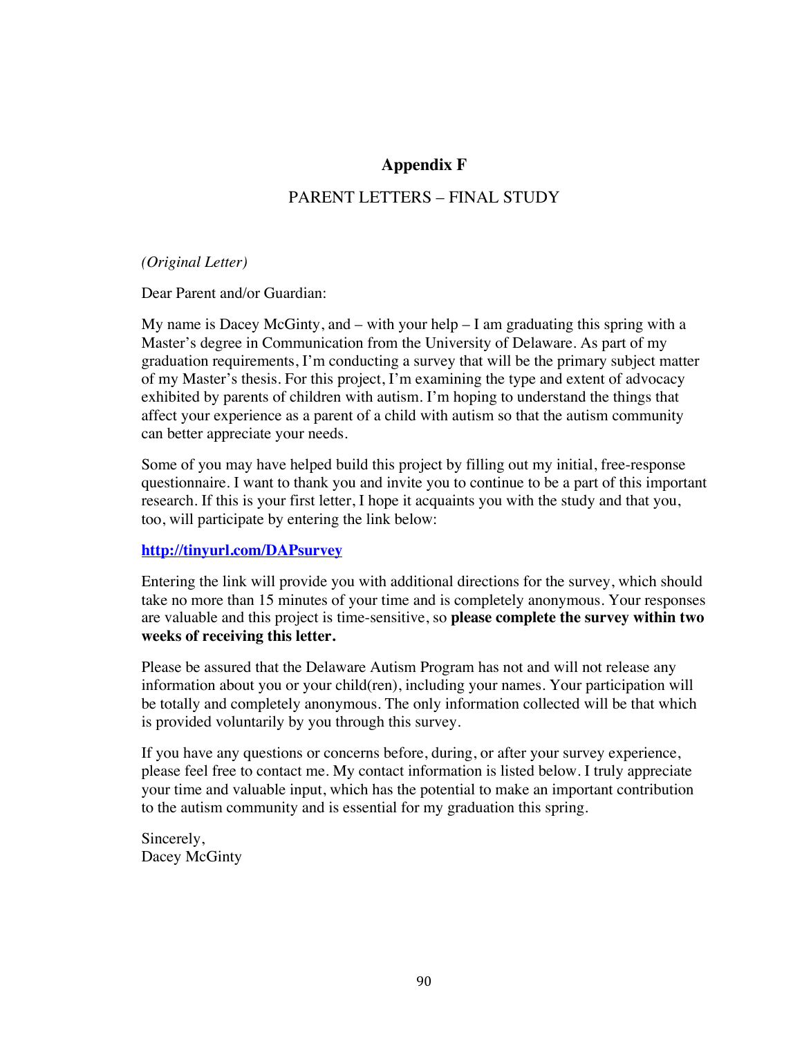# Appendix F

## PARENT LETTERS – FINAL STUDY

*(Original Letter)*

Dear Parent and/or Guardian:

My name is Dacey McGinty, and – with your help – I am graduating this spring with a Master's degree in Communication from the University of Delaware. As part of my graduation requirements, I'm conducting a survey that will be the primary subject matter of my Master's thesis. For this project, I'm examining the type and extent of advocacy exhibited by parents of children with autism. I'm hoping to understand the things that affect your experience as a parent of a child with autism so that the autism community can better appreciate your needs.

Some of you may have helped build this project by filling out my initial, free-response questionnaire. I want to thank you and invite you to continue to be a part of this important research. If this is your first letter, I hope it acquaints you with the study and that you, too, will participate by entering the link below:

**http://tinyurl.com/DAPsurvey**

Entering the link will provide you with additional directions for the survey, which should take no more than 15 minutes of your time and is completely anonymous. Your responses are valuable and this project is time-sensitive, so **please complete the survey within two weeks of receiving this letter.**

Please be assured that the Delaware Autism Program has not and will not release any information about you or your child(ren), including your names. Your participation will be totally and completely anonymous. The only information collected will be that which is provided voluntarily by you through this survey.

If you have any questions or concerns before, during, or after your survey experience, please feel free to contact me. My contact information is listed below. I truly appreciate your time and valuable input, which has the potential to make an important contribution to the autism community and is essential for my graduation this spring.

Sincerely,
Dacey McGinty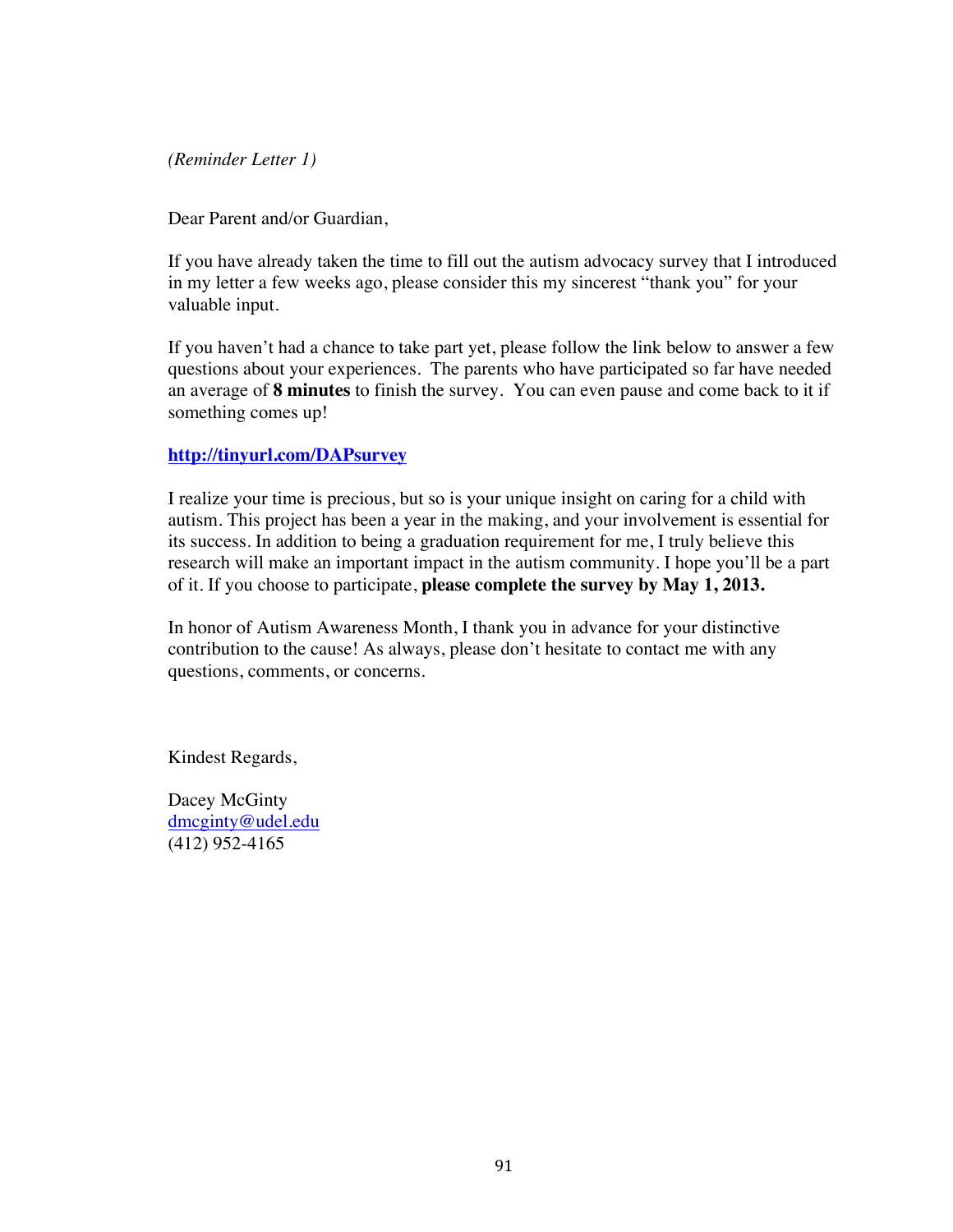*(Reminder Letter 1)*

Dear Parent and/or Guardian,

If you have already taken the time to fill out the autism advocacy survey that I introduced in my letter a few weeks ago, please consider this my sincerest "thank you" for your valuable input.

If you haven't had a chance to take part yet, please follow the link below to answer a few questions about your experiences. The parents who have participated so far have needed an average of **8 minutes** to finish the survey. You can even pause and come back to it if something comes up!

**http://tinyurl.com/DAPsurvey**

I realize your time is precious, but so is your unique insight on caring for a child with autism. This project has been a year in the making, and your involvement is essential for its success. In addition to being a graduation requirement for me, I truly believe this research will make an important impact in the autism community. I hope you'll be a part of it. If you choose to participate, **please complete the survey by May 1, 2013.**

In honor of Autism Awareness Month, I thank you in advance for your distinctive contribution to the cause! As always, please don't hesitate to contact me with any questions, comments, or concerns.

Kindest Regards,

Dacey McGinty
dmcginty@udel.edu
(412) 952-4165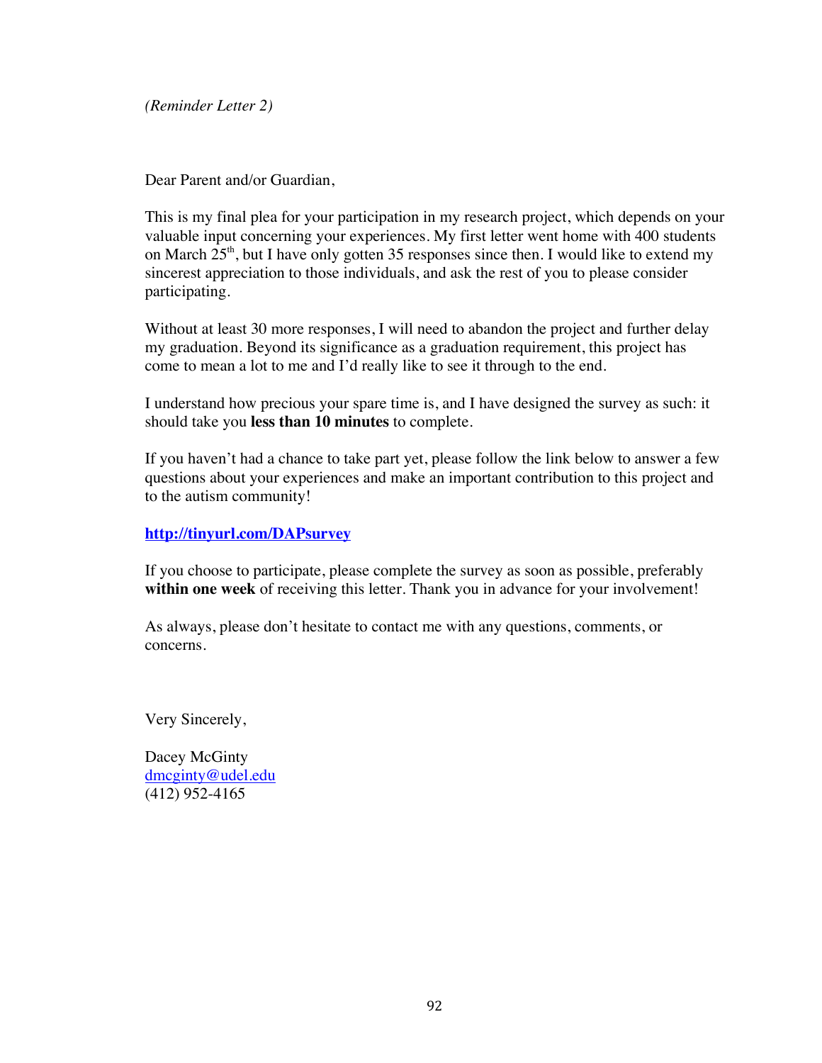*(Reminder Letter 2)*

Dear Parent and/or Guardian,

This is my final plea for your participation in my research project, which depends on your valuable input concerning your experiences. My first letter went home with 400 students on March 25th, but I have only gotten 35 responses since then. I would like to extend my sincerest appreciation to those individuals, and ask the rest of you to please consider participating.

Without at least 30 more responses, I will need to abandon the project and further delay my graduation. Beyond its significance as a graduation requirement, this project has come to mean a lot to me and I'd really like to see it through to the end.

I understand how precious your spare time is, and I have designed the survey as such: it should take you **less than 10 minutes** to complete.

If you haven't had a chance to take part yet, please follow the link below to answer a few questions about your experiences and make an important contribution to this project and to the autism community!

**http://tinyurl.com/DAPsurvey**

If you choose to participate, please complete the survey as soon as possible, preferably **within one week** of receiving this letter. Thank you in advance for your involvement!

As always, please don't hesitate to contact me with any questions, comments, or concerns.

Very Sincerely,

Dacey McGinty
dmcginty@udel.edu
(412) 952-4165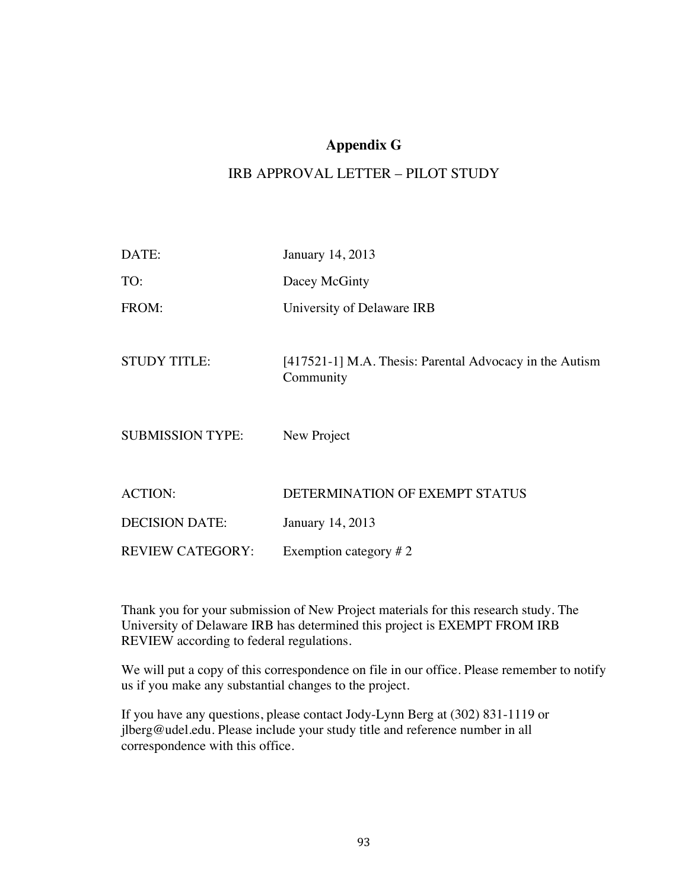# Appendix G

## IRB APPROVAL LETTER – PILOT STUDY

| | |
|---|---|
| DATE: | January 14, 2013 |
| TO: | Dacey McGinty |
| FROM: | University of Delaware IRB |
| STUDY TITLE: | [417521-1] M.A. Thesis: Parental Advocacy in the Autism Community |
| SUBMISSION TYPE: | New Project |
| ACTION: | DETERMINATION OF EXEMPT STATUS |
| DECISION DATE: | January 14, 2013 |
| REVIEW CATEGORY: | Exemption category # 2 |

Thank you for your submission of New Project materials for this research study. The University of Delaware IRB has determined this project is EXEMPT FROM IRB REVIEW according to federal regulations.

We will put a copy of this correspondence on file in our office. Please remember to notify us if you make any substantial changes to the project.

If you have any questions, please contact Jody-Lynn Berg at (302) 831-1119 or jlberg@udel.edu. Please include your study title and reference number in all correspondence with this office.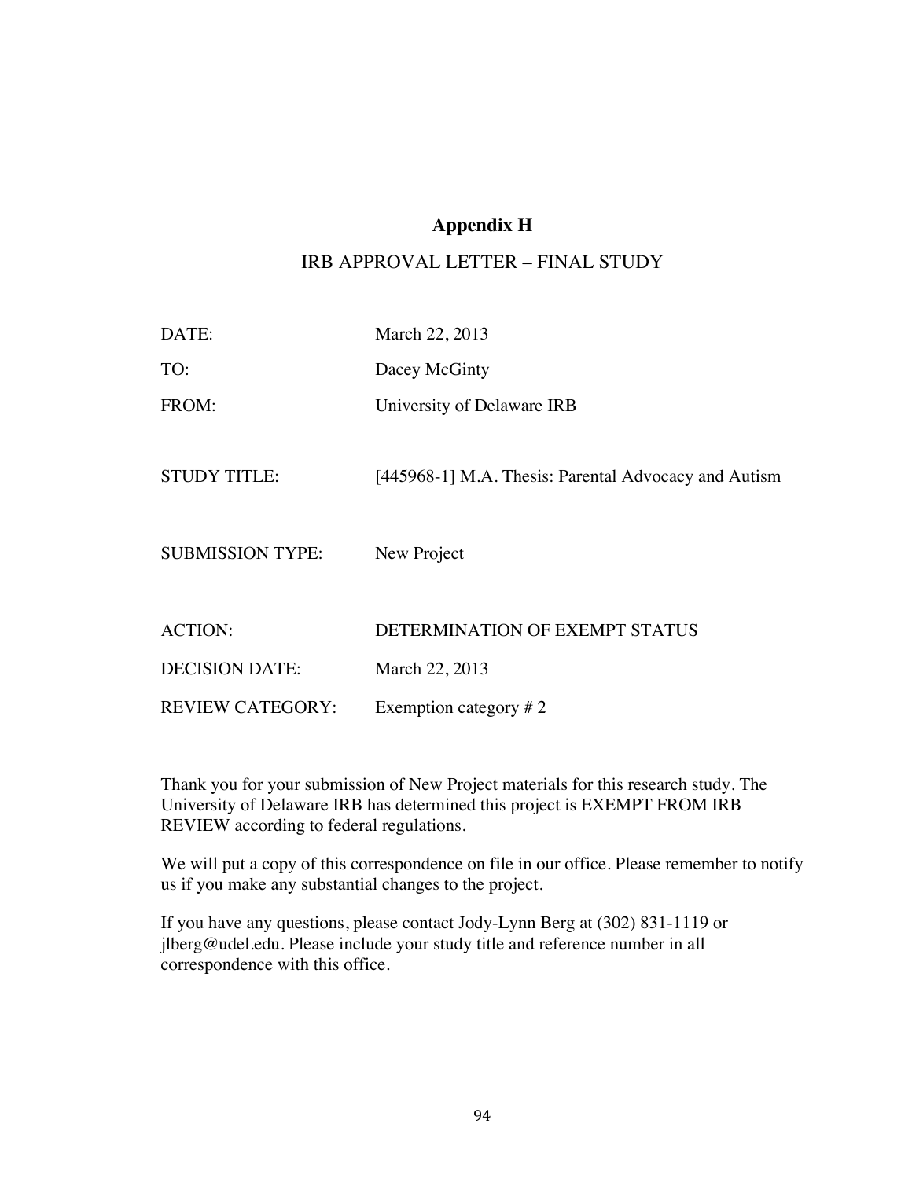## Appendix H

### IRB APPROVAL LETTER – FINAL STUDY

| | |
|---|---|
| DATE: | March 22, 2013 |
| TO: | Dacey McGinty |
| FROM: | University of Delaware IRB |
| STUDY TITLE: | [445968-1] M.A. Thesis: Parental Advocacy and Autism |
| SUBMISSION TYPE: | New Project |
| ACTION: | DETERMINATION OF EXEMPT STATUS |
| DECISION DATE: | March 22, 2013 |
| REVIEW CATEGORY: | Exemption category # 2 |

Thank you for your submission of New Project materials for this research study. The University of Delaware IRB has determined this project is EXEMPT FROM IRB REVIEW according to federal regulations.

We will put a copy of this correspondence on file in our office. Please remember to notify us if you make any substantial changes to the project.

If you have any questions, please contact Jody-Lynn Berg at (302) 831-1119 or jlberg@udel.edu. Please include your study title and reference number in all correspondence with this office.